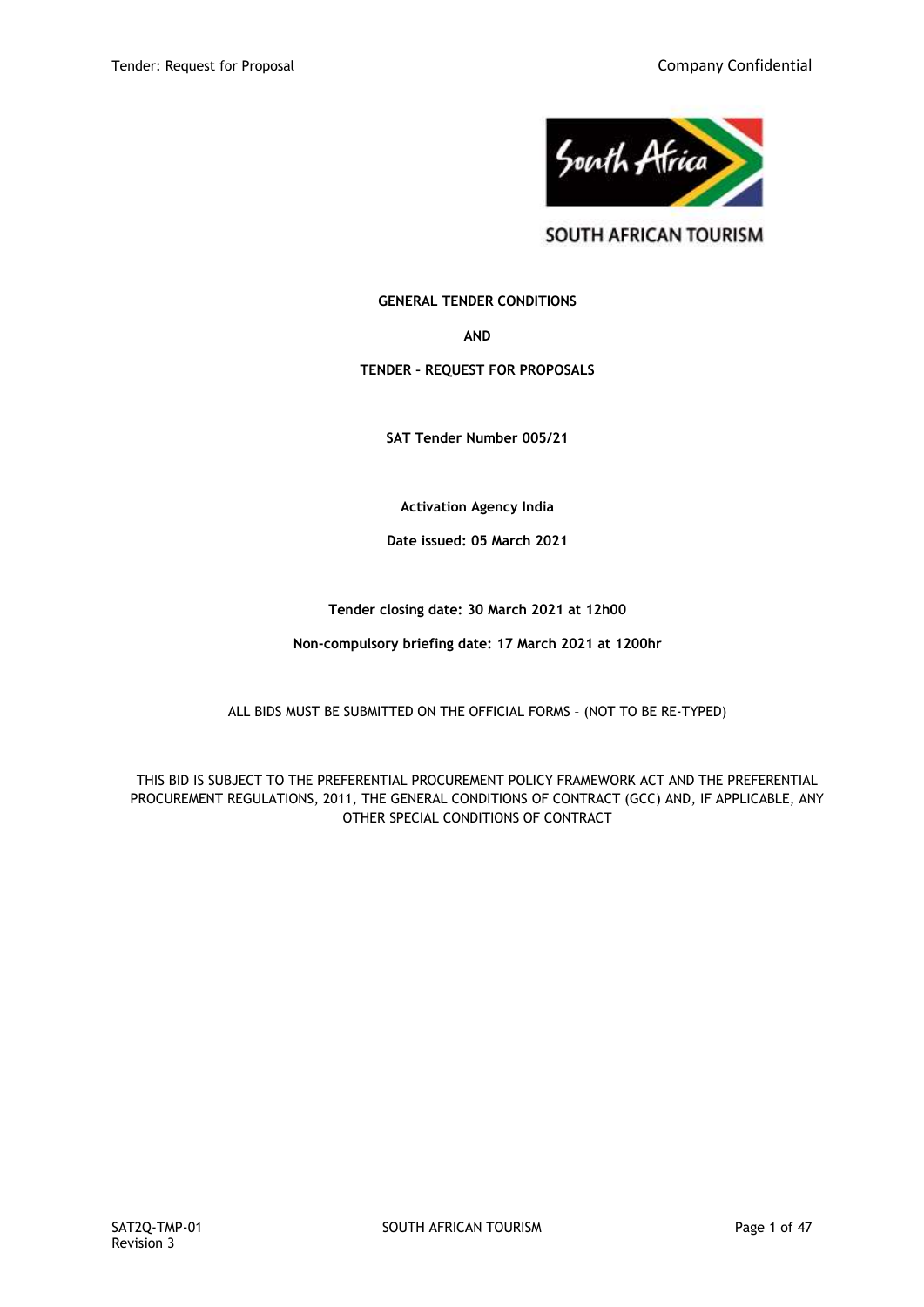SOUTH AFRICAN TOURISM

**GENERAL TENDER CONDITIONS**

**AND**

**TENDER – REQUEST FOR PROPOSALS**

**SAT Tender Number 005/21**

**Activation Agency India**

**Date issued: 05 March 2021**

**Tender closing date: 30 March 2021 at 12h00**

**Non-compulsory briefing date: 17 March 2021 at 1200hr**

ALL BIDS MUST BE SUBMITTED ON THE OFFICIAL FORMS – (NOT TO BE RE-TYPED)

THIS BID IS SUBJECT TO THE PREFERENTIAL PROCUREMENT POLICY FRAMEWORK ACT AND THE PREFERENTIAL PROCUREMENT REGULATIONS, 2011, THE GENERAL CONDITIONS OF CONTRACT (GCC) AND, IF APPLICABLE, ANY OTHER SPECIAL CONDITIONS OF CONTRACT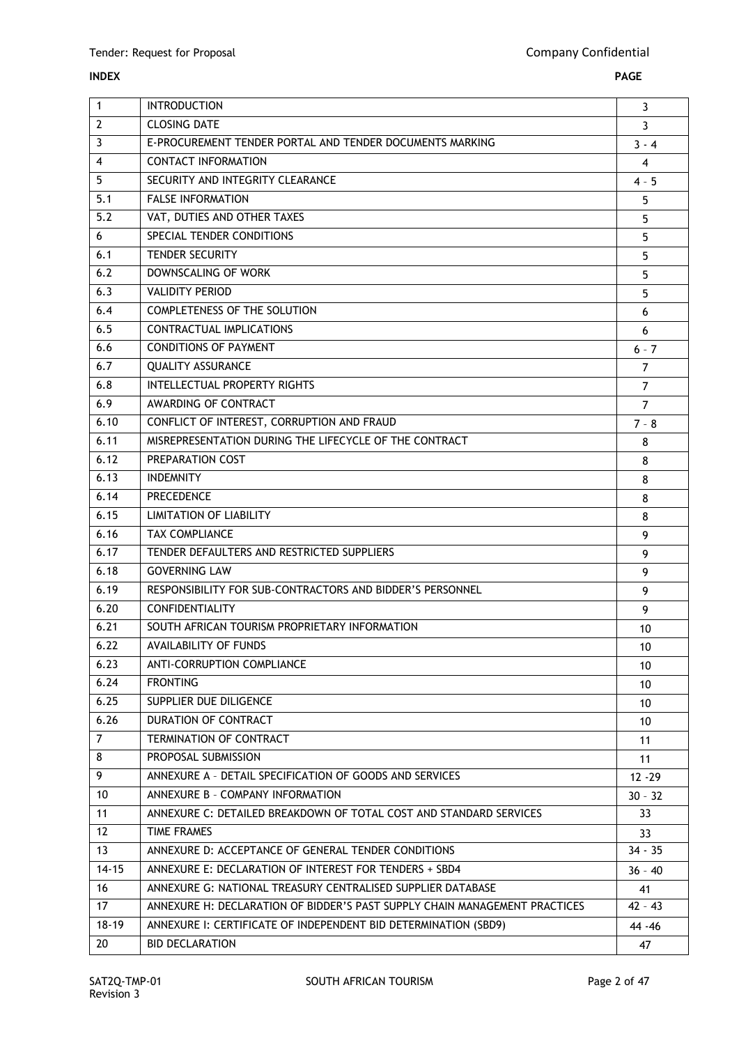**INDEX** **PAGE**

| | | |
|---|---|---|
| 1 | INTRODUCTION | 3 |
| 2 | CLOSING DATE | 3 |
| 3 | E-PROCUREMENT TENDER PORTAL AND TENDER DOCUMENTS MARKING | 3 - 4 |
| 4 | CONTACT INFORMATION | 4 |
| 5 | SECURITY AND INTEGRITY CLEARANCE | 4 – 5 |
| 5.1 | FALSE INFORMATION | 5 |
| 5.2 | VAT, DUTIES AND OTHER TAXES | 5 |
| 6 | SPECIAL TENDER CONDITIONS | 5 |
| 6.1 | TENDER SECURITY | 5 |
| 6.2 | DOWNSCALING OF WORK | 5 |
| 6.3 | VALIDITY PERIOD | 5 |
| 6.4 | COMPLETENESS OF THE SOLUTION | 6 |
| 6.5 | CONTRACTUAL IMPLICATIONS | 6 |
| 6.6 | CONDITIONS OF PAYMENT | 6 – 7 |
| 6.7 | QUALITY ASSURANCE | 7 |
| 6.8 | INTELLECTUAL PROPERTY RIGHTS | 7 |
| 6.9 | AWARDING OF CONTRACT | 7 |
| 6.10 | CONFLICT OF INTEREST, CORRUPTION AND FRAUD | 7 – 8 |
| 6.11 | MISREPRESENTATION DURING THE LIFECYCLE OF THE CONTRACT | 8 |
| 6.12 | PREPARATION COST | 8 |
| 6.13 | INDEMNITY | 8 |
| 6.14 | PRECEDENCE | 8 |
| 6.15 | LIMITATION OF LIABILITY | 8 |
| 6.16 | TAX COMPLIANCE | 9 |
| 6.17 | TENDER DEFAULTERS AND RESTRICTED SUPPLIERS | 9 |
| 6.18 | GOVERNING LAW | 9 |
| 6.19 | RESPONSIBILITY FOR SUB-CONTRACTORS AND BIDDER'S PERSONNEL | 9 |
| 6.20 | CONFIDENTIALITY | 9 |
| 6.21 | SOUTH AFRICAN TOURISM PROPRIETARY INFORMATION | 10 |
| 6.22 | AVAILABILITY OF FUNDS | 10 |
| 6.23 | ANTI-CORRUPTION COMPLIANCE | 10 |
| 6.24 | FRONTING | 10 |
| 6.25 | SUPPLIER DUE DILIGENCE | 10 |
| 6.26 | DURATION OF CONTRACT | 10 |
| 7 | TERMINATION OF CONTRACT | 11 |
| 8 | PROPOSAL SUBMISSION | 11 |
| 9 | ANNEXURE A – DETAIL SPECIFICATION OF GOODS AND SERVICES | 12 -29 |
| 10 | ANNEXURE B – COMPANY INFORMATION | 30 – 32 |
| 11 | ANNEXURE C: DETAILED BREAKDOWN OF TOTAL COST AND STANDARD SERVICES | 33 |
| 12 | TIME FRAMES | 33 |
| 13 | ANNEXURE D: ACCEPTANCE OF GENERAL TENDER CONDITIONS | 34 - 35 |
| 14-15 | ANNEXURE E: DECLARATION OF INTEREST FOR TENDERS + SBD4 | 36 – 40 |
| 16 | ANNEXURE G: NATIONAL TREASURY CENTRALISED SUPPLIER DATABASE | 41 |
| 17 | ANNEXURE H: DECLARATION OF BIDDER'S PAST SUPPLY CHAIN MANAGEMENT PRACTICES | 42 – 43 |
| 18-19 | ANNEXURE I: CERTIFICATE OF INDEPENDENT BID DETERMINATION (SBD9) | 44 -46 |
| 20 | BID DECLARATION | 47 |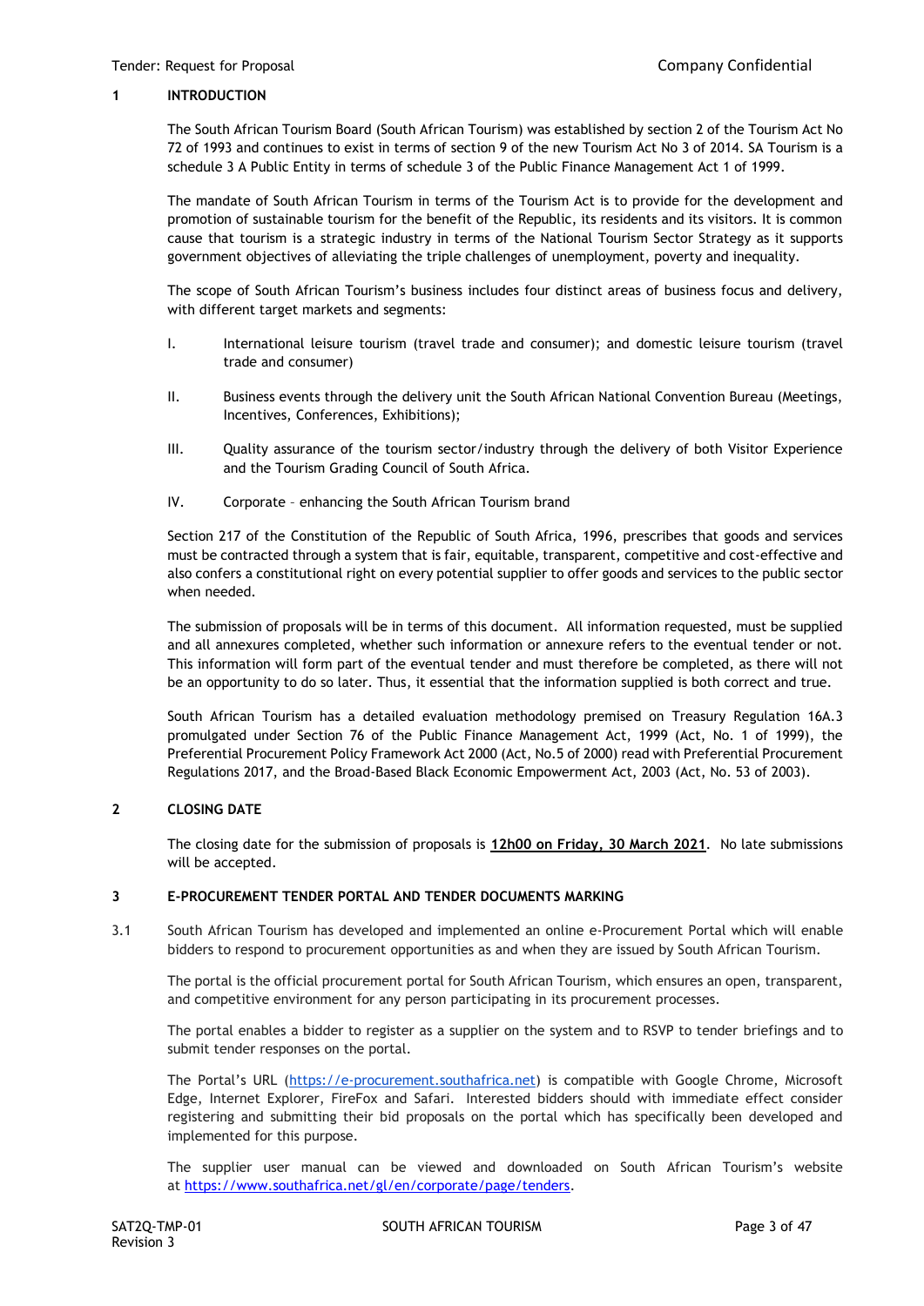## 1 INTRODUCTION

The South African Tourism Board (South African Tourism) was established by section 2 of the Tourism Act No 72 of 1993 and continues to exist in terms of section 9 of the new Tourism Act No 3 of 2014. SA Tourism is a schedule 3 A Public Entity in terms of schedule 3 of the Public Finance Management Act 1 of 1999.

The mandate of South African Tourism in terms of the Tourism Act is to provide for the development and promotion of sustainable tourism for the benefit of the Republic, its residents and its visitors. It is common cause that tourism is a strategic industry in terms of the National Tourism Sector Strategy as it supports government objectives of alleviating the triple challenges of unemployment, poverty and inequality.

The scope of South African Tourism's business includes four distinct areas of business focus and delivery, with different target markets and segments:

I. International leisure tourism (travel trade and consumer); and domestic leisure tourism (travel trade and consumer)

II. Business events through the delivery unit the South African National Convention Bureau (Meetings, Incentives, Conferences, Exhibitions);

III. Quality assurance of the tourism sector/industry through the delivery of both Visitor Experience and the Tourism Grading Council of South Africa.

IV. Corporate – enhancing the South African Tourism brand

Section 217 of the Constitution of the Republic of South Africa, 1996, prescribes that goods and services must be contracted through a system that is fair, equitable, transparent, competitive and cost-effective and also confers a constitutional right on every potential supplier to offer goods and services to the public sector when needed.

The submission of proposals will be in terms of this document. All information requested, must be supplied and all annexures completed, whether such information or annexure refers to the eventual tender or not. This information will form part of the eventual tender and must therefore be completed, as there will not be an opportunity to do so later. Thus, it essential that the information supplied is both correct and true.

South African Tourism has a detailed evaluation methodology premised on Treasury Regulation 16A.3 promulgated under Section 76 of the Public Finance Management Act, 1999 (Act, No. 1 of 1999), the Preferential Procurement Policy Framework Act 2000 (Act, No.5 of 2000) read with Preferential Procurement Regulations 2017, and the Broad-Based Black Economic Empowerment Act, 2003 (Act, No. 53 of 2003).

## 2 CLOSING DATE

The closing date for the submission of proposals is **12h00 on Friday, 30 March 2021**. No late submissions will be accepted.

## 3 E-PROCUREMENT TENDER PORTAL AND TENDER DOCUMENTS MARKING

3.1 South African Tourism has developed and implemented an online e-Procurement Portal which will enable bidders to respond to procurement opportunities as and when they are issued by South African Tourism.

The portal is the official procurement portal for South African Tourism, which ensures an open, transparent, and competitive environment for any person participating in its procurement processes.

The portal enables a bidder to register as a supplier on the system and to RSVP to tender briefings and to submit tender responses on the portal.

The Portal's URL (https://e-procurement.southafrica.net) is compatible with Google Chrome, Microsoft Edge, Internet Explorer, FireFox and Safari. Interested bidders should with immediate effect consider registering and submitting their bid proposals on the portal which has specifically been developed and implemented for this purpose.

The supplier user manual can be viewed and downloaded on South African Tourism's website at https://www.southafrica.net/gl/en/corporate/page/tenders.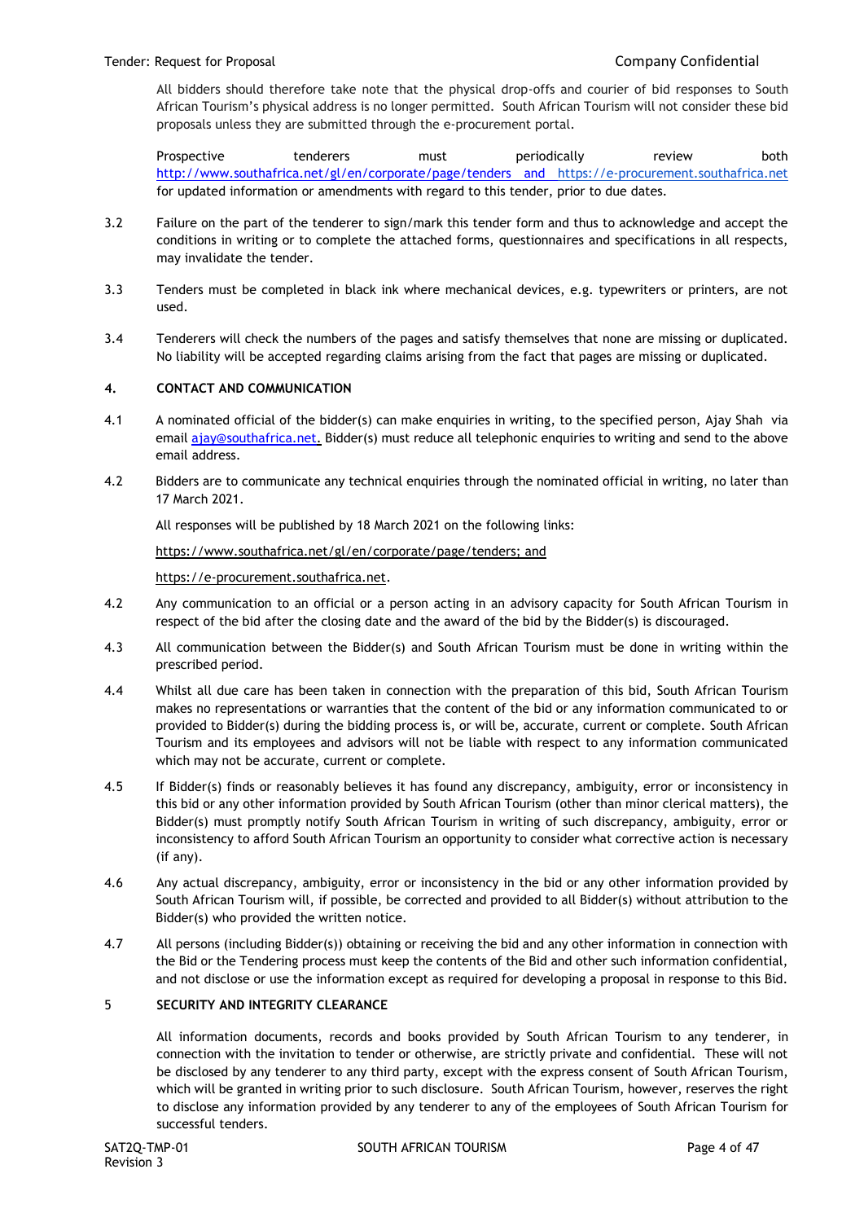All bidders should therefore take note that the physical drop-offs and courier of bid responses to South African Tourism's physical address is no longer permitted. South African Tourism will not consider these bid proposals unless they are submitted through the e-procurement portal.

Prospective tenderers must periodically review both http://www.southafrica.net/gl/en/corporate/page/tenders and https://e-procurement.southafrica.net for updated information or amendments with regard to this tender, prior to due dates.

3.2 Failure on the part of the tenderer to sign/mark this tender form and thus to acknowledge and accept the conditions in writing or to complete the attached forms, questionnaires and specifications in all respects, may invalidate the tender.

3.3 Tenders must be completed in black ink where mechanical devices, e.g. typewriters or printers, are not used.

3.4 Tenderers will check the numbers of the pages and satisfy themselves that none are missing or duplicated. No liability will be accepted regarding claims arising from the fact that pages are missing or duplicated.

## 4. CONTACT AND COMMUNICATION

4.1 A nominated official of the bidder(s) can make enquiries in writing, to the specified person, Ajay Shah via email ajay@southafrica.net. Bidder(s) must reduce all telephonic enquiries to writing and send to the above email address.

4.2 Bidders are to communicate any technical enquiries through the nominated official in writing, no later than 17 March 2021.

All responses will be published by 18 March 2021 on the following links:

https://www.southafrica.net/gl/en/corporate/page/tenders; and

https://e-procurement.southafrica.net.

4.2 Any communication to an official or a person acting in an advisory capacity for South African Tourism in respect of the bid after the closing date and the award of the bid by the Bidder(s) is discouraged.

4.3 All communication between the Bidder(s) and South African Tourism must be done in writing within the prescribed period.

4.4 Whilst all due care has been taken in connection with the preparation of this bid, South African Tourism makes no representations or warranties that the content of the bid or any information communicated to or provided to Bidder(s) during the bidding process is, or will be, accurate, current or complete. South African Tourism and its employees and advisors will not be liable with respect to any information communicated which may not be accurate, current or complete.

4.5 If Bidder(s) finds or reasonably believes it has found any discrepancy, ambiguity, error or inconsistency in this bid or any other information provided by South African Tourism (other than minor clerical matters), the Bidder(s) must promptly notify South African Tourism in writing of such discrepancy, ambiguity, error or inconsistency to afford South African Tourism an opportunity to consider what corrective action is necessary (if any).

4.6 Any actual discrepancy, ambiguity, error or inconsistency in the bid or any other information provided by South African Tourism will, if possible, be corrected and provided to all Bidder(s) without attribution to the Bidder(s) who provided the written notice.

4.7 All persons (including Bidder(s)) obtaining or receiving the bid and any other information in connection with the Bid or the Tendering process must keep the contents of the Bid and other such information confidential, and not disclose or use the information except as required for developing a proposal in response to this Bid.

## 5 SECURITY AND INTEGRITY CLEARANCE

All information documents, records and books provided by South African Tourism to any tenderer, in connection with the invitation to tender or otherwise, are strictly private and confidential. These will not be disclosed by any tenderer to any third party, except with the express consent of South African Tourism, which will be granted in writing prior to such disclosure. South African Tourism, however, reserves the right to disclose any information provided by any tenderer to any of the employees of South African Tourism for successful tenders.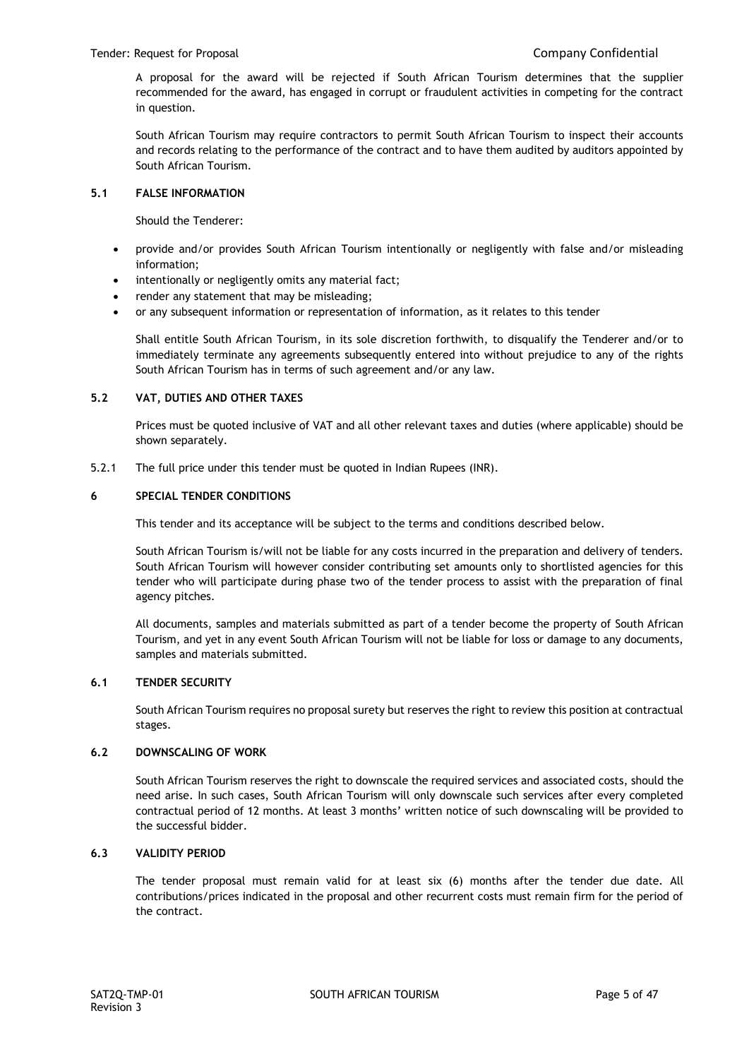A proposal for the award will be rejected if South African Tourism determines that the supplier recommended for the award, has engaged in corrupt or fraudulent activities in competing for the contract in question.

South African Tourism may require contractors to permit South African Tourism to inspect their accounts and records relating to the performance of the contract and to have them audited by auditors appointed by South African Tourism.

### 5.1 FALSE INFORMATION

Should the Tenderer:

- provide and/or provides South African Tourism intentionally or negligently with false and/or misleading information;
- intentionally or negligently omits any material fact;
- render any statement that may be misleading;
- or any subsequent information or representation of information, as it relates to this tender

Shall entitle South African Tourism, in its sole discretion forthwith, to disqualify the Tenderer and/or to immediately terminate any agreements subsequently entered into without prejudice to any of the rights South African Tourism has in terms of such agreement and/or any law.

### 5.2 VAT, DUTIES AND OTHER TAXES

Prices must be quoted inclusive of VAT and all other relevant taxes and duties (where applicable) should be shown separately.

5.2.1 The full price under this tender must be quoted in Indian Rupees (INR).

## 6 SPECIAL TENDER CONDITIONS

This tender and its acceptance will be subject to the terms and conditions described below.

South African Tourism is/will not be liable for any costs incurred in the preparation and delivery of tenders. South African Tourism will however consider contributing set amounts only to shortlisted agencies for this tender who will participate during phase two of the tender process to assist with the preparation of final agency pitches.

All documents, samples and materials submitted as part of a tender become the property of South African Tourism, and yet in any event South African Tourism will not be liable for loss or damage to any documents, samples and materials submitted.

### 6.1 TENDER SECURITY

South African Tourism requires no proposal surety but reserves the right to review this position at contractual stages.

### 6.2 DOWNSCALING OF WORK

South African Tourism reserves the right to downscale the required services and associated costs, should the need arise. In such cases, South African Tourism will only downscale such services after every completed contractual period of 12 months. At least 3 months' written notice of such downscaling will be provided to the successful bidder.

### 6.3 VALIDITY PERIOD

The tender proposal must remain valid for at least six (6) months after the tender due date. All contributions/prices indicated in the proposal and other recurrent costs must remain firm for the period of the contract.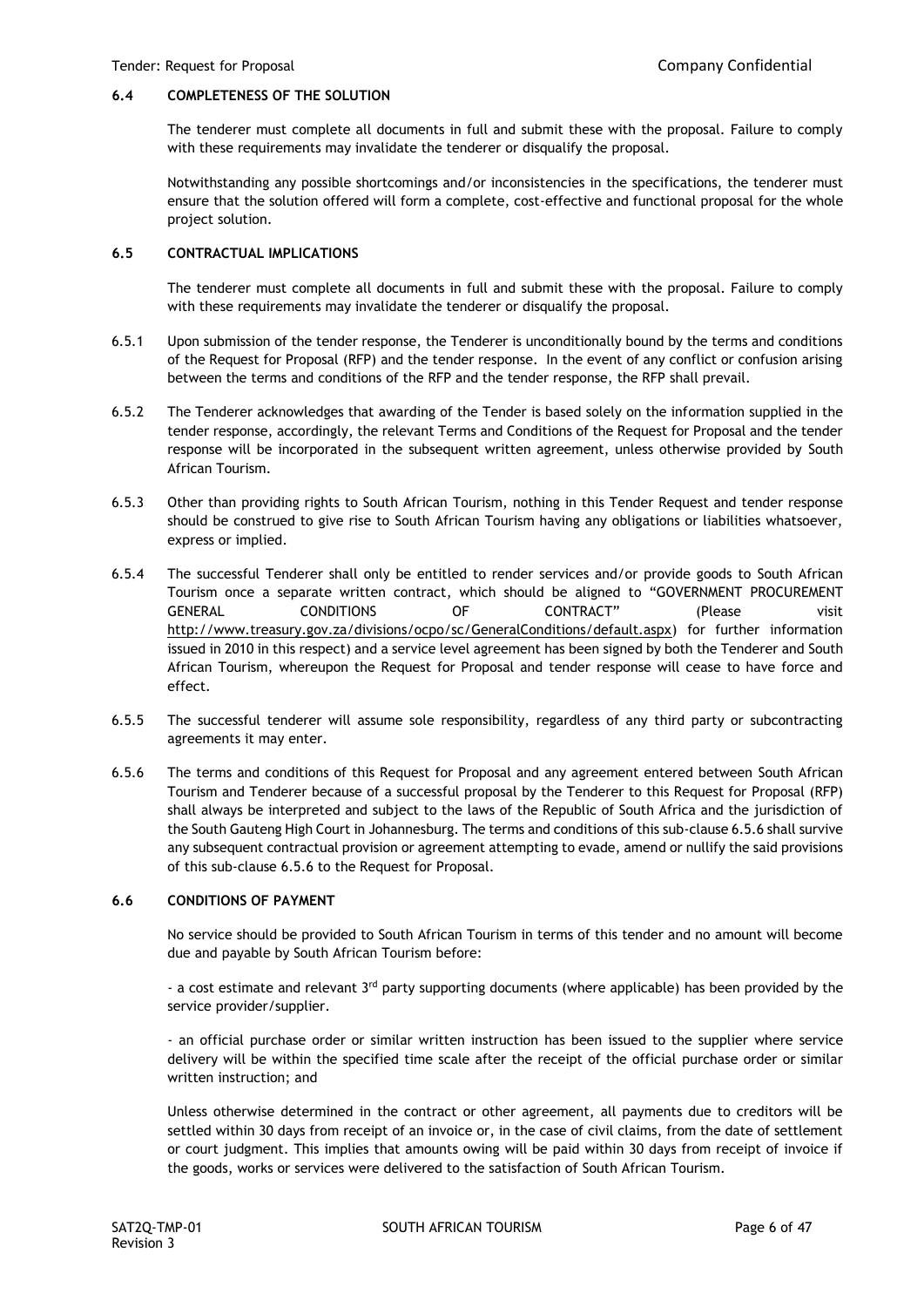### 6.4 COMPLETENESS OF THE SOLUTION

The tenderer must complete all documents in full and submit these with the proposal. Failure to comply with these requirements may invalidate the tenderer or disqualify the proposal.

Notwithstanding any possible shortcomings and/or inconsistencies in the specifications, the tenderer must ensure that the solution offered will form a complete, cost-effective and functional proposal for the whole project solution.

### 6.5 CONTRACTUAL IMPLICATIONS

The tenderer must complete all documents in full and submit these with the proposal. Failure to comply with these requirements may invalidate the tenderer or disqualify the proposal.

6.5.1 Upon submission of the tender response, the Tenderer is unconditionally bound by the terms and conditions of the Request for Proposal (RFP) and the tender response. In the event of any conflict or confusion arising between the terms and conditions of the RFP and the tender response, the RFP shall prevail.

6.5.2 The Tenderer acknowledges that awarding of the Tender is based solely on the information supplied in the tender response, accordingly, the relevant Terms and Conditions of the Request for Proposal and the tender response will be incorporated in the subsequent written agreement, unless otherwise provided by South African Tourism.

6.5.3 Other than providing rights to South African Tourism, nothing in this Tender Request and tender response should be construed to give rise to South African Tourism having any obligations or liabilities whatsoever, express or implied.

6.5.4 The successful Tenderer shall only be entitled to render services and/or provide goods to South African Tourism once a separate written contract, which should be aligned to "GOVERNMENT PROCUREMENT GENERAL CONDITIONS OF CONTRACT" (Please visit http://www.treasury.gov.za/divisions/ocpo/sc/GeneralConditions/default.aspx) for further information issued in 2010 in this respect) and a service level agreement has been signed by both the Tenderer and South African Tourism, whereupon the Request for Proposal and tender response will cease to have force and effect.

6.5.5 The successful tenderer will assume sole responsibility, regardless of any third party or subcontracting agreements it may enter.

6.5.6 The terms and conditions of this Request for Proposal and any agreement entered between South African Tourism and Tenderer because of a successful proposal by the Tenderer to this Request for Proposal (RFP) shall always be interpreted and subject to the laws of the Republic of South Africa and the jurisdiction of the South Gauteng High Court in Johannesburg. The terms and conditions of this sub-clause 6.5.6 shall survive any subsequent contractual provision or agreement attempting to evade, amend or nullify the said provisions of this sub-clause 6.5.6 to the Request for Proposal.

### 6.6 CONDITIONS OF PAYMENT

No service should be provided to South African Tourism in terms of this tender and no amount will become due and payable by South African Tourism before:

- a cost estimate and relevant 3rd party supporting documents (where applicable) has been provided by the service provider/supplier.

- an official purchase order or similar written instruction has been issued to the supplier where service delivery will be within the specified time scale after the receipt of the official purchase order or similar written instruction; and

Unless otherwise determined in the contract or other agreement, all payments due to creditors will be settled within 30 days from receipt of an invoice or, in the case of civil claims, from the date of settlement or court judgment. This implies that amounts owing will be paid within 30 days from receipt of invoice if the goods, works or services were delivered to the satisfaction of South African Tourism.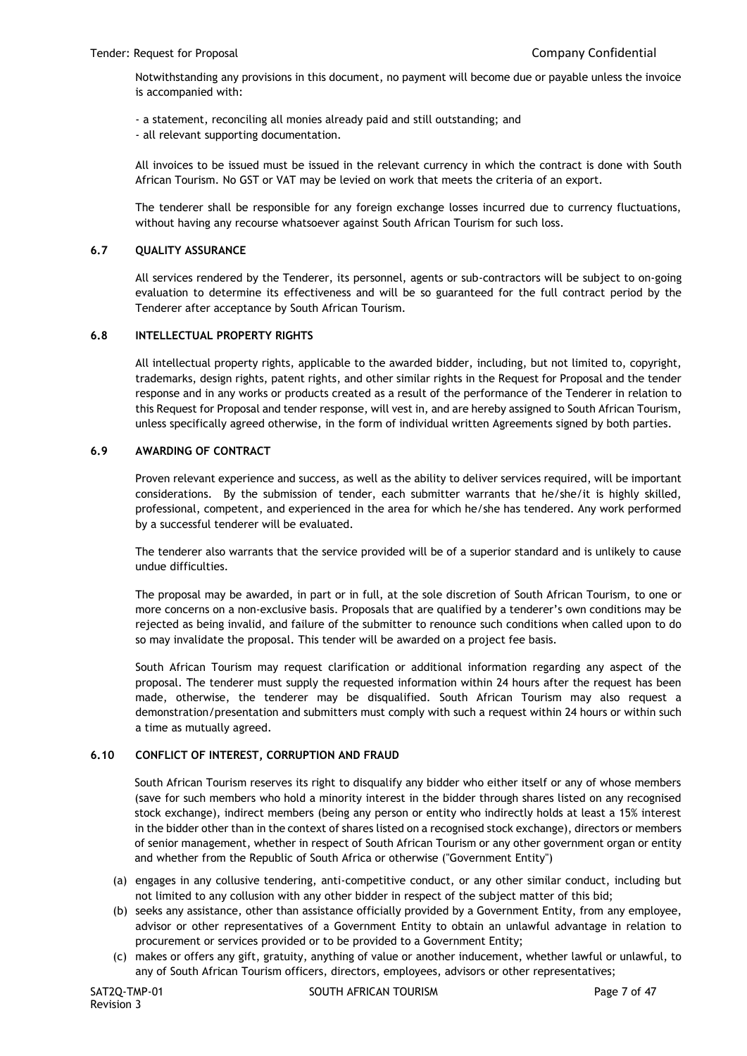Notwithstanding any provisions in this document, no payment will become due or payable unless the invoice is accompanied with:

- a statement, reconciling all monies already paid and still outstanding; and
- all relevant supporting documentation.

All invoices to be issued must be issued in the relevant currency in which the contract is done with South African Tourism. No GST or VAT may be levied on work that meets the criteria of an export.

The tenderer shall be responsible for any foreign exchange losses incurred due to currency fluctuations, without having any recourse whatsoever against South African Tourism for such loss.

### 6.7 QUALITY ASSURANCE

All services rendered by the Tenderer, its personnel, agents or sub-contractors will be subject to on-going evaluation to determine its effectiveness and will be so guaranteed for the full contract period by the Tenderer after acceptance by South African Tourism.

### 6.8 INTELLECTUAL PROPERTY RIGHTS

All intellectual property rights, applicable to the awarded bidder, including, but not limited to, copyright, trademarks, design rights, patent rights, and other similar rights in the Request for Proposal and the tender response and in any works or products created as a result of the performance of the Tenderer in relation to this Request for Proposal and tender response, will vest in, and are hereby assigned to South African Tourism, unless specifically agreed otherwise, in the form of individual written Agreements signed by both parties.

### 6.9 AWARDING OF CONTRACT

Proven relevant experience and success, as well as the ability to deliver services required, will be important considerations. By the submission of tender, each submitter warrants that he/she/it is highly skilled, professional, competent, and experienced in the area for which he/she has tendered. Any work performed by a successful tenderer will be evaluated.

The tenderer also warrants that the service provided will be of a superior standard and is unlikely to cause undue difficulties.

The proposal may be awarded, in part or in full, at the sole discretion of South African Tourism, to one or more concerns on a non-exclusive basis. Proposals that are qualified by a tenderer's own conditions may be rejected as being invalid, and failure of the submitter to renounce such conditions when called upon to do so may invalidate the proposal. This tender will be awarded on a project fee basis.

South African Tourism may request clarification or additional information regarding any aspect of the proposal. The tenderer must supply the requested information within 24 hours after the request has been made, otherwise, the tenderer may be disqualified. South African Tourism may also request a demonstration/presentation and submitters must comply with such a request within 24 hours or within such a time as mutually agreed.

### 6.10 CONFLICT OF INTEREST, CORRUPTION AND FRAUD

South African Tourism reserves its right to disqualify any bidder who either itself or any of whose members (save for such members who hold a minority interest in the bidder through shares listed on any recognised stock exchange), indirect members (being any person or entity who indirectly holds at least a 15% interest in the bidder other than in the context of shares listed on a recognised stock exchange), directors or members of senior management, whether in respect of South African Tourism or any other government organ or entity and whether from the Republic of South Africa or otherwise ("Government Entity")

(a) engages in any collusive tendering, anti-competitive conduct, or any other similar conduct, including but not limited to any collusion with any other bidder in respect of the subject matter of this bid;

(b) seeks any assistance, other than assistance officially provided by a Government Entity, from any employee, advisor or other representatives of a Government Entity to obtain an unlawful advantage in relation to procurement or services provided or to be provided to a Government Entity;

(c) makes or offers any gift, gratuity, anything of value or another inducement, whether lawful or unlawful, to any of South African Tourism officers, directors, employees, advisors or other representatives;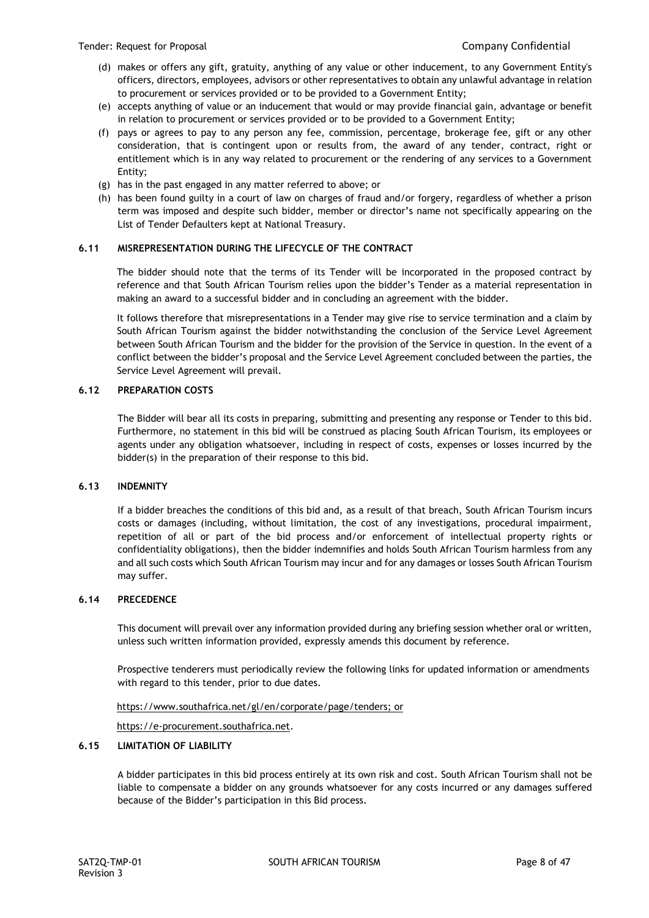(d) makes or offers any gift, gratuity, anything of any value or other inducement, to any Government Entity's officers, directors, employees, advisors or other representatives to obtain any unlawful advantage in relation to procurement or services provided or to be provided to a Government Entity;

(e) accepts anything of value or an inducement that would or may provide financial gain, advantage or benefit in relation to procurement or services provided or to be provided to a Government Entity;

(f) pays or agrees to pay to any person any fee, commission, percentage, brokerage fee, gift or any other consideration, that is contingent upon or results from, the award of any tender, contract, right or entitlement which is in any way related to procurement or the rendering of any services to a Government Entity;

(g) has in the past engaged in any matter referred to above; or

(h) has been found guilty in a court of law on charges of fraud and/or forgery, regardless of whether a prison term was imposed and despite such bidder, member or director's name not specifically appearing on the List of Tender Defaulters kept at National Treasury.

### 6.11 MISREPRESENTATION DURING THE LIFECYCLE OF THE CONTRACT

The bidder should note that the terms of its Tender will be incorporated in the proposed contract by reference and that South African Tourism relies upon the bidder's Tender as a material representation in making an award to a successful bidder and in concluding an agreement with the bidder.

It follows therefore that misrepresentations in a Tender may give rise to service termination and a claim by South African Tourism against the bidder notwithstanding the conclusion of the Service Level Agreement between South African Tourism and the bidder for the provision of the Service in question. In the event of a conflict between the bidder's proposal and the Service Level Agreement concluded between the parties, the Service Level Agreement will prevail.

### 6.12 PREPARATION COSTS

The Bidder will bear all its costs in preparing, submitting and presenting any response or Tender to this bid. Furthermore, no statement in this bid will be construed as placing South African Tourism, its employees or agents under any obligation whatsoever, including in respect of costs, expenses or losses incurred by the bidder(s) in the preparation of their response to this bid.

### 6.13 INDEMNITY

If a bidder breaches the conditions of this bid and, as a result of that breach, South African Tourism incurs costs or damages (including, without limitation, the cost of any investigations, procedural impairment, repetition of all or part of the bid process and/or enforcement of intellectual property rights or confidentiality obligations), then the bidder indemnifies and holds South African Tourism harmless from any and all such costs which South African Tourism may incur and for any damages or losses South African Tourism may suffer.

### 6.14 PRECEDENCE

This document will prevail over any information provided during any briefing session whether oral or written, unless such written information provided, expressly amends this document by reference.

Prospective tenderers must periodically review the following links for updated information or amendments with regard to this tender, prior to due dates.

https://www.southafrica.net/gl/en/corporate/page/tenders; or

https://e-procurement.southafrica.net.

### 6.15 LIMITATION OF LIABILITY

A bidder participates in this bid process entirely at its own risk and cost. South African Tourism shall not be liable to compensate a bidder on any grounds whatsoever for any costs incurred or any damages suffered because of the Bidder's participation in this Bid process.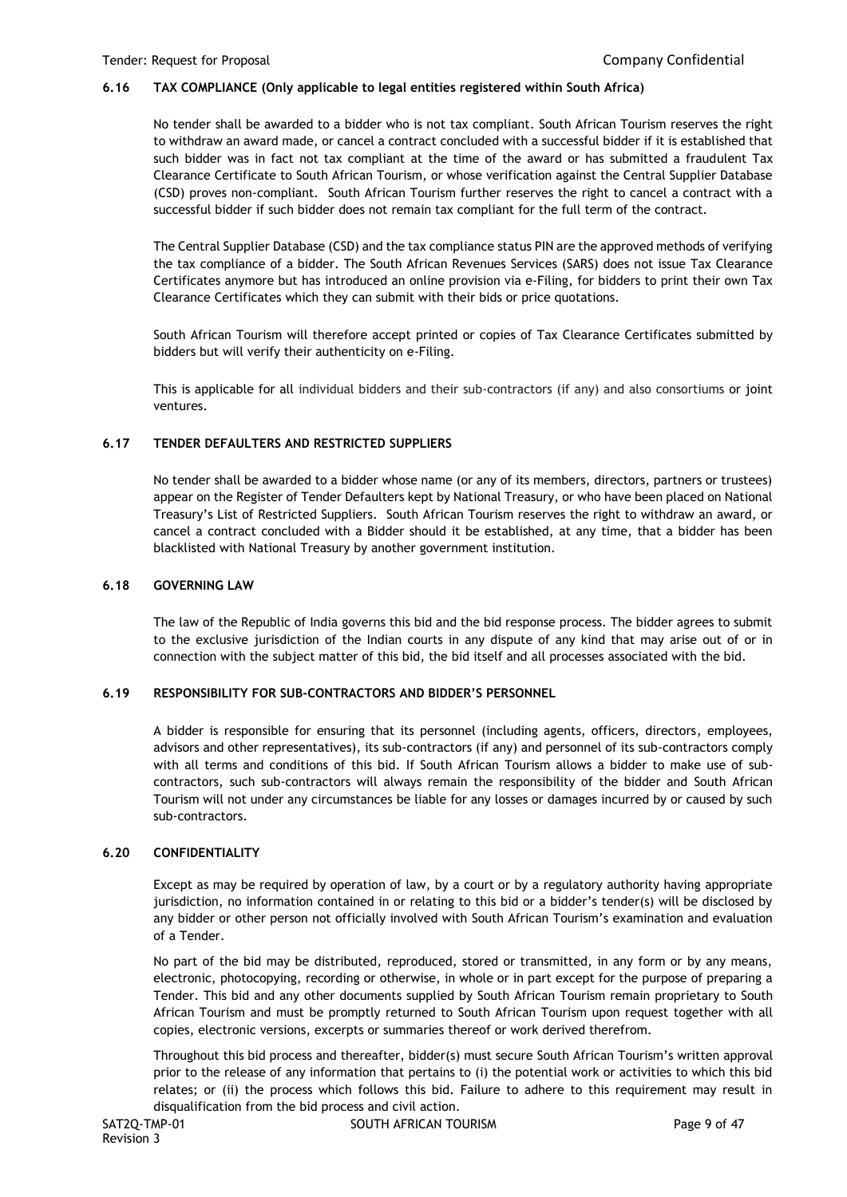### 6.16 TAX COMPLIANCE (Only applicable to legal entities registered within South Africa)

No tender shall be awarded to a bidder who is not tax compliant. South African Tourism reserves the right to withdraw an award made, or cancel a contract concluded with a successful bidder if it is established that such bidder was in fact not tax compliant at the time of the award or has submitted a fraudulent Tax Clearance Certificate to South African Tourism, or whose verification against the Central Supplier Database (CSD) proves non-compliant. South African Tourism further reserves the right to cancel a contract with a successful bidder if such bidder does not remain tax compliant for the full term of the contract.

The Central Supplier Database (CSD) and the tax compliance status PIN are the approved methods of verifying the tax compliance of a bidder. The South African Revenues Services (SARS) does not issue Tax Clearance Certificates anymore but has introduced an online provision via e-Filing, for bidders to print their own Tax Clearance Certificates which they can submit with their bids or price quotations.

South African Tourism will therefore accept printed or copies of Tax Clearance Certificates submitted by bidders but will verify their authenticity on e-Filing.

This is applicable for all individual bidders and their sub-contractors (if any) and also consortiums or joint ventures.

### 6.17 TENDER DEFAULTERS AND RESTRICTED SUPPLIERS

No tender shall be awarded to a bidder whose name (or any of its members, directors, partners or trustees) appear on the Register of Tender Defaulters kept by National Treasury, or who have been placed on National Treasury's List of Restricted Suppliers. South African Tourism reserves the right to withdraw an award, or cancel a contract concluded with a Bidder should it be established, at any time, that a bidder has been blacklisted with National Treasury by another government institution.

### 6.18 GOVERNING LAW

The law of the Republic of India governs this bid and the bid response process. The bidder agrees to submit to the exclusive jurisdiction of the Indian courts in any dispute of any kind that may arise out of or in connection with the subject matter of this bid, the bid itself and all processes associated with the bid.

### 6.19 RESPONSIBILITY FOR SUB-CONTRACTORS AND BIDDER'S PERSONNEL

A bidder is responsible for ensuring that its personnel (including agents, officers, directors, employees, advisors and other representatives), its sub-contractors (if any) and personnel of its sub-contractors comply with all terms and conditions of this bid. If South African Tourism allows a bidder to make use of sub-contractors, such sub-contractors will always remain the responsibility of the bidder and South African Tourism will not under any circumstances be liable for any losses or damages incurred by or caused by such sub-contractors.

### 6.20 CONFIDENTIALITY

Except as may be required by operation of law, by a court or by a regulatory authority having appropriate jurisdiction, no information contained in or relating to this bid or a bidder's tender(s) will be disclosed by any bidder or other person not officially involved with South African Tourism's examination and evaluation of a Tender.

No part of the bid may be distributed, reproduced, stored or transmitted, in any form or by any means, electronic, photocopying, recording or otherwise, in whole or in part except for the purpose of preparing a Tender. This bid and any other documents supplied by South African Tourism remain proprietary to South African Tourism and must be promptly returned to South African Tourism upon request together with all copies, electronic versions, excerpts or summaries thereof or work derived therefrom.

Throughout this bid process and thereafter, bidder(s) must secure South African Tourism's written approval prior to the release of any information that pertains to (i) the potential work or activities to which this bid relates; or (ii) the process which follows this bid. Failure to adhere to this requirement may result in disqualification from the bid process and civil action.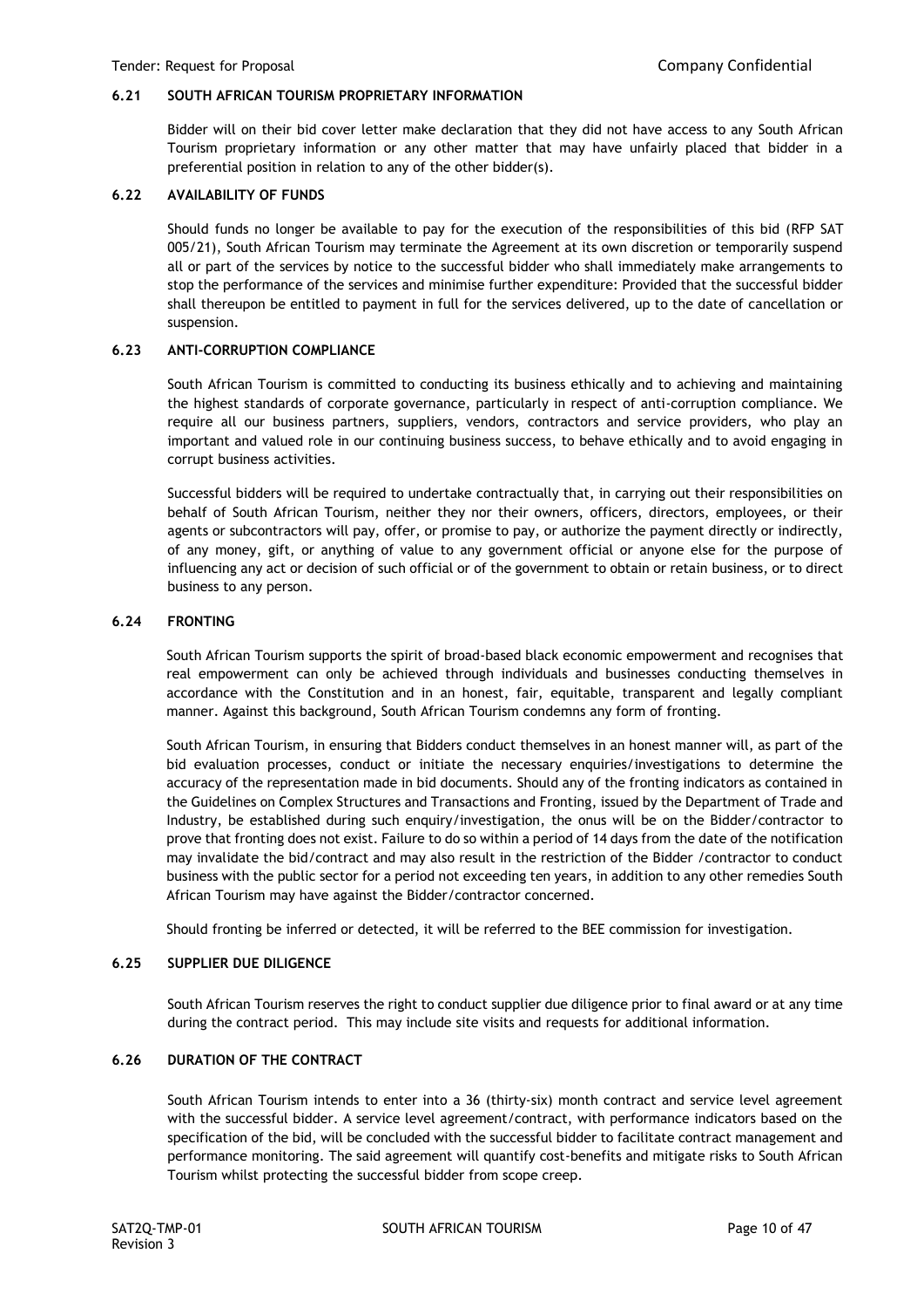### 6.21 SOUTH AFRICAN TOURISM PROPRIETARY INFORMATION

Bidder will on their bid cover letter make declaration that they did not have access to any South African Tourism proprietary information or any other matter that may have unfairly placed that bidder in a preferential position in relation to any of the other bidder(s).

### 6.22 AVAILABILITY OF FUNDS

Should funds no longer be available to pay for the execution of the responsibilities of this bid (RFP SAT 005/21), South African Tourism may terminate the Agreement at its own discretion or temporarily suspend all or part of the services by notice to the successful bidder who shall immediately make arrangements to stop the performance of the services and minimise further expenditure: Provided that the successful bidder shall thereupon be entitled to payment in full for the services delivered, up to the date of cancellation or suspension.

### 6.23 ANTI-CORRUPTION COMPLIANCE

South African Tourism is committed to conducting its business ethically and to achieving and maintaining the highest standards of corporate governance, particularly in respect of anti-corruption compliance. We require all our business partners, suppliers, vendors, contractors and service providers, who play an important and valued role in our continuing business success, to behave ethically and to avoid engaging in corrupt business activities.

Successful bidders will be required to undertake contractually that, in carrying out their responsibilities on behalf of South African Tourism, neither they nor their owners, officers, directors, employees, or their agents or subcontractors will pay, offer, or promise to pay, or authorize the payment directly or indirectly, of any money, gift, or anything of value to any government official or anyone else for the purpose of influencing any act or decision of such official or of the government to obtain or retain business, or to direct business to any person.

### 6.24 FRONTING

South African Tourism supports the spirit of broad-based black economic empowerment and recognises that real empowerment can only be achieved through individuals and businesses conducting themselves in accordance with the Constitution and in an honest, fair, equitable, transparent and legally compliant manner. Against this background, South African Tourism condemns any form of fronting.

South African Tourism, in ensuring that Bidders conduct themselves in an honest manner will, as part of the bid evaluation processes, conduct or initiate the necessary enquiries/investigations to determine the accuracy of the representation made in bid documents. Should any of the fronting indicators as contained in the Guidelines on Complex Structures and Transactions and Fronting, issued by the Department of Trade and Industry, be established during such enquiry/investigation, the onus will be on the Bidder/contractor to prove that fronting does not exist. Failure to do so within a period of 14 days from the date of the notification may invalidate the bid/contract and may also result in the restriction of the Bidder /contractor to conduct business with the public sector for a period not exceeding ten years, in addition to any other remedies South African Tourism may have against the Bidder/contractor concerned.

Should fronting be inferred or detected, it will be referred to the BEE commission for investigation.

### 6.25 SUPPLIER DUE DILIGENCE

South African Tourism reserves the right to conduct supplier due diligence prior to final award or at any time during the contract period. This may include site visits and requests for additional information.

### 6.26 DURATION OF THE CONTRACT

South African Tourism intends to enter into a 36 (thirty-six) month contract and service level agreement with the successful bidder. A service level agreement/contract, with performance indicators based on the specification of the bid, will be concluded with the successful bidder to facilitate contract management and performance monitoring. The said agreement will quantify cost-benefits and mitigate risks to South African Tourism whilst protecting the successful bidder from scope creep.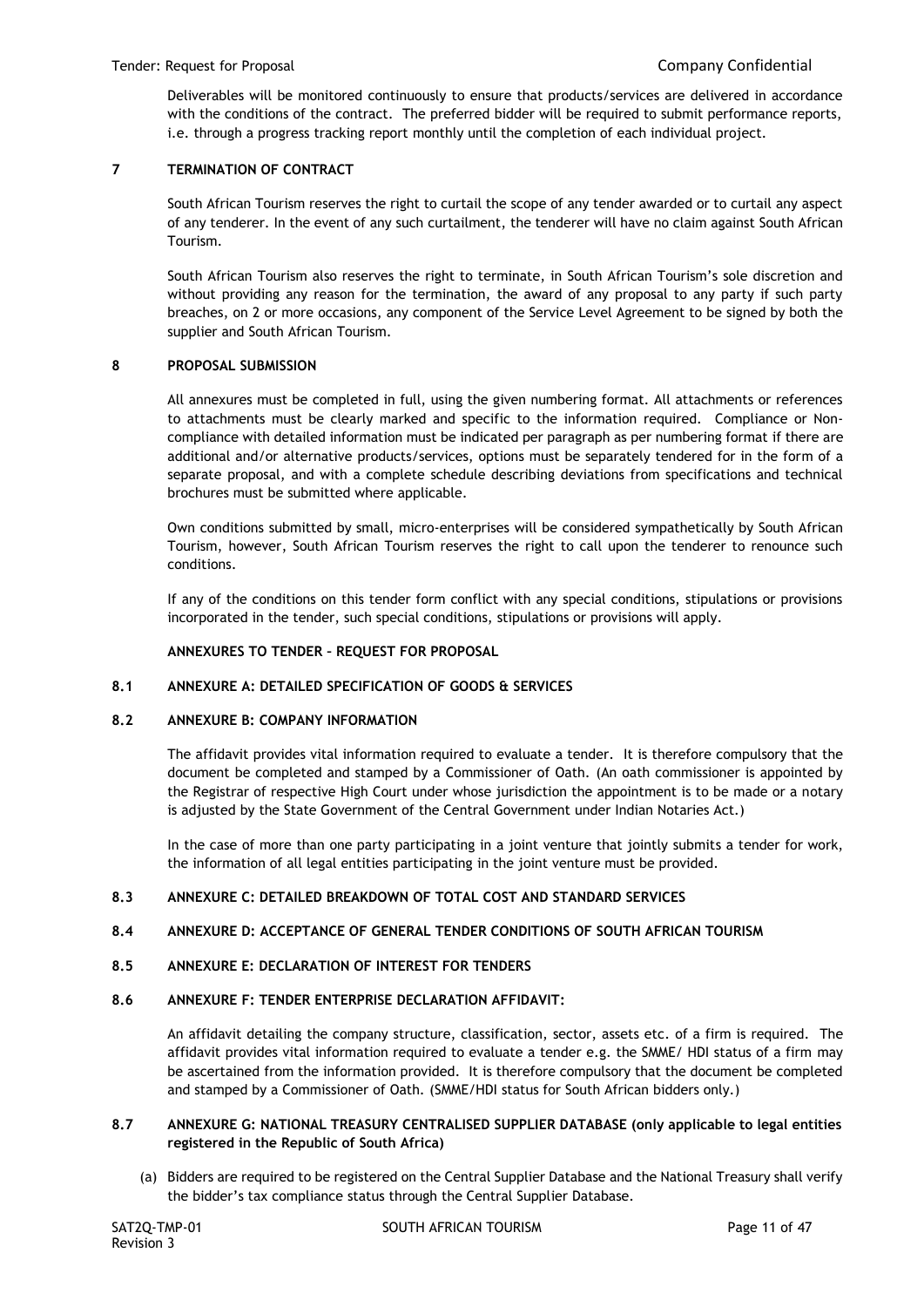Deliverables will be monitored continuously to ensure that products/services are delivered in accordance with the conditions of the contract. The preferred bidder will be required to submit performance reports, i.e. through a progress tracking report monthly until the completion of each individual project.

## 7 TERMINATION OF CONTRACT

South African Tourism reserves the right to curtail the scope of any tender awarded or to curtail any aspect of any tenderer. In the event of any such curtailment, the tenderer will have no claim against South African Tourism.

South African Tourism also reserves the right to terminate, in South African Tourism's sole discretion and without providing any reason for the termination, the award of any proposal to any party if such party breaches, on 2 or more occasions, any component of the Service Level Agreement to be signed by both the supplier and South African Tourism.

## 8 PROPOSAL SUBMISSION

All annexures must be completed in full, using the given numbering format. All attachments or references to attachments must be clearly marked and specific to the information required. Compliance or Non-compliance with detailed information must be indicated per paragraph as per numbering format if there are additional and/or alternative products/services, options must be separately tendered for in the form of a separate proposal, and with a complete schedule describing deviations from specifications and technical brochures must be submitted where applicable.

Own conditions submitted by small, micro-enterprises will be considered sympathetically by South African Tourism, however, South African Tourism reserves the right to call upon the tenderer to renounce such conditions.

If any of the conditions on this tender form conflict with any special conditions, stipulations or provisions incorporated in the tender, such special conditions, stipulations or provisions will apply.

**ANNEXURES TO TENDER – REQUEST FOR PROPOSAL**

### 8.1 ANNEXURE A: DETAILED SPECIFICATION OF GOODS & SERVICES

### 8.2 ANNEXURE B: COMPANY INFORMATION

The affidavit provides vital information required to evaluate a tender. It is therefore compulsory that the document be completed and stamped by a Commissioner of Oath. (An oath commissioner is appointed by the Registrar of respective High Court under whose jurisdiction the appointment is to be made or a notary is adjusted by the State Government of the Central Government under Indian Notaries Act.)

In the case of more than one party participating in a joint venture that jointly submits a tender for work, the information of all legal entities participating in the joint venture must be provided.

### 8.3 ANNEXURE C: DETAILED BREAKDOWN OF TOTAL COST AND STANDARD SERVICES

### 8.4 ANNEXURE D: ACCEPTANCE OF GENERAL TENDER CONDITIONS OF SOUTH AFRICAN TOURISM

### 8.5 ANNEXURE E: DECLARATION OF INTEREST FOR TENDERS

### 8.6 ANNEXURE F: TENDER ENTERPRISE DECLARATION AFFIDAVIT:

An affidavit detailing the company structure, classification, sector, assets etc. of a firm is required. The affidavit provides vital information required to evaluate a tender e.g. the SMME/ HDI status of a firm may be ascertained from the information provided. It is therefore compulsory that the document be completed and stamped by a Commissioner of Oath. (SMME/HDI status for South African bidders only.)

### 8.7 ANNEXURE G: NATIONAL TREASURY CENTRALISED SUPPLIER DATABASE (only applicable to legal entities registered in the Republic of South Africa)

(a) Bidders are required to be registered on the Central Supplier Database and the National Treasury shall verify the bidder's tax compliance status through the Central Supplier Database.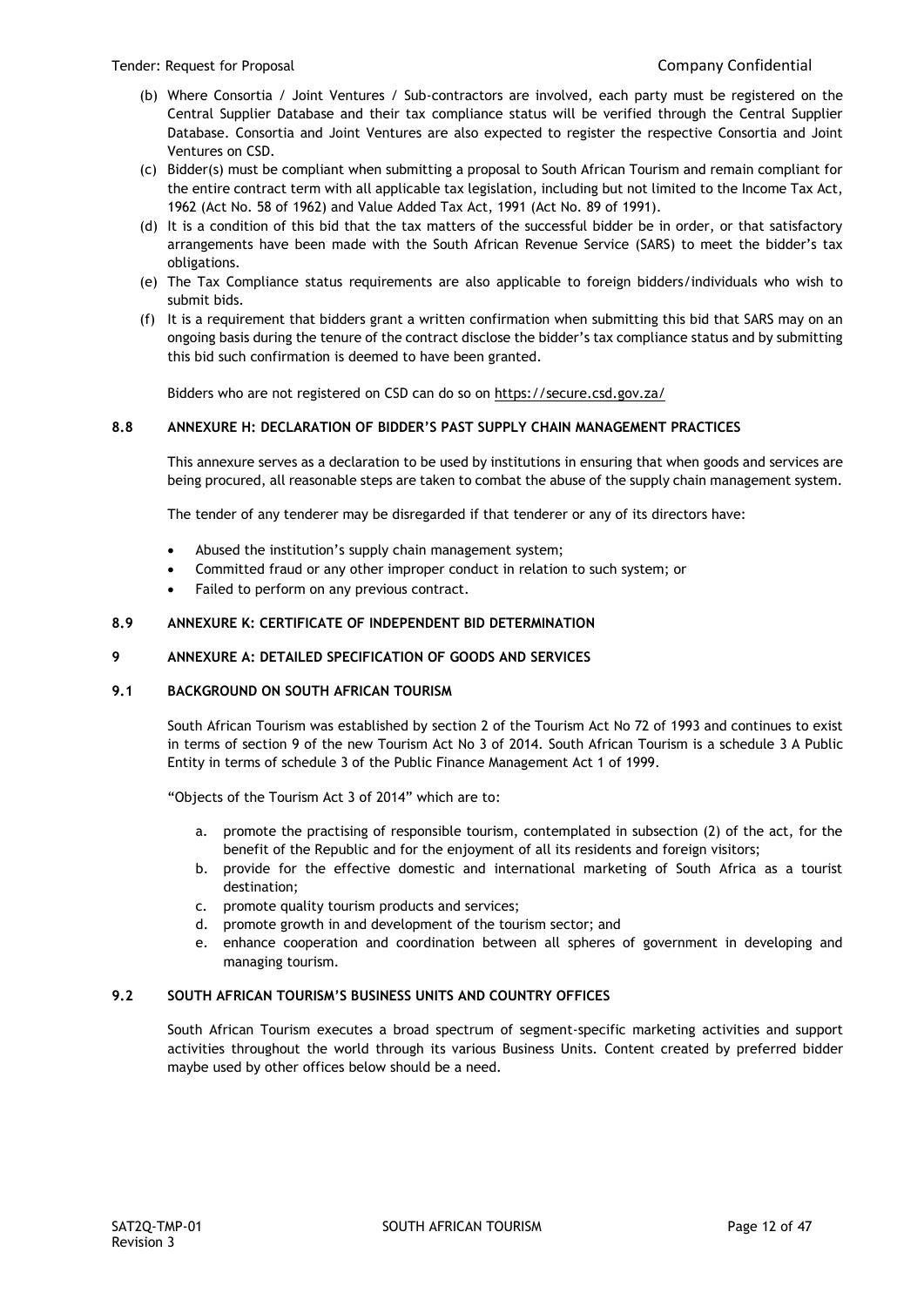(b) Where Consortia / Joint Ventures / Sub-contractors are involved, each party must be registered on the Central Supplier Database and their tax compliance status will be verified through the Central Supplier Database. Consortia and Joint Ventures are also expected to register the respective Consortia and Joint Ventures on CSD.

(c) Bidder(s) must be compliant when submitting a proposal to South African Tourism and remain compliant for the entire contract term with all applicable tax legislation, including but not limited to the Income Tax Act, 1962 (Act No. 58 of 1962) and Value Added Tax Act, 1991 (Act No. 89 of 1991).

(d) It is a condition of this bid that the tax matters of the successful bidder be in order, or that satisfactory arrangements have been made with the South African Revenue Service (SARS) to meet the bidder's tax obligations.

(e) The Tax Compliance status requirements are also applicable to foreign bidders/individuals who wish to submit bids.

(f) It is a requirement that bidders grant a written confirmation when submitting this bid that SARS may on an ongoing basis during the tenure of the contract disclose the bidder's tax compliance status and by submitting this bid such confirmation is deemed to have been granted.

Bidders who are not registered on CSD can do so on https://secure.csd.gov.za/

### 8.8 ANNEXURE H: DECLARATION OF BIDDER'S PAST SUPPLY CHAIN MANAGEMENT PRACTICES

This annexure serves as a declaration to be used by institutions in ensuring that when goods and services are being procured, all reasonable steps are taken to combat the abuse of the supply chain management system.

The tender of any tenderer may be disregarded if that tenderer or any of its directors have:

- Abused the institution's supply chain management system;
- Committed fraud or any other improper conduct in relation to such system; or
- Failed to perform on any previous contract.

### 8.9 ANNEXURE K: CERTIFICATE OF INDEPENDENT BID DETERMINATION

## 9 ANNEXURE A: DETAILED SPECIFICATION OF GOODS AND SERVICES

### 9.1 BACKGROUND ON SOUTH AFRICAN TOURISM

South African Tourism was established by section 2 of the Tourism Act No 72 of 1993 and continues to exist in terms of section 9 of the new Tourism Act No 3 of 2014. South African Tourism is a schedule 3 A Public Entity in terms of schedule 3 of the Public Finance Management Act 1 of 1999.

"Objects of the Tourism Act 3 of 2014" which are to:

a. promote the practising of responsible tourism, contemplated in subsection (2) of the act, for the benefit of the Republic and for the enjoyment of all its residents and foreign visitors;
b. provide for the effective domestic and international marketing of South Africa as a tourist destination;
c. promote quality tourism products and services;
d. promote growth in and development of the tourism sector; and
e. enhance cooperation and coordination between all spheres of government in developing and managing tourism.

### 9.2 SOUTH AFRICAN TOURISM'S BUSINESS UNITS AND COUNTRY OFFICES

South African Tourism executes a broad spectrum of segment-specific marketing activities and support activities throughout the world through its various Business Units. Content created by preferred bidder maybe used by other offices below should be a need.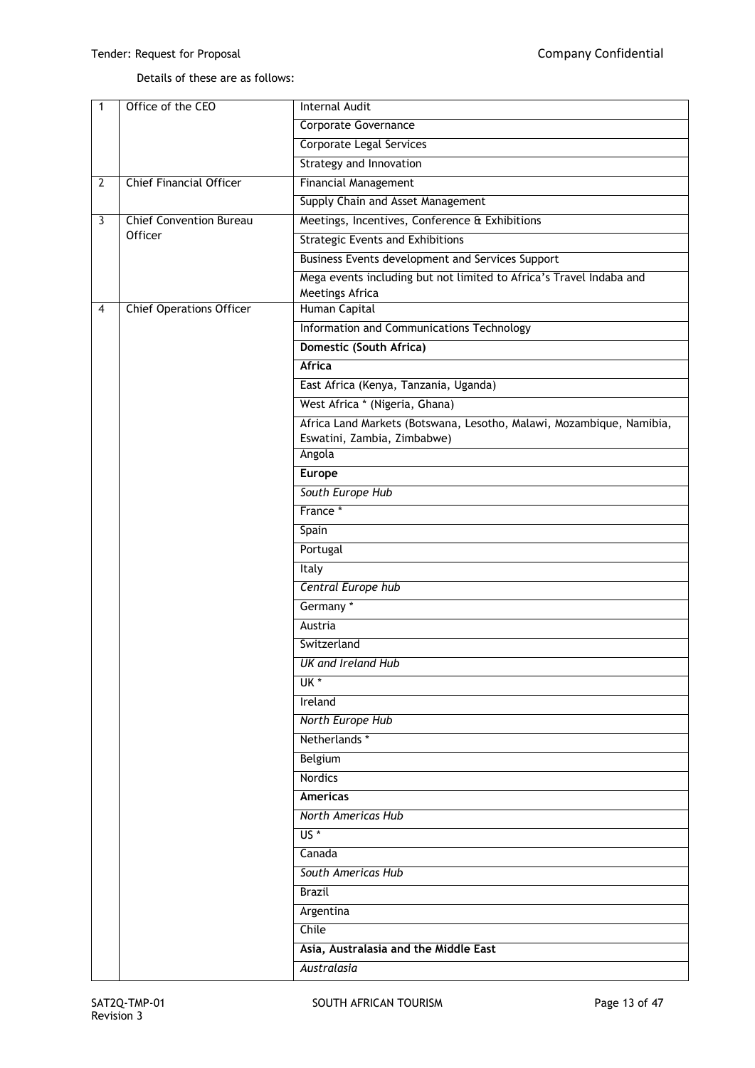Details of these are as follows:

| | | |
|---|---|---|
| 1 | Office of the CEO | Internal Audit |
| | | Corporate Governance |
| | | Corporate Legal Services |
| | | Strategy and Innovation |
| 2 | Chief Financial Officer | Financial Management |
| | | Supply Chain and Asset Management |
| 3 | Chief Convention Bureau Officer | Meetings, Incentives, Conference & Exhibitions |
| | | Strategic Events and Exhibitions |
| | | Business Events development and Services Support |
| | | Mega events including but not limited to Africa's Travel Indaba and Meetings Africa |
| 4 | Chief Operations Officer | Human Capital |
| | | Information and Communications Technology |
| | | **Domestic (South Africa)** |
| | | **Africa** |
| | | East Africa (Kenya, Tanzania, Uganda) |
| | | West Africa * (Nigeria, Ghana) |
| | | Africa Land Markets (Botswana, Lesotho, Malawi, Mozambique, Namibia, Eswatini, Zambia, Zimbabwe) |
| | | Angola |
| | | **Europe** |
| | | *South Europe Hub* |
| | | France * |
| | | Spain |
| | | Portugal |
| | | Italy |
| | | *Central Europe hub* |
| | | Germany * |
| | | Austria |
| | | Switzerland |
| | | *UK and Ireland Hub* |
| | | UK * |
| | | Ireland |
| | | *North Europe Hub* |
| | | Netherlands * |
| | | Belgium |
| | | Nordics |
| | | **Americas** |
| | | *North Americas Hub* |
| | | US * |
| | | Canada |
| | | *South Americas Hub* |
| | | Brazil |
| | | Argentina |
| | | Chile |
| | | **Asia, Australasia and the Middle East** |
| | | *Australasia* |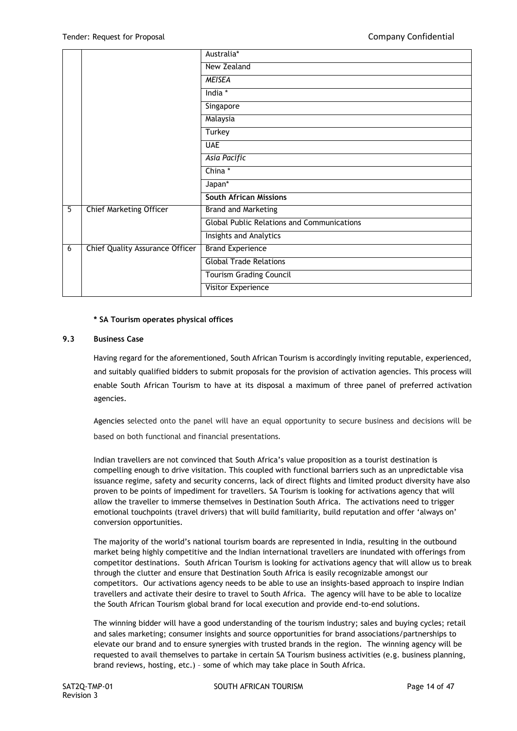| | | |
|---|---|---|
| | | Australia* |
| | | New Zealand |
| | | *MEISEA* |
| | | India * |
| | | Singapore |
| | | Malaysia |
| | | Turkey |
| | | UAE |
| | | *Asia Pacific* |
| | | China * |
| | | Japan* |
| | | **South African Missions** |
| 5 | Chief Marketing Officer | Brand and Marketing |
| | | Global Public Relations and Communications |
| | | Insights and Analytics |
| 6 | Chief Quality Assurance Officer | Brand Experience |
| | | Global Trade Relations |
| | | Tourism Grading Council |
| | | Visitor Experience |

**\* SA Tourism operates physical offices**

**9.3 Business Case**

Having regard for the aforementioned, South African Tourism is accordingly inviting reputable, experienced, and suitably qualified bidders to submit proposals for the provision of activation agencies. This process will enable South African Tourism to have at its disposal a maximum of three panel of preferred activation agencies.

Agencies selected onto the panel will have an equal opportunity to secure business and decisions will be based on both functional and financial presentations.

Indian travellers are not convinced that South Africa's value proposition as a tourist destination is compelling enough to drive visitation. This coupled with functional barriers such as an unpredictable visa issuance regime, safety and security concerns, lack of direct flights and limited product diversity have also proven to be points of impediment for travellers. SA Tourism is looking for activations agency that will allow the traveller to immerse themselves in Destination South Africa. The activations need to trigger emotional touchpoints (travel drivers) that will build familiarity, build reputation and offer 'always on' conversion opportunities.

The majority of the world's national tourism boards are represented in India, resulting in the outbound market being highly competitive and the Indian international travellers are inundated with offerings from competitor destinations. South African Tourism is looking for activations agency that will allow us to break through the clutter and ensure that Destination South Africa is easily recognizable amongst our competitors. Our activations agency needs to be able to use an insights-based approach to inspire Indian travellers and activate their desire to travel to South Africa. The agency will have to be able to localize the South African Tourism global brand for local execution and provide end-to-end solutions.

The winning bidder will have a good understanding of the tourism industry; sales and buying cycles; retail and sales marketing; consumer insights and source opportunities for brand associations/partnerships to elevate our brand and to ensure synergies with trusted brands in the region. The winning agency will be requested to avail themselves to partake in certain SA Tourism business activities (e.g. business planning, brand reviews, hosting, etc.) – some of which may take place in South Africa.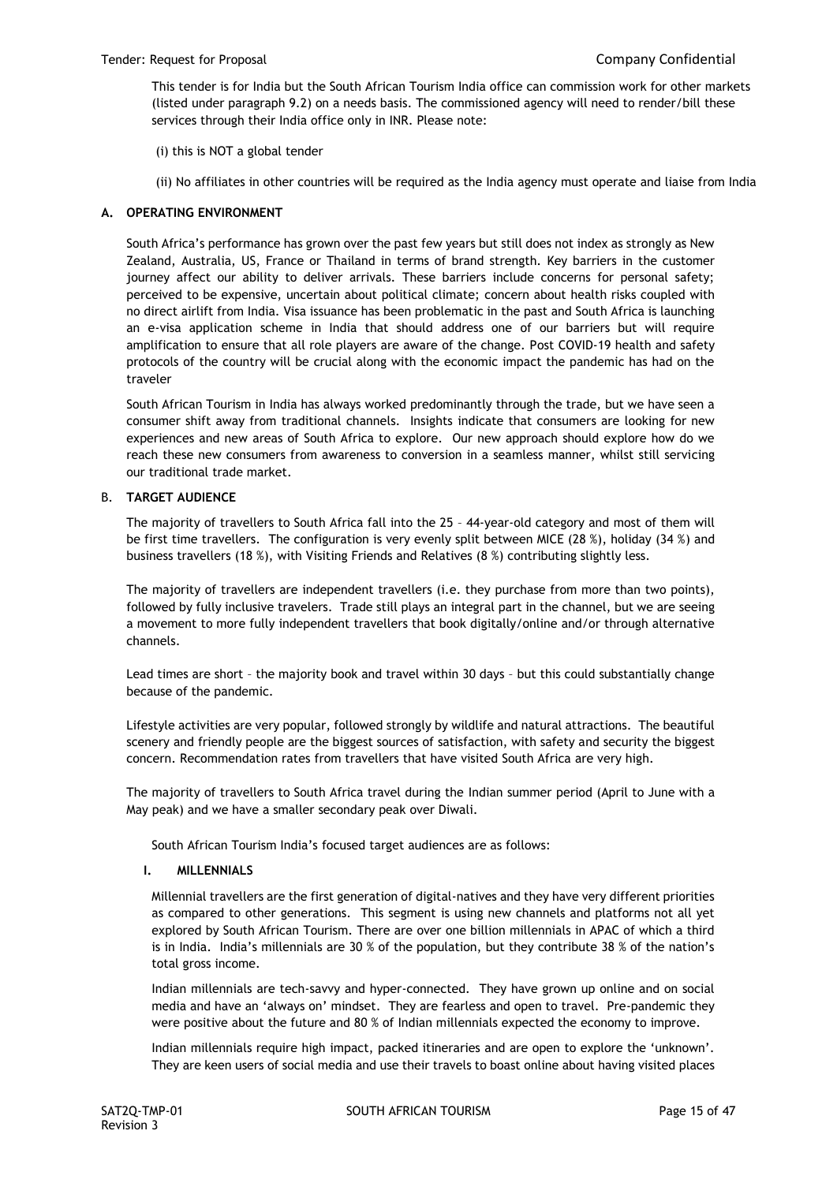This tender is for India but the South African Tourism India office can commission work for other markets (listed under paragraph 9.2) on a needs basis. The commissioned agency will need to render/bill these services through their India office only in INR. Please note:

(i) this is NOT a global tender

(ii) No affiliates in other countries will be required as the India agency must operate and liaise from India

### A. OPERATING ENVIRONMENT

South Africa's performance has grown over the past few years but still does not index as strongly as New Zealand, Australia, US, France or Thailand in terms of brand strength. Key barriers in the customer journey affect our ability to deliver arrivals. These barriers include concerns for personal safety; perceived to be expensive, uncertain about political climate; concern about health risks coupled with no direct airlift from India. Visa issuance has been problematic in the past and South Africa is launching an e-visa application scheme in India that should address one of our barriers but will require amplification to ensure that all role players are aware of the change. Post COVID-19 health and safety protocols of the country will be crucial along with the economic impact the pandemic has had on the traveler

South African Tourism in India has always worked predominantly through the trade, but we have seen a consumer shift away from traditional channels. Insights indicate that consumers are looking for new experiences and new areas of South Africa to explore. Our new approach should explore how do we reach these new consumers from awareness to conversion in a seamless manner, whilst still servicing our traditional trade market.

### B. TARGET AUDIENCE

The majority of travellers to South Africa fall into the 25 – 44-year-old category and most of them will be first time travellers. The configuration is very evenly split between MICE (28 %), holiday (34 %) and business travellers (18 %), with Visiting Friends and Relatives (8 %) contributing slightly less.

The majority of travellers are independent travellers (i.e. they purchase from more than two points), followed by fully inclusive travelers. Trade still plays an integral part in the channel, but we are seeing a movement to more fully independent travellers that book digitally/online and/or through alternative channels.

Lead times are short – the majority book and travel within 30 days – but this could substantially change because of the pandemic.

Lifestyle activities are very popular, followed strongly by wildlife and natural attractions. The beautiful scenery and friendly people are the biggest sources of satisfaction, with safety and security the biggest concern. Recommendation rates from travellers that have visited South Africa are very high.

The majority of travellers to South Africa travel during the Indian summer period (April to June with a May peak) and we have a smaller secondary peak over Diwali.

South African Tourism India's focused target audiences are as follows:

#### I. MILLENNIALS

Millennial travellers are the first generation of digital-natives and they have very different priorities as compared to other generations. This segment is using new channels and platforms not all yet explored by South African Tourism. There are over one billion millennials in APAC of which a third is in India. India's millennials are 30 % of the population, but they contribute 38 % of the nation's total gross income.

Indian millennials are tech-savvy and hyper-connected. They have grown up online and on social media and have an 'always on' mindset. They are fearless and open to travel. Pre-pandemic they were positive about the future and 80 % of Indian millennials expected the economy to improve.

Indian millennials require high impact, packed itineraries and are open to explore the 'unknown'. They are keen users of social media and use their travels to boast online about having visited places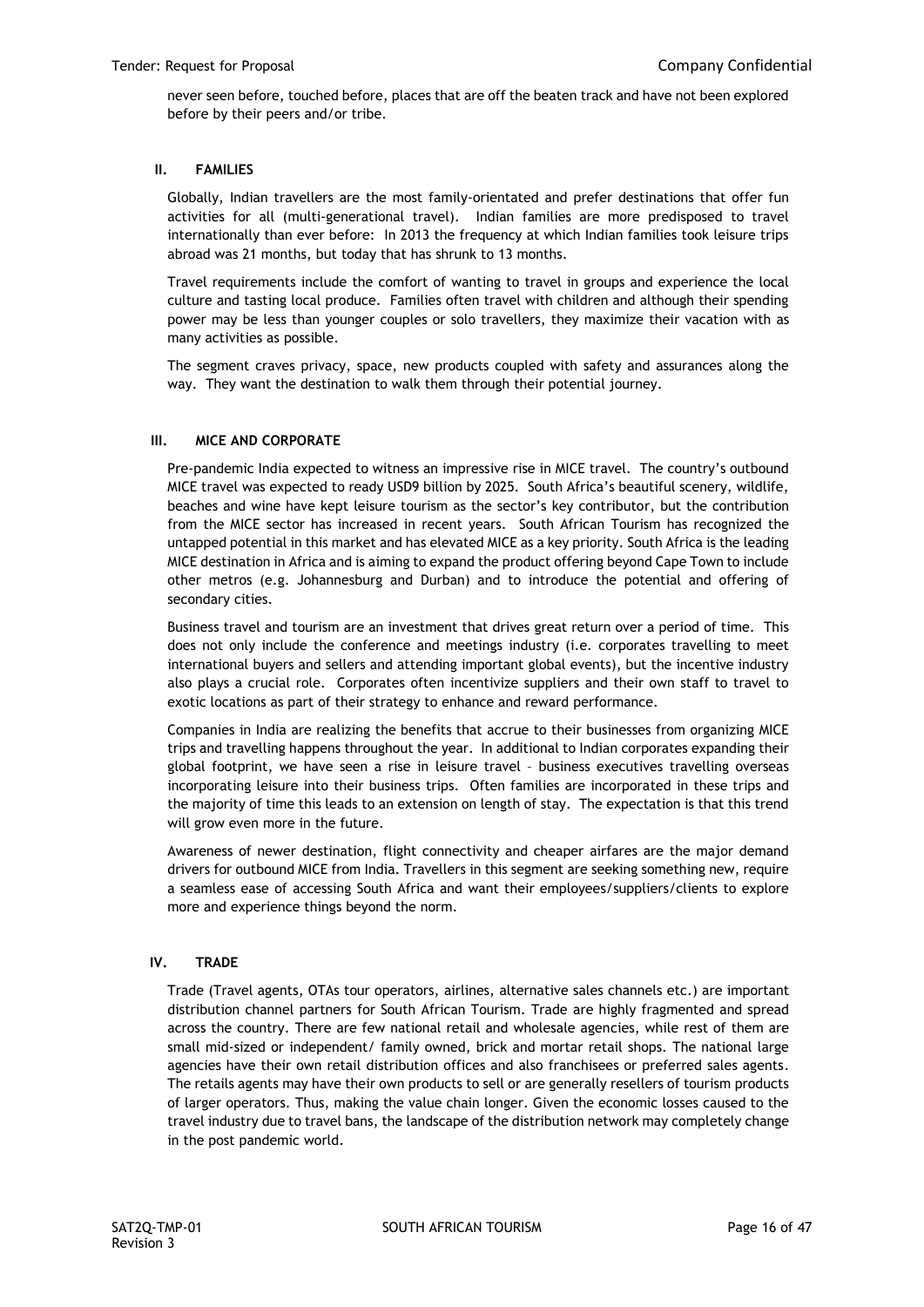never seen before, touched before, places that are off the beaten track and have not been explored before by their peers and/or tribe.

### II. FAMILIES

Globally, Indian travellers are the most family-orientated and prefer destinations that offer fun activities for all (multi-generational travel). Indian families are more predisposed to travel internationally than ever before: In 2013 the frequency at which Indian families took leisure trips abroad was 21 months, but today that has shrunk to 13 months.

Travel requirements include the comfort of wanting to travel in groups and experience the local culture and tasting local produce. Families often travel with children and although their spending power may be less than younger couples or solo travellers, they maximize their vacation with as many activities as possible.

The segment craves privacy, space, new products coupled with safety and assurances along the way. They want the destination to walk them through their potential journey.

### III. MICE AND CORPORATE

Pre-pandemic India expected to witness an impressive rise in MICE travel. The country's outbound MICE travel was expected to ready USD9 billion by 2025. South Africa's beautiful scenery, wildlife, beaches and wine have kept leisure tourism as the sector's key contributor, but the contribution from the MICE sector has increased in recent years. South African Tourism has recognized the untapped potential in this market and has elevated MICE as a key priority. South Africa is the leading MICE destination in Africa and is aiming to expand the product offering beyond Cape Town to include other metros (e.g. Johannesburg and Durban) and to introduce the potential and offering of secondary cities.

Business travel and tourism are an investment that drives great return over a period of time. This does not only include the conference and meetings industry (i.e. corporates travelling to meet international buyers and sellers and attending important global events), but the incentive industry also plays a crucial role. Corporates often incentivize suppliers and their own staff to travel to exotic locations as part of their strategy to enhance and reward performance.

Companies in India are realizing the benefits that accrue to their businesses from organizing MICE trips and travelling happens throughout the year. In additional to Indian corporates expanding their global footprint, we have seen a rise in leisure travel – business executives travelling overseas incorporating leisure into their business trips. Often families are incorporated in these trips and the majority of time this leads to an extension on length of stay. The expectation is that this trend will grow even more in the future.

Awareness of newer destination, flight connectivity and cheaper airfares are the major demand drivers for outbound MICE from India. Travellers in this segment are seeking something new, require a seamless ease of accessing South Africa and want their employees/suppliers/clients to explore more and experience things beyond the norm.

### IV. TRADE

Trade (Travel agents, OTAs tour operators, airlines, alternative sales channels etc.) are important distribution channel partners for South African Tourism. Trade are highly fragmented and spread across the country. There are few national retail and wholesale agencies, while rest of them are small mid-sized or independent/ family owned, brick and mortar retail shops. The national large agencies have their own retail distribution offices and also franchisees or preferred sales agents. The retails agents may have their own products to sell or are generally resellers of tourism products of larger operators. Thus, making the value chain longer. Given the economic losses caused to the travel industry due to travel bans, the landscape of the distribution network may completely change in the post pandemic world.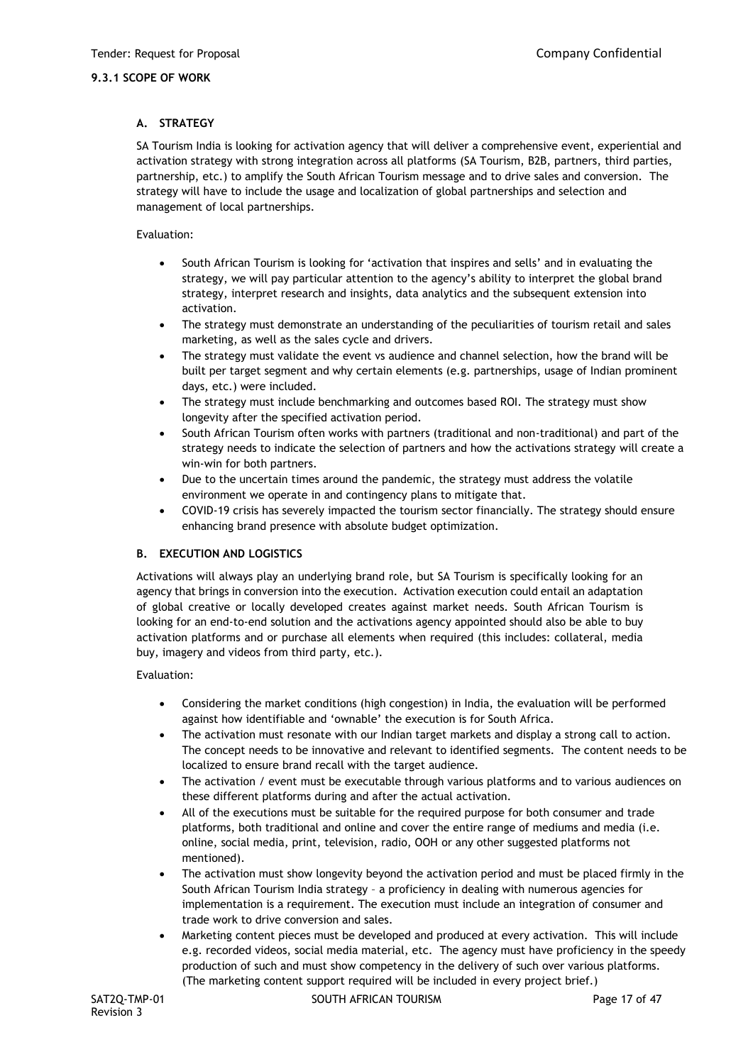### 9.3.1 SCOPE OF WORK

#### A. STRATEGY

SA Tourism India is looking for activation agency that will deliver a comprehensive event, experiential and activation strategy with strong integration across all platforms (SA Tourism, B2B, partners, third parties, partnership, etc.) to amplify the South African Tourism message and to drive sales and conversion. The strategy will have to include the usage and localization of global partnerships and selection and management of local partnerships.

Evaluation:

- South African Tourism is looking for 'activation that inspires and sells' and in evaluating the strategy, we will pay particular attention to the agency's ability to interpret the global brand strategy, interpret research and insights, data analytics and the subsequent extension into activation.
- The strategy must demonstrate an understanding of the peculiarities of tourism retail and sales marketing, as well as the sales cycle and drivers.
- The strategy must validate the event vs audience and channel selection, how the brand will be built per target segment and why certain elements (e.g. partnerships, usage of Indian prominent days, etc.) were included.
- The strategy must include benchmarking and outcomes based ROI. The strategy must show longevity after the specified activation period.
- South African Tourism often works with partners (traditional and non-traditional) and part of the strategy needs to indicate the selection of partners and how the activations strategy will create a win-win for both partners.
- Due to the uncertain times around the pandemic, the strategy must address the volatile environment we operate in and contingency plans to mitigate that.
- COVID-19 crisis has severely impacted the tourism sector financially. The strategy should ensure enhancing brand presence with absolute budget optimization.

#### B. EXECUTION AND LOGISTICS

Activations will always play an underlying brand role, but SA Tourism is specifically looking for an agency that brings in conversion into the execution. Activation execution could entail an adaptation of global creative or locally developed creates against market needs. South African Tourism is looking for an end-to-end solution and the activations agency appointed should also be able to buy activation platforms and or purchase all elements when required (this includes: collateral, media buy, imagery and videos from third party, etc.).

Evaluation:

- Considering the market conditions (high congestion) in India, the evaluation will be performed against how identifiable and 'ownable' the execution is for South Africa.
- The activation must resonate with our Indian target markets and display a strong call to action. The concept needs to be innovative and relevant to identified segments. The content needs to be localized to ensure brand recall with the target audience.
- The activation / event must be executable through various platforms and to various audiences on these different platforms during and after the actual activation.
- All of the executions must be suitable for the required purpose for both consumer and trade platforms, both traditional and online and cover the entire range of mediums and media (i.e. online, social media, print, television, radio, OOH or any other suggested platforms not mentioned).
- The activation must show longevity beyond the activation period and must be placed firmly in the South African Tourism India strategy – a proficiency in dealing with numerous agencies for implementation is a requirement. The execution must include an integration of consumer and trade work to drive conversion and sales.
- Marketing content pieces must be developed and produced at every activation. This will include e.g. recorded videos, social media material, etc. The agency must have proficiency in the speedy production of such and must show competency in the delivery of such over various platforms. (The marketing content support required will be included in every project brief.)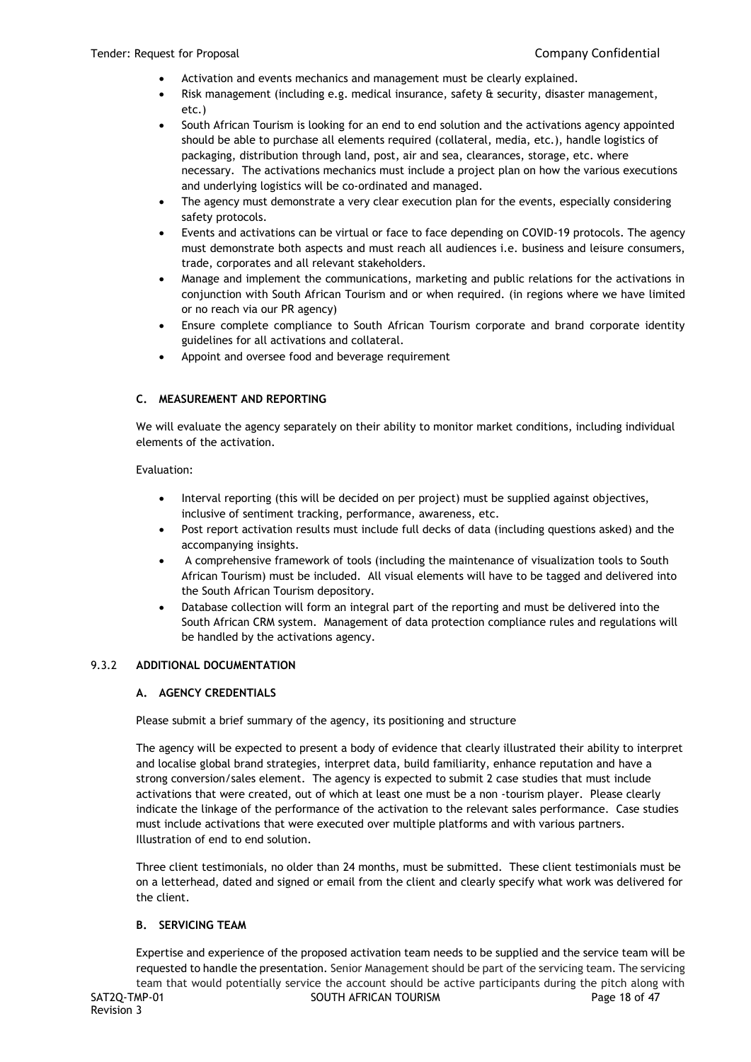- Activation and events mechanics and management must be clearly explained.
- Risk management (including e.g. medical insurance, safety & security, disaster management, etc.)
- South African Tourism is looking for an end to end solution and the activations agency appointed should be able to purchase all elements required (collateral, media, etc.), handle logistics of packaging, distribution through land, post, air and sea, clearances, storage, etc. where necessary. The activations mechanics must include a project plan on how the various executions and underlying logistics will be co-ordinated and managed.
- The agency must demonstrate a very clear execution plan for the events, especially considering safety protocols.
- Events and activations can be virtual or face to face depending on COVID-19 protocols. The agency must demonstrate both aspects and must reach all audiences i.e. business and leisure consumers, trade, corporates and all relevant stakeholders.
- Manage and implement the communications, marketing and public relations for the activations in conjunction with South African Tourism and or when required. (in regions where we have limited or no reach via our PR agency)
- Ensure complete compliance to South African Tourism corporate and brand corporate identity guidelines for all activations and collateral.
- Appoint and oversee food and beverage requirement

#### C. MEASUREMENT AND REPORTING

We will evaluate the agency separately on their ability to monitor market conditions, including individual elements of the activation.

Evaluation:

- Interval reporting (this will be decided on per project) must be supplied against objectives, inclusive of sentiment tracking, performance, awareness, etc.
- Post report activation results must include full decks of data (including questions asked) and the accompanying insights.
- A comprehensive framework of tools (including the maintenance of visualization tools to South African Tourism) must be included. All visual elements will have to be tagged and delivered into the South African Tourism depository.
- Database collection will form an integral part of the reporting and must be delivered into the South African CRM system. Management of data protection compliance rules and regulations will be handled by the activations agency.

### 9.3.2 ADDITIONAL DOCUMENTATION

#### A. AGENCY CREDENTIALS

Please submit a brief summary of the agency, its positioning and structure

The agency will be expected to present a body of evidence that clearly illustrated their ability to interpret and localise global brand strategies, interpret data, build familiarity, enhance reputation and have a strong conversion/sales element. The agency is expected to submit 2 case studies that must include activations that were created, out of which at least one must be a non -tourism player. Please clearly indicate the linkage of the performance of the activation to the relevant sales performance. Case studies must include activations that were executed over multiple platforms and with various partners. Illustration of end to end solution.

Three client testimonials, no older than 24 months, must be submitted. These client testimonials must be on a letterhead, dated and signed or email from the client and clearly specify what work was delivered for the client.

#### B. SERVICING TEAM

Expertise and experience of the proposed activation team needs to be supplied and the service team will be requested to handle the presentation. Senior Management should be part of the servicing team. The servicing team that would potentially service the account should be active participants during the pitch along with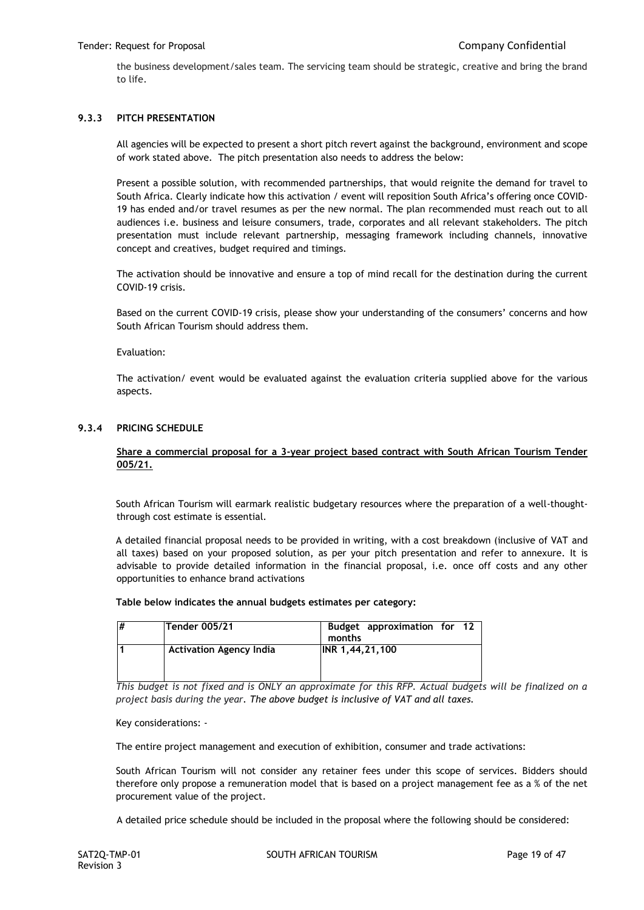the business development/sales team. The servicing team should be strategic, creative and bring the brand to life.

### 9.3.3 PITCH PRESENTATION

All agencies will be expected to present a short pitch revert against the background, environment and scope of work stated above. The pitch presentation also needs to address the below:

Present a possible solution, with recommended partnerships, that would reignite the demand for travel to South Africa. Clearly indicate how this activation / event will reposition South Africa's offering once COVID-19 has ended and/or travel resumes as per the new normal. The plan recommended must reach out to all audiences i.e. business and leisure consumers, trade, corporates and all relevant stakeholders. The pitch presentation must include relevant partnership, messaging framework including channels, innovative concept and creatives, budget required and timings.

The activation should be innovative and ensure a top of mind recall for the destination during the current COVID-19 crisis.

Based on the current COVID-19 crisis, please show your understanding of the consumers' concerns and how South African Tourism should address them.

Evaluation:

The activation/ event would be evaluated against the evaluation criteria supplied above for the various aspects.

### 9.3.4 PRICING SCHEDULE

**<u>Share a commercial proposal for a 3-year project based contract with South African Tourism Tender 005/21.</u>**

South African Tourism will earmark realistic budgetary resources where the preparation of a well-thought-through cost estimate is essential.

A detailed financial proposal needs to be provided in writing, with a cost breakdown (inclusive of VAT and all taxes) based on your proposed solution, as per your pitch presentation and refer to annexure. It is advisable to provide detailed information in the financial proposal, i.e. once off costs and any other opportunities to enhance brand activations

**Table below indicates the annual budgets estimates per category:**

| # | Tender 005/21 | Budget approximation for 12 months |
|---|---|---|
| 1 | Activation Agency India | INR 1,44,21,100 |

*This budget is not fixed and is ONLY an approximate for this RFP. Actual budgets will be finalized on a project basis during the year. The above budget is inclusive of VAT and all taxes.*

Key considerations: -

The entire project management and execution of exhibition, consumer and trade activations:

South African Tourism will not consider any retainer fees under this scope of services. Bidders should therefore only propose a remuneration model that is based on a project management fee as a % of the net procurement value of the project.

A detailed price schedule should be included in the proposal where the following should be considered: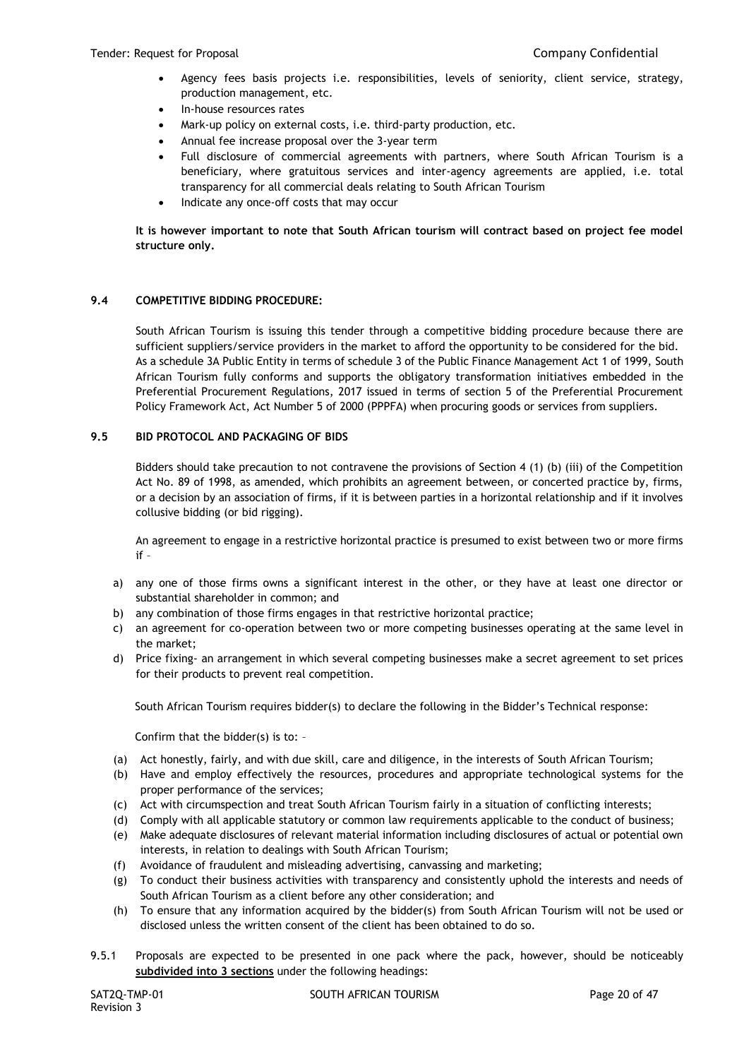- Agency fees basis projects i.e. responsibilities, levels of seniority, client service, strategy, production management, etc.
- In-house resources rates
- Mark-up policy on external costs, i.e. third-party production, etc.
- Annual fee increase proposal over the 3-year term
- Full disclosure of commercial agreements with partners, where South African Tourism is a beneficiary, where gratuitous services and inter-agency agreements are applied, i.e. total transparency for all commercial deals relating to South African Tourism
- Indicate any once-off costs that may occur

**It is however important to note that South African tourism will contract based on project fee model structure only.**

## 9.4 COMPETITIVE BIDDING PROCEDURE:

South African Tourism is issuing this tender through a competitive bidding procedure because there are sufficient suppliers/service providers in the market to afford the opportunity to be considered for the bid. As a schedule 3A Public Entity in terms of schedule 3 of the Public Finance Management Act 1 of 1999, South African Tourism fully conforms and supports the obligatory transformation initiatives embedded in the Preferential Procurement Regulations, 2017 issued in terms of section 5 of the Preferential Procurement Policy Framework Act, Act Number 5 of 2000 (PPPFA) when procuring goods or services from suppliers.

## 9.5 BID PROTOCOL AND PACKAGING OF BIDS

Bidders should take precaution to not contravene the provisions of Section 4 (1) (b) (iii) of the Competition Act No. 89 of 1998, as amended, which prohibits an agreement between, or concerted practice by, firms, or a decision by an association of firms, if it is between parties in a horizontal relationship and if it involves collusive bidding (or bid rigging).

An agreement to engage in a restrictive horizontal practice is presumed to exist between two or more firms if –

a) any one of those firms owns a significant interest in the other, or they have at least one director or substantial shareholder in common; and
b) any combination of those firms engages in that restrictive horizontal practice;
c) an agreement for co-operation between two or more competing businesses operating at the same level in the market;
d) Price fixing- an arrangement in which several competing businesses make a secret agreement to set prices for their products to prevent real competition.

South African Tourism requires bidder(s) to declare the following in the Bidder's Technical response:

Confirm that the bidder(s) is to: –

(a) Act honestly, fairly, and with due skill, care and diligence, in the interests of South African Tourism;
(b) Have and employ effectively the resources, procedures and appropriate technological systems for the proper performance of the services;
(c) Act with circumspection and treat South African Tourism fairly in a situation of conflicting interests;
(d) Comply with all applicable statutory or common law requirements applicable to the conduct of business;
(e) Make adequate disclosures of relevant material information including disclosures of actual or potential own interests, in relation to dealings with South African Tourism;
(f) Avoidance of fraudulent and misleading advertising, canvassing and marketing;
(g) To conduct their business activities with transparency and consistently uphold the interests and needs of South African Tourism as a client before any other consideration; and
(h) To ensure that any information acquired by the bidder(s) from South African Tourism will not be used or disclosed unless the written consent of the client has been obtained to do so.

9.5.1 Proposals are expected to be presented in one pack where the pack, however, should be noticeably **subdivided into 3 sections** under the following headings: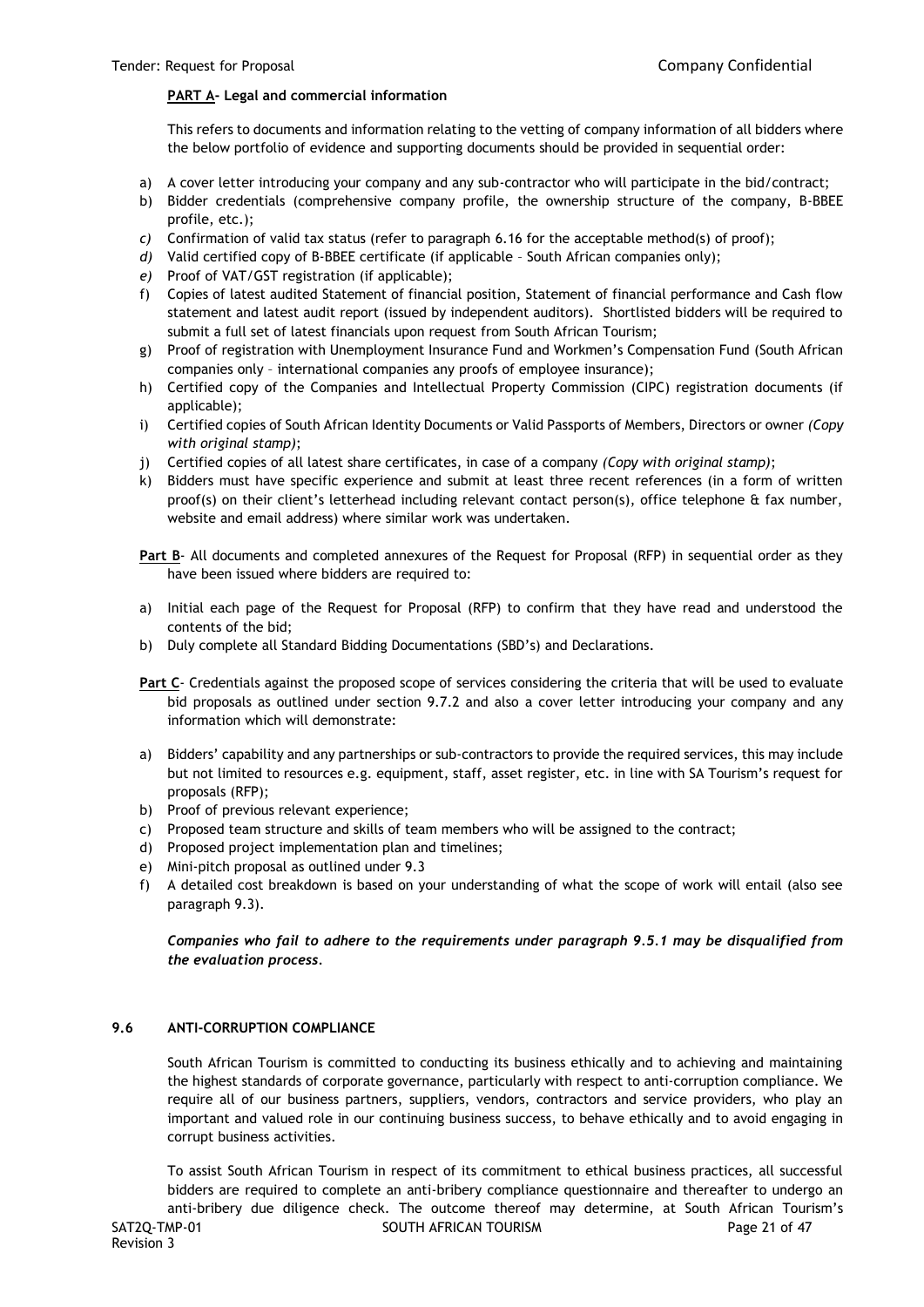**PART A- Legal and commercial information**

This refers to documents and information relating to the vetting of company information of all bidders where the below portfolio of evidence and supporting documents should be provided in sequential order:

a) A cover letter introducing your company and any sub-contractor who will participate in the bid/contract;
b) Bidder credentials (comprehensive company profile, the ownership structure of the company, B-BBEE profile, etc.);
c) Confirmation of valid tax status (refer to paragraph 6.16 for the acceptable method(s) of proof);
d) Valid certified copy of B-BBEE certificate (if applicable – South African companies only);
e) Proof of VAT/GST registration (if applicable);
f) Copies of latest audited Statement of financial position, Statement of financial performance and Cash flow statement and latest audit report (issued by independent auditors). Shortlisted bidders will be required to submit a full set of latest financials upon request from South African Tourism;
g) Proof of registration with Unemployment Insurance Fund and Workmen's Compensation Fund (South African companies only – international companies any proofs of employee insurance);
h) Certified copy of the Companies and Intellectual Property Commission (CIPC) registration documents (if applicable);
i) Certified copies of South African Identity Documents or Valid Passports of Members, Directors or owner *(Copy with original stamp)*;
j) Certified copies of all latest share certificates, in case of a company *(Copy with original stamp)*;
k) Bidders must have specific experience and submit at least three recent references (in a form of written proof(s) on their client's letterhead including relevant contact person(s), office telephone & fax number, website and email address) where similar work was undertaken.

**Part B**- All documents and completed annexures of the Request for Proposal (RFP) in sequential order as they have been issued where bidders are required to:

a) Initial each page of the Request for Proposal (RFP) to confirm that they have read and understood the contents of the bid;
b) Duly complete all Standard Bidding Documentations (SBD's) and Declarations.

**Part C**- Credentials against the proposed scope of services considering the criteria that will be used to evaluate bid proposals as outlined under section 9.7.2 and also a cover letter introducing your company and any information which will demonstrate:

a) Bidders' capability and any partnerships or sub-contractors to provide the required services, this may include but not limited to resources e.g. equipment, staff, asset register, etc. in line with SA Tourism's request for proposals (RFP);
b) Proof of previous relevant experience;
c) Proposed team structure and skills of team members who will be assigned to the contract;
d) Proposed project implementation plan and timelines;
e) Mini-pitch proposal as outlined under 9.3
f) A detailed cost breakdown is based on your understanding of what the scope of work will entail (also see paragraph 9.3).

***Companies who fail to adhere to the requirements under paragraph 9.5.1 may be disqualified from the evaluation process.***

## 9.6 ANTI-CORRUPTION COMPLIANCE

South African Tourism is committed to conducting its business ethically and to achieving and maintaining the highest standards of corporate governance, particularly with respect to anti-corruption compliance. We require all of our business partners, suppliers, vendors, contractors and service providers, who play an important and valued role in our continuing business success, to behave ethically and to avoid engaging in corrupt business activities.

To assist South African Tourism in respect of its commitment to ethical business practices, all successful bidders are required to complete an anti-bribery compliance questionnaire and thereafter to undergo an anti-bribery due diligence check. The outcome thereof may determine, at South African Tourism's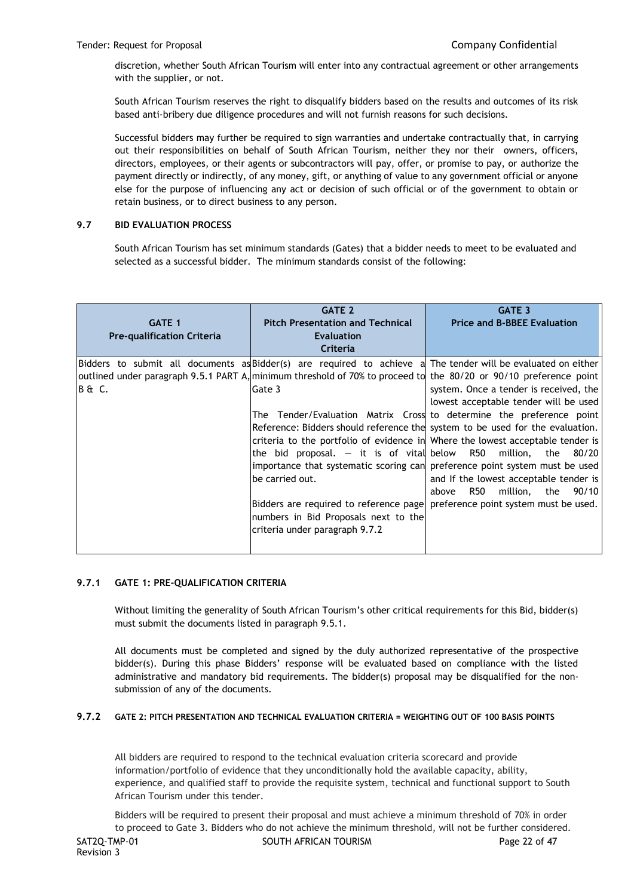discretion, whether South African Tourism will enter into any contractual agreement or other arrangements with the supplier, or not.

South African Tourism reserves the right to disqualify bidders based on the results and outcomes of its risk based anti-bribery due diligence procedures and will not furnish reasons for such decisions.

Successful bidders may further be required to sign warranties and undertake contractually that, in carrying out their responsibilities on behalf of South African Tourism, neither they nor their owners, officers, directors, employees, or their agents or subcontractors will pay, offer, or promise to pay, or authorize the payment directly or indirectly, of any money, gift, or anything of value to any government official or anyone else for the purpose of influencing any act or decision of such official or of the government to obtain or retain business, or to direct business to any person.

### 9.7 BID EVALUATION PROCESS

South African Tourism has set minimum standards (Gates) that a bidder needs to meet to be evaluated and selected as a successful bidder. The minimum standards consist of the following:

| GATE 1<br>Pre-qualification Criteria | GATE 2<br>Pitch Presentation and Technical Evaluation Criteria | GATE 3<br>Price and B-BBEE Evaluation |
|---|---|---|
| Bidders to submit all documents as outlined under paragraph 9.5.1 PART A, B & C. | Bidder(s) are required to achieve a minimum threshold of 70% to proceed to Gate 3<br><br>The Tender/Evaluation Matrix Cross Reference: Bidders should reference the criteria to the portfolio of evidence in the bid proposal. – it is of vital importance that systematic scoring can be carried out.<br><br>Bidders are required to reference page numbers in Bid Proposals next to the criteria under paragraph 9.7.2 | The tender will be evaluated on either the 80/20 or 90/10 preference point system. Once a tender is received, the lowest acceptable tender will be used to determine the preference point system to be used for the evaluation. Where the lowest acceptable tender is below R50 million, the 80/20 preference point system must be used and If the lowest acceptable tender is above R50 million, the 90/10 preference point system must be used. |

#### 9.7.1 GATE 1: PRE-QUALIFICATION CRITERIA

Without limiting the generality of South African Tourism's other critical requirements for this Bid, bidder(s) must submit the documents listed in paragraph 9.5.1.

All documents must be completed and signed by the duly authorized representative of the prospective bidder(s). During this phase Bidders' response will be evaluated based on compliance with the listed administrative and mandatory bid requirements. The bidder(s) proposal may be disqualified for the non-submission of any of the documents.

#### 9.7.2 GATE 2: PITCH PRESENTATION AND TECHNICAL EVALUATION CRITERIA = WEIGHTING OUT OF 100 BASIS POINTS

All bidders are required to respond to the technical evaluation criteria scorecard and provide information/portfolio of evidence that they unconditionally hold the available capacity, ability, experience, and qualified staff to provide the requisite system, technical and functional support to South African Tourism under this tender.

Bidders will be required to present their proposal and must achieve a minimum threshold of 70% in order to proceed to Gate 3. Bidders who do not achieve the minimum threshold, will not be further considered.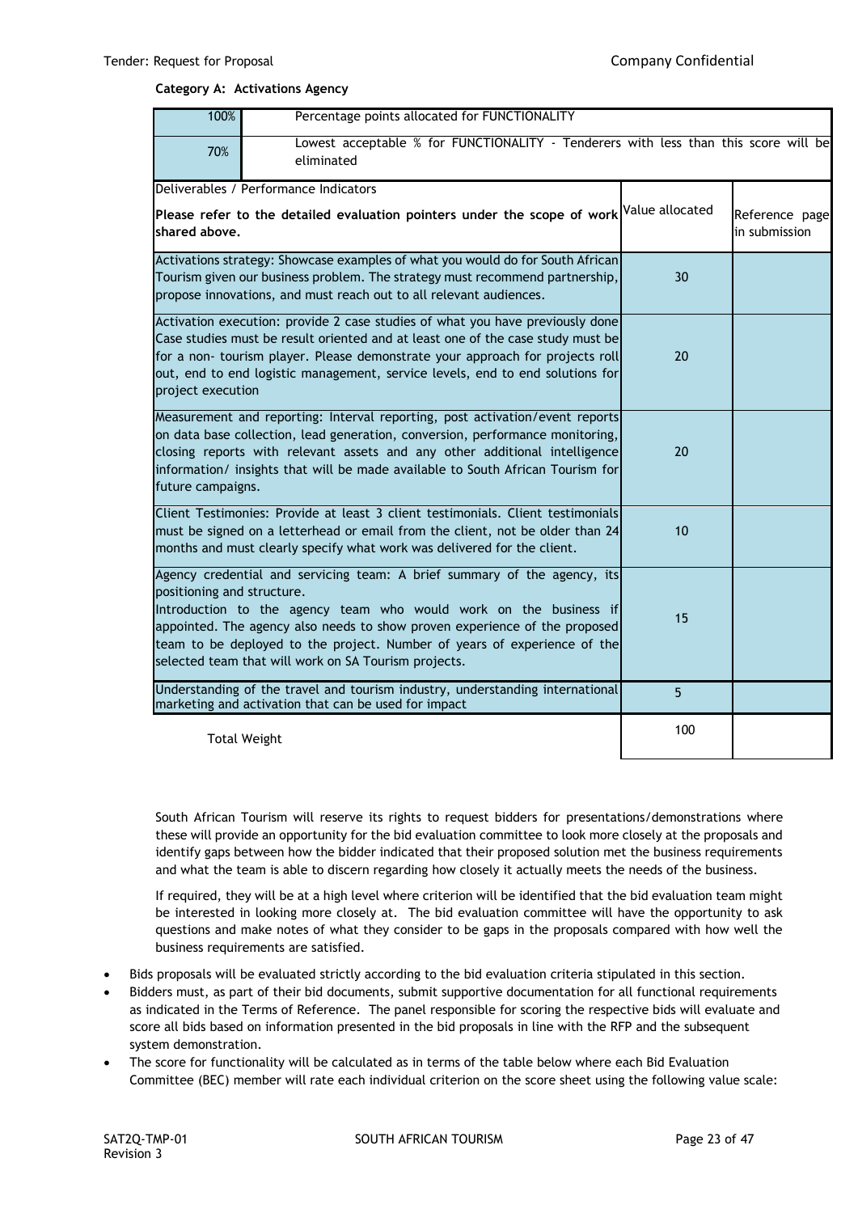**Category A: Activations Agency**

| 100% | Percentage points allocated for FUNCTIONALITY | |
|---|---|---|
| 70% | Lowest acceptable % for FUNCTIONALITY - Tenderers with less than this score will be eliminated | |

| Deliverables / Performance Indicators<br>**Please refer to the detailed evaluation pointers under the scope of work shared above.** | Value allocated | Reference page in submission |
|---|---|---|
| Activations strategy: Showcase examples of what you would do for South African Tourism given our business problem. The strategy must recommend partnership, propose innovations, and must reach out to all relevant audiences. | 30 | |
| Activation execution: provide 2 case studies of what you have previously done Case studies must be result oriented and at least one of the case study must be for a non- tourism player. Please demonstrate your approach for projects roll out, end to end logistic management, service levels, end to end solutions for project execution | 20 | |
| Measurement and reporting: Interval reporting, post activation/event reports on data base collection, lead generation, conversion, performance monitoring, closing reports with relevant assets and any other additional intelligence information/ insights that will be made available to South African Tourism for future campaigns. | 20 | |
| Client Testimonies: Provide at least 3 client testimonials. Client testimonials must be signed on a letterhead or email from the client, not be older than 24 months and must clearly specify what work was delivered for the client. | 10 | |
| Agency credential and servicing team: A brief summary of the agency, its positioning and structure.<br>Introduction to the agency team who would work on the business if appointed. The agency also needs to show proven experience of the proposed team to be deployed to the project. Number of years of experience of the selected team that will work on SA Tourism projects. | 15 | |
| Understanding of the travel and tourism industry, understanding international marketing and activation that can be used for impact | 5 | |
| Total Weight | 100 | |

South African Tourism will reserve its rights to request bidders for presentations/demonstrations where these will provide an opportunity for the bid evaluation committee to look more closely at the proposals and identify gaps between how the bidder indicated that their proposed solution met the business requirements and what the team is able to discern regarding how closely it actually meets the needs of the business.

If required, they will be at a high level where criterion will be identified that the bid evaluation team might be interested in looking more closely at. The bid evaluation committee will have the opportunity to ask questions and make notes of what they consider to be gaps in the proposals compared with how well the business requirements are satisfied.

- Bids proposals will be evaluated strictly according to the bid evaluation criteria stipulated in this section.
- Bidders must, as part of their bid documents, submit supportive documentation for all functional requirements as indicated in the Terms of Reference. The panel responsible for scoring the respective bids will evaluate and score all bids based on information presented in the bid proposals in line with the RFP and the subsequent system demonstration.
- The score for functionality will be calculated as in terms of the table below where each Bid Evaluation Committee (BEC) member will rate each individual criterion on the score sheet using the following value scale: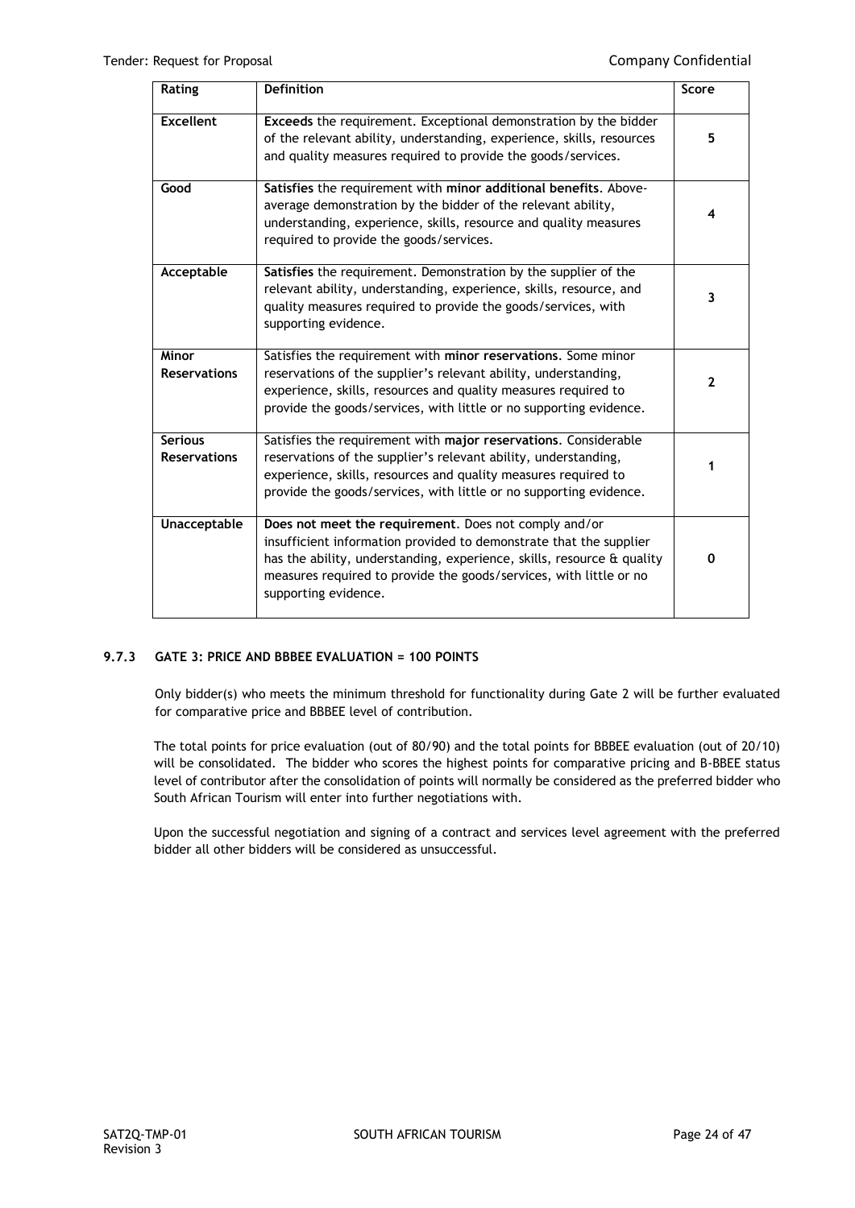| Rating | Definition | Score |
|---|---|---|
| **Excellent** | **Exceeds** the requirement. Exceptional demonstration by the bidder of the relevant ability, understanding, experience, skills, resources and quality measures required to provide the goods/services. | **5** |
| **Good** | **Satisfies** the requirement with **minor additional benefits**. Above-average demonstration by the bidder of the relevant ability, understanding, experience, skills, resource and quality measures required to provide the goods/services. | **4** |
| **Acceptable** | **Satisfies** the requirement. Demonstration by the supplier of the relevant ability, understanding, experience, skills, resource, and quality measures required to provide the goods/services, with supporting evidence. | **3** |
| **Minor Reservations** | Satisfies the requirement with **minor reservations**. Some minor reservations of the supplier's relevant ability, understanding, experience, skills, resources and quality measures required to provide the goods/services, with little or no supporting evidence. | **2** |
| **Serious Reservations** | Satisfies the requirement with **major reservations**. Considerable reservations of the supplier's relevant ability, understanding, experience, skills, resources and quality measures required to provide the goods/services, with little or no supporting evidence. | **1** |
| **Unacceptable** | **Does not meet the requirement**. Does not comply and/or insufficient information provided to demonstrate that the supplier has the ability, understanding, experience, skills, resource & quality measures required to provide the goods/services, with little or no supporting evidence. | **0** |

### 9.7.3 GATE 3: PRICE AND BBBEE EVALUATION = 100 POINTS

Only bidder(s) who meets the minimum threshold for functionality during Gate 2 will be further evaluated for comparative price and BBBEE level of contribution.

The total points for price evaluation (out of 80/90) and the total points for BBBEE evaluation (out of 20/10) will be consolidated. The bidder who scores the highest points for comparative pricing and B-BBEE status level of contributor after the consolidation of points will normally be considered as the preferred bidder who South African Tourism will enter into further negotiations with.

Upon the successful negotiation and signing of a contract and services level agreement with the preferred bidder all other bidders will be considered as unsuccessful.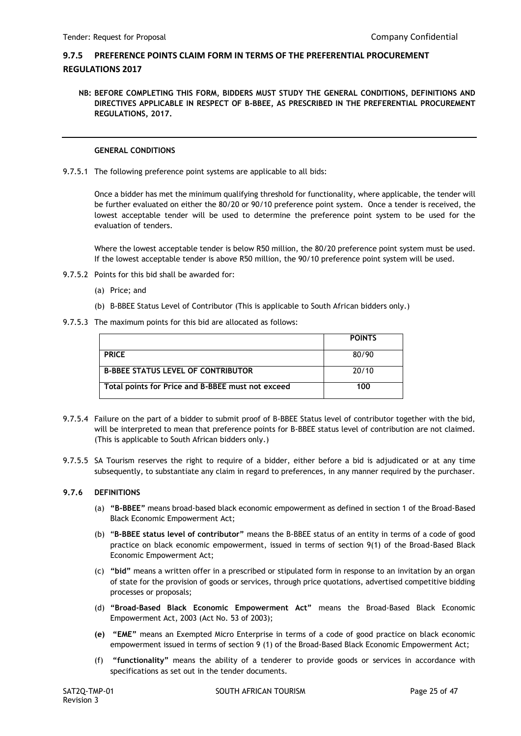## 9.7.5 PREFERENCE POINTS CLAIM FORM IN TERMS OF THE PREFERENTIAL PROCUREMENT REGULATIONS 2017

**NB: BEFORE COMPLETING THIS FORM, BIDDERS MUST STUDY THE GENERAL CONDITIONS, DEFINITIONS AND DIRECTIVES APPLICABLE IN RESPECT OF B-BBEE, AS PRESCRIBED IN THE PREFERENTIAL PROCUREMENT REGULATIONS, 2017.**

---

**GENERAL CONDITIONS**

9.7.5.1 The following preference point systems are applicable to all bids:

Once a bidder has met the minimum qualifying threshold for functionality, where applicable, the tender will be further evaluated on either the 80/20 or 90/10 preference point system. Once a tender is received, the lowest acceptable tender will be used to determine the preference point system to be used for the evaluation of tenders.

Where the lowest acceptable tender is below R50 million, the 80/20 preference point system must be used. If the lowest acceptable tender is above R50 million, the 90/10 preference point system will be used.

9.7.5.2 Points for this bid shall be awarded for:

(a) Price; and

(b) B-BBEE Status Level of Contributor (This is applicable to South African bidders only.)

9.7.5.3 The maximum points for this bid are allocated as follows:

| | **POINTS** |
|---|---|
| **PRICE** | 80/90 |
| **B-BBEE STATUS LEVEL OF CONTRIBUTOR** | 20/10 |
| **Total points for Price and B-BBEE must not exceed** | **100** |

9.7.5.4 Failure on the part of a bidder to submit proof of B-BBEE Status level of contributor together with the bid, will be interpreted to mean that preference points for B-BBEE status level of contribution are not claimed. (This is applicable to South African bidders only.)

9.7.5.5 SA Tourism reserves the right to require of a bidder, either before a bid is adjudicated or at any time subsequently, to substantiate any claim in regard to preferences, in any manner required by the purchaser.

### 9.7.6 DEFINITIONS

(a) **"B-BBEE"** means broad-based black economic empowerment as defined in section 1 of the Broad-Based Black Economic Empowerment Act;

(b) **"B-BBEE status level of contributor"** means the B-BBEE status of an entity in terms of a code of good practice on black economic empowerment, issued in terms of section 9(1) of the Broad-Based Black Economic Empowerment Act;

(c) **"bid"** means a written offer in a prescribed or stipulated form in response to an invitation by an organ of state for the provision of goods or services, through price quotations, advertised competitive bidding processes or proposals;

(d) **"Broad-Based Black Economic Empowerment Act"** means the Broad-Based Black Economic Empowerment Act, 2003 (Act No. 53 of 2003);

**(e)** **"EME"** means an Exempted Micro Enterprise in terms of a code of good practice on black economic empowerment issued in terms of section 9 (1) of the Broad-Based Black Economic Empowerment Act;

(f) **"functionality"** means the ability of a tenderer to provide goods or services in accordance with specifications as set out in the tender documents.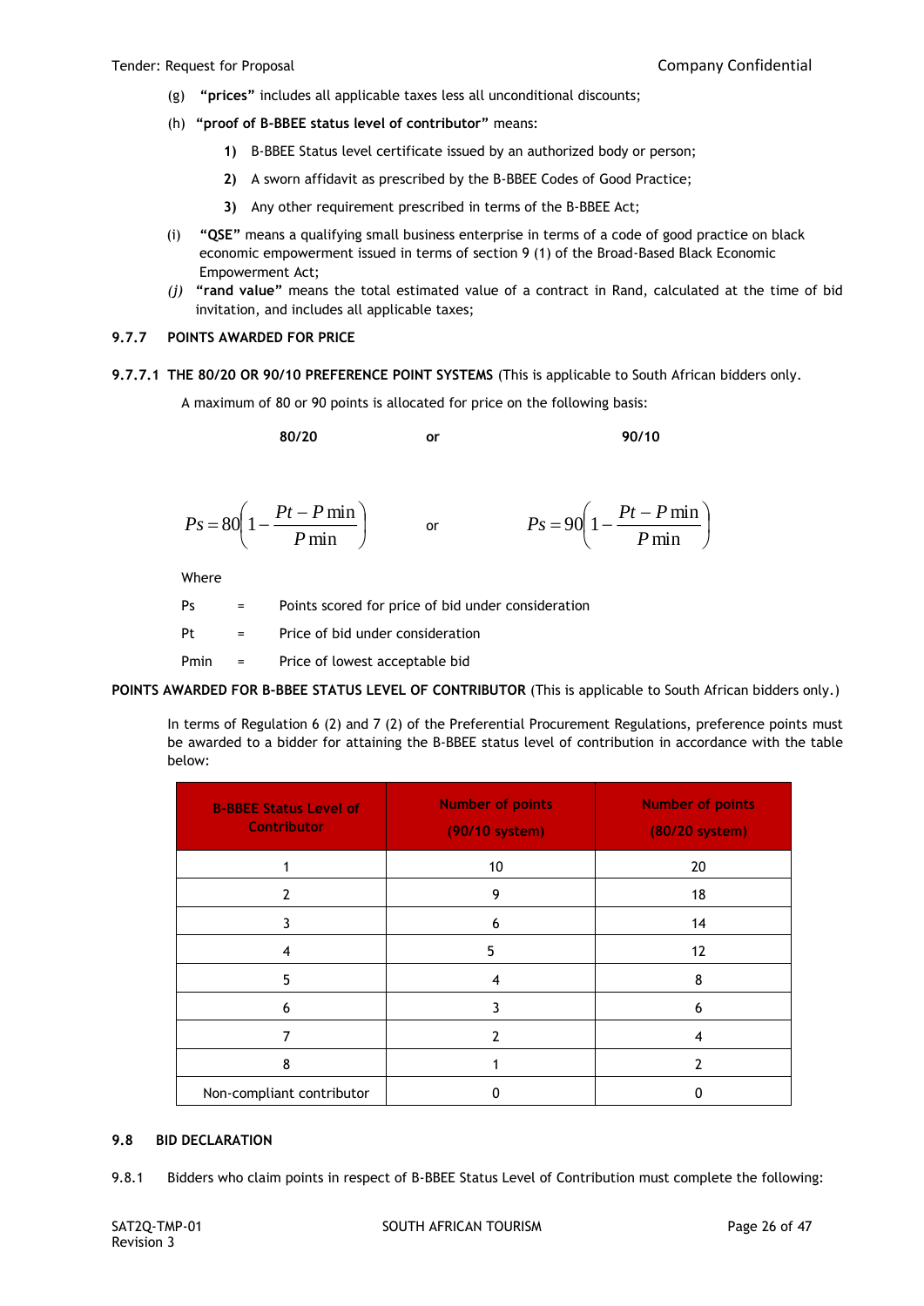(g) **"prices"** includes all applicable taxes less all unconditional discounts;

(h) **"proof of B-BBEE status level of contributor"** means:

1) B-BBEE Status level certificate issued by an authorized body or person;

2) A sworn affidavit as prescribed by the B-BBEE Codes of Good Practice;

3) Any other requirement prescribed in terms of the B-BBEE Act;

(i) **"QSE"** means a qualifying small business enterprise in terms of a code of good practice on black economic empowerment issued in terms of section 9 (1) of the Broad-Based Black Economic Empowerment Act;

*(j)* **"rand value"** means the total estimated value of a contract in Rand, calculated at the time of bid invitation, and includes all applicable taxes;

### 9.7.7 POINTS AWARDED FOR PRICE

**9.7.7.1 THE 80/20 OR 90/10 PREFERENCE POINT SYSTEMS** (This is applicable to South African bidders only.

A maximum of 80 or 90 points is allocated for price on the following basis:

**80/20** or **90/10**

$$Ps = 80\left(1 - \frac{Pt - P\min}{P\min}\right) \quad \text{or} \quad Ps = 90\left(1 - \frac{Pt - P\min}{P\min}\right)$$

Where

Ps = Points scored for price of bid under consideration

Pt = Price of bid under consideration

Pmin = Price of lowest acceptable bid

**POINTS AWARDED FOR B-BBEE STATUS LEVEL OF CONTRIBUTOR** (This is applicable to South African bidders only.)

In terms of Regulation 6 (2) and 7 (2) of the Preferential Procurement Regulations, preference points must be awarded to a bidder for attaining the B-BBEE status level of contribution in accordance with the table below:

| B-BBEE Status Level of Contributor | Number of points (90/10 system) | Number of points (80/20 system) |
|---|---|---|
| 1 | 10 | 20 |
| 2 | 9 | 18 |
| 3 | 6 | 14 |
| 4 | 5 | 12 |
| 5 | 4 | 8 |
| 6 | 3 | 6 |
| 7 | 2 | 4 |
| 8 | 1 | 2 |
| Non-compliant contributor | 0 | 0 |

### 9.8 BID DECLARATION

9.8.1 Bidders who claim points in respect of B-BBEE Status Level of Contribution must complete the following: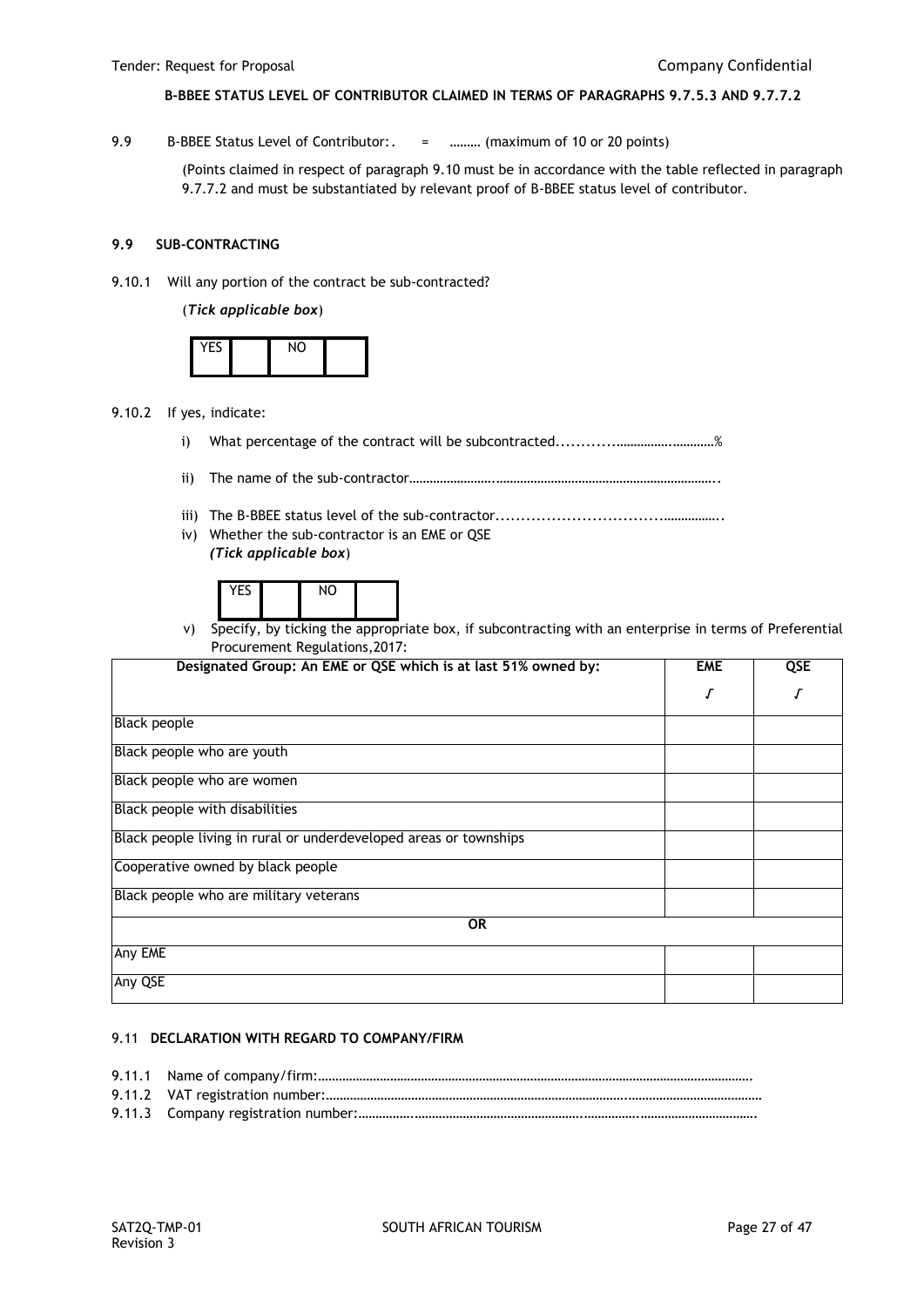**B-BBEE STATUS LEVEL OF CONTRIBUTOR CLAIMED IN TERMS OF PARAGRAPHS 9.7.5.3 AND 9.7.7.2**

9.9 B-BBEE Status Level of Contributor:. = ……… (maximum of 10 or 20 points)

(Points claimed in respect of paragraph 9.10 must be in accordance with the table reflected in paragraph 9.7.7.2 and must be substantiated by relevant proof of B-BBEE status level of contributor.

**9.9 SUB-CONTRACTING**

9.10.1 Will any portion of the contract be sub-contracted?

(***Tick applicable box***)

| YES | | NO | |
|---|---|---|---|

9.10.2 If yes, indicate:

i) What percentage of the contract will be subcontracted............…...........……….%

ii) The name of the sub-contractor…………………..………….…………………………………………..

iii) The B-BBEE status level of the sub-contractor.................................…………..

iv) Whether the sub-contractor is an EME or QSE
***(Tick applicable box***)

| YES | | NO | |
|---|---|---|---|

v) Specify, by ticking the appropriate box, if subcontracting with an enterprise in terms of Preferential Procurement Regulations,2017:

| Designated Group: An EME or QSE which is at last 51% owned by: | EME | QSE |
|---|---|---|
| | √ | √ |
| Black people | | |
| Black people who are youth | | |
| Black people who are women | | |
| Black people with disabilities | | |
| Black people living in rural or underdeveloped areas or townships | | |
| Cooperative owned by black people | | |
| Black people who are military veterans | | |
| **OR** | | |
| Any EME | | |
| Any QSE | | |

9.11 **DECLARATION WITH REGARD TO COMPANY/FIRM**

9.11.1 Name of company/firm:…………………………………………………………………………………………………………….

9.11.2 VAT registration number:……………………………………………………………………….…………………………………

9.11.3 Company registration number:…………….……………………………………….…………….…………………………….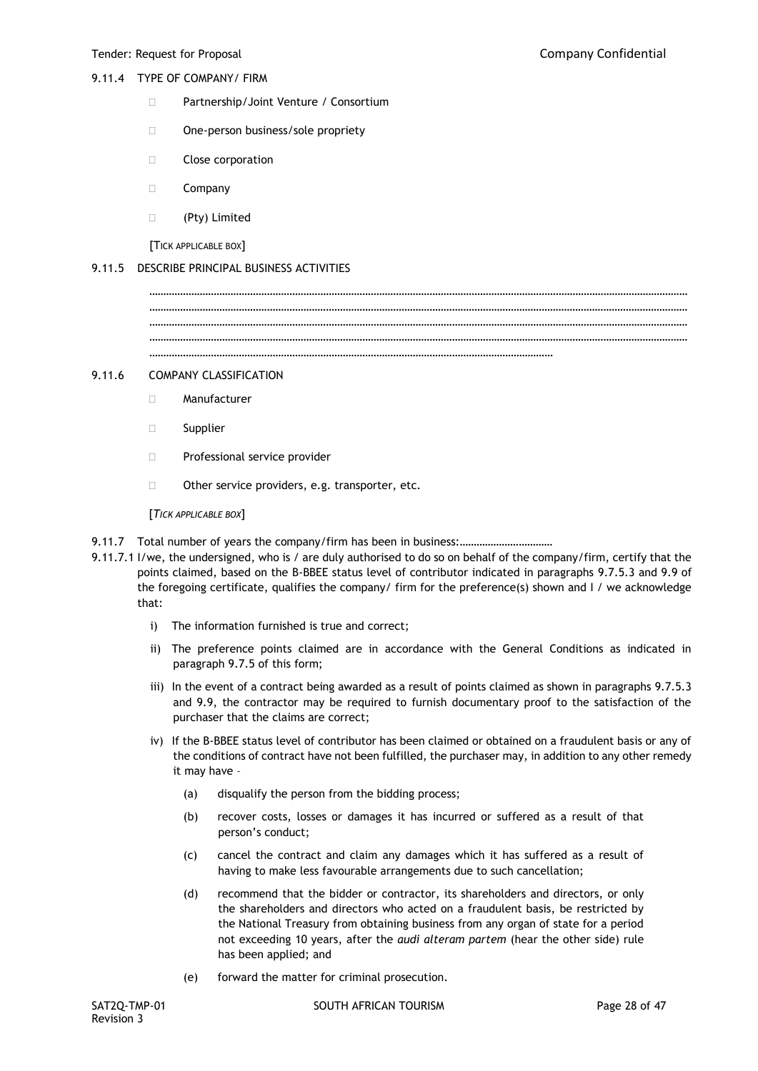9.11.4 TYPE OF COMPANY/ FIRM

- ☐ Partnership/Joint Venture / Consortium
- ☐ One-person business/sole propriety
- ☐ Close corporation
- ☐ Company
- ☐ (Pty) Limited

[TICK APPLICABLE BOX]

9.11.5 DESCRIBE PRINCIPAL BUSINESS ACTIVITIES

…………………………………………………………………………………………………………………………………………………………………………
…………………………………………………………………………………………………………………………………………………………………………
…………………………………………………………………………………………………………………………………………………………………………
…………………………………………………………………………………………………………………………………………………………………………
……………………………………………………………………………………………………………………………

9.11.6 COMPANY CLASSIFICATION

- ☐ Manufacturer
- ☐ Supplier
- ☐ Professional service provider
- ☐ Other service providers, e.g. transporter, etc.

[*TICK APPLICABLE BOX*]

9.11.7 Total number of years the company/firm has been in business:……………………………

9.11.7.1 I/we, the undersigned, who is / are duly authorised to do so on behalf of the company/firm, certify that the points claimed, based on the B-BBEE status level of contributor indicated in paragraphs 9.7.5.3 and 9.9 of the foregoing certificate, qualifies the company/ firm for the preference(s) shown and I / we acknowledge that:

i) The information furnished is true and correct;

ii) The preference points claimed are in accordance with the General Conditions as indicated in paragraph 9.7.5 of this form;

iii) In the event of a contract being awarded as a result of points claimed as shown in paragraphs 9.7.5.3 and 9.9, the contractor may be required to furnish documentary proof to the satisfaction of the purchaser that the claims are correct;

iv) If the B-BBEE status level of contributor has been claimed or obtained on a fraudulent basis or any of the conditions of contract have not been fulfilled, the purchaser may, in addition to any other remedy it may have –

(a) disqualify the person from the bidding process;

(b) recover costs, losses or damages it has incurred or suffered as a result of that person's conduct;

(c) cancel the contract and claim any damages which it has suffered as a result of having to make less favourable arrangements due to such cancellation;

(d) recommend that the bidder or contractor, its shareholders and directors, or only the shareholders and directors who acted on a fraudulent basis, be restricted by the National Treasury from obtaining business from any organ of state for a period not exceeding 10 years, after the *audi alteram partem* (hear the other side) rule has been applied; and

(e) forward the matter for criminal prosecution.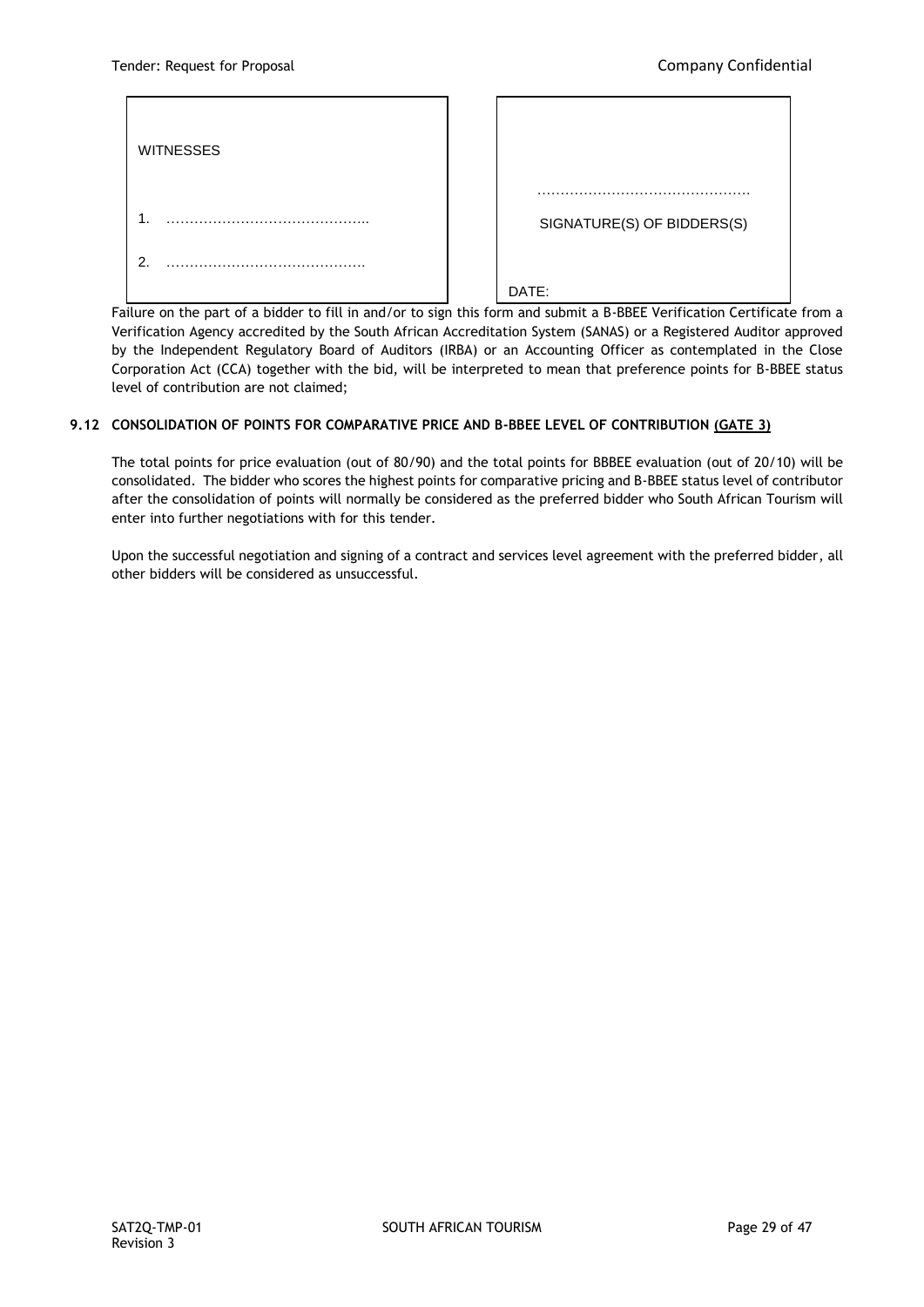| WITNESSES | |
| --- | --- |
| | ……………………………………… |
| 1. …………………………………….. | SIGNATURE(S) OF BIDDERS(S) |
| 2. ……………………………………. | |
| | DATE: |

Failure on the part of a bidder to fill in and/or to sign this form and submit a B-BBEE Verification Certificate from a Verification Agency accredited by the South African Accreditation System (SANAS) or a Registered Auditor approved by the Independent Regulatory Board of Auditors (IRBA) or an Accounting Officer as contemplated in the Close Corporation Act (CCA) together with the bid, will be interpreted to mean that preference points for B-BBEE status level of contribution are not claimed;

### 9.12 CONSOLIDATION OF POINTS FOR COMPARATIVE PRICE AND B-BBEE LEVEL OF CONTRIBUTION (GATE 3)

The total points for price evaluation (out of 80/90) and the total points for BBBEE evaluation (out of 20/10) will be consolidated. The bidder who scores the highest points for comparative pricing and B-BBEE status level of contributor after the consolidation of points will normally be considered as the preferred bidder who South African Tourism will enter into further negotiations with for this tender.

Upon the successful negotiation and signing of a contract and services level agreement with the preferred bidder, all other bidders will be considered as unsuccessful.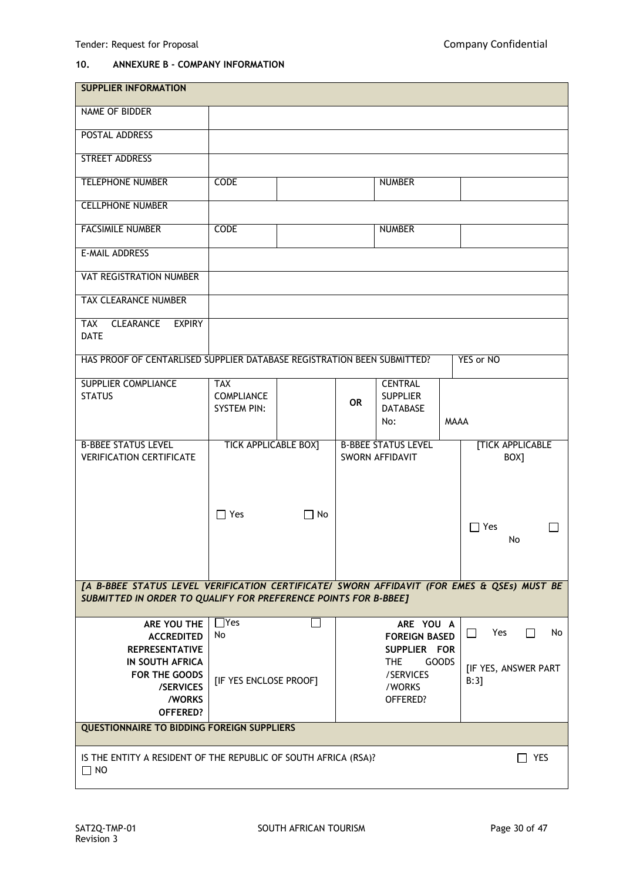## 10. ANNEXURE B - COMPANY INFORMATION

| SUPPLIER INFORMATION | | | | | |
|---|---|---|---|---|---|
| NAME OF BIDDER | | | | | |
| POSTAL ADDRESS | | | | | |
| STREET ADDRESS | | | | | |
| TELEPHONE NUMBER | CODE | | | NUMBER | |
| CELLPHONE NUMBER | | | | | |
| FACSIMILE NUMBER | CODE | | | NUMBER | |
| E-MAIL ADDRESS | | | | | |
| VAT REGISTRATION NUMBER | | | | | |
| TAX CLEARANCE NUMBER | | | | | |
| TAX CLEARANCE EXPIRY DATE | | | | | |
| HAS PROOF OF CENTARLISED SUPPLIER DATABASE REGISTRATION BEEN SUBMITTED? | | | | | YES or NO |
| SUPPLIER COMPLIANCE STATUS | TAX COMPLIANCE SYSTEM PIN: | | OR | CENTRAL SUPPLIER DATABASE No: | MAAA |
| B-BBEE STATUS LEVEL VERIFICATION CERTIFICATE | TICK APPLICABLE BOX] ☐ Yes | ☐ No | B-BBEE STATUS LEVEL SWORN AFFIDAVIT | | [TICK APPLICABLE BOX] ☐ Yes ☐ No |
| *[A B-BBEE STATUS LEVEL VERIFICATION CERTIFICATE/ SWORN AFFIDAVIT (FOR EMES & QSEs) MUST BE SUBMITTED IN ORDER TO QUALIFY FOR PREFERENCE POINTS FOR B-BBEE]* | | | | | |
| **ARE YOU THE ACCREDITED REPRESENTATIVE IN SOUTH AFRICA FOR THE GOODS /SERVICES /WORKS OFFERED?** | ☐Yes ☐ No [IF YES ENCLOSE PROOF] | | **ARE YOU A FOREIGN BASED SUPPLIER FOR THE GOODS /SERVICES /WORKS OFFERED?** | | ☐ Yes ☐ No [IF YES, ANSWER PART B:3] |
| **QUESTIONNAIRE TO BIDDING FOREIGN SUPPLIERS** | | | | | |
| IS THE ENTITY A RESIDENT OF THE REPUBLIC OF SOUTH AFRICA (RSA)? ☐ NO | | | | | ☐ YES |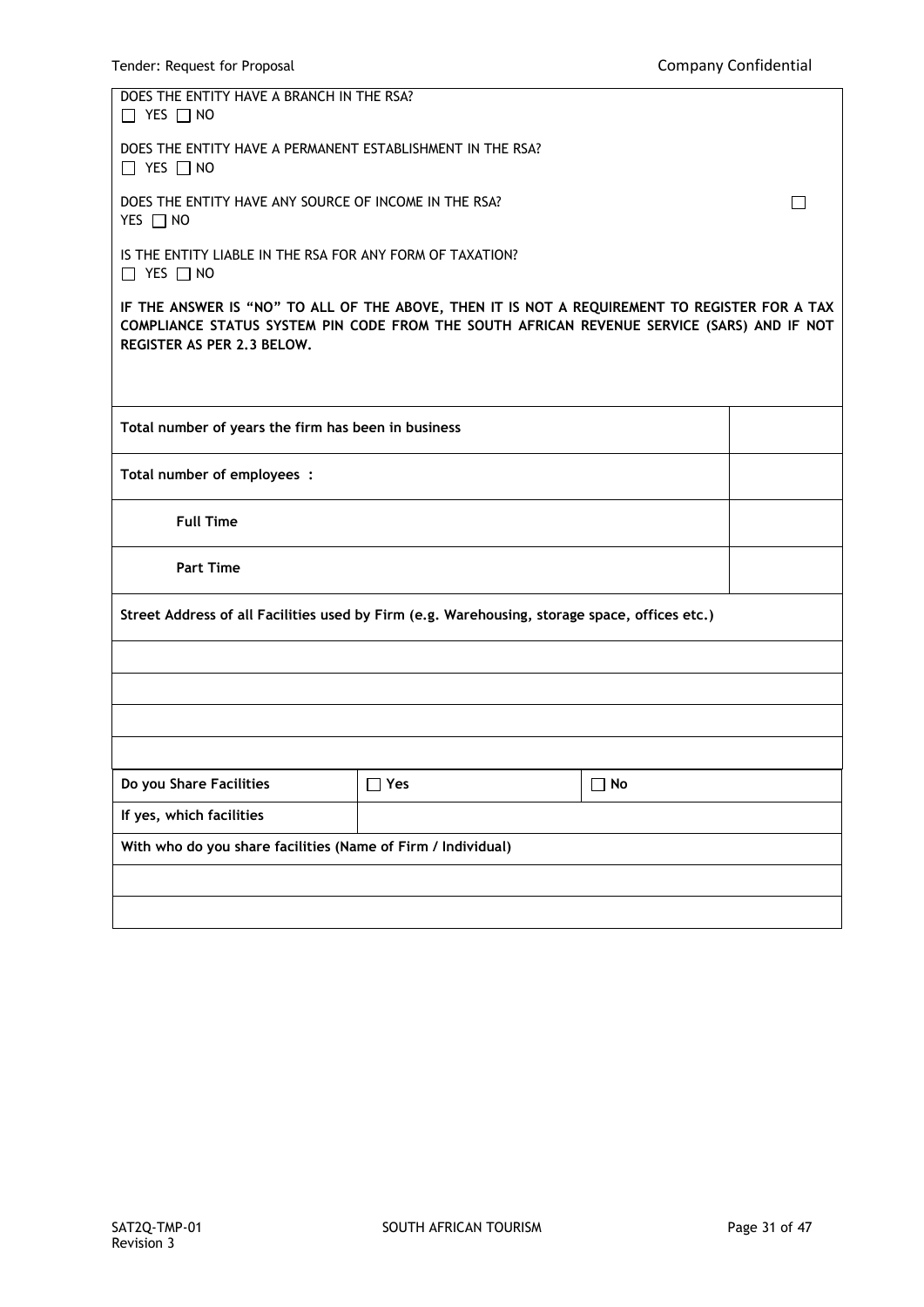DOES THE ENTITY HAVE A BRANCH IN THE RSA?
☐ YES ☐ NO

DOES THE ENTITY HAVE A PERMANENT ESTABLISHMENT IN THE RSA?
☐ YES ☐ NO

DOES THE ENTITY HAVE ANY SOURCE OF INCOME IN THE RSA? ☐
YES ☐ NO

IS THE ENTITY LIABLE IN THE RSA FOR ANY FORM OF TAXATION?
☐ YES ☐ NO

**IF THE ANSWER IS "NO" TO ALL OF THE ABOVE, THEN IT IS NOT A REQUIREMENT TO REGISTER FOR A TAX COMPLIANCE STATUS SYSTEM PIN CODE FROM THE SOUTH AFRICAN REVENUE SERVICE (SARS) AND IF NOT REGISTER AS PER 2.3 BELOW.**

| | |
|---|---|
| **Total number of years the firm has been in business** | |
| **Total number of employees :** | |
| **Full Time** | |
| **Part Time** | |

| **Street Address of all Facilities used by Firm (e.g. Warehousing, storage space, offices etc.)** |
|---|
| |
| |
| |
| |

| | | |
|---|---|---|
| **Do you Share Facilities** | ☐ **Yes** | ☐ **No** |
| **If yes, which facilities** | | |
| **With who do you share facilities (Name of Firm / Individual)** | | |
| | | |
| | | |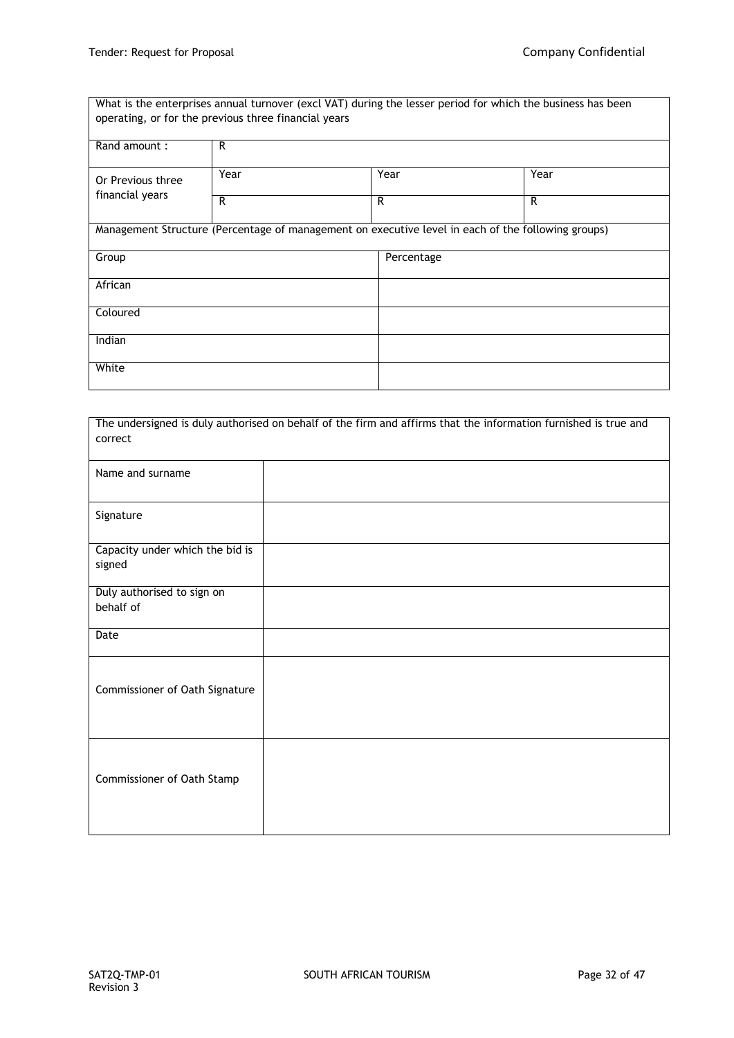| What is the enterprises annual turnover (excl VAT) during the lesser period for which the business has been operating, or for the previous three financial years | | | |
|---|---|---|---|
| Rand amount : | R | | |
| Or Previous three financial years | Year | Year | Year |
| | R | R | R |

| Management Structure (Percentage of management on executive level in each of the following groups) | |
|---|---|
| Group | Percentage |
| African | |
| Coloured | |
| Indian | |
| White | |

| The undersigned is duly authorised on behalf of the firm and affirms that the information furnished is true and correct | |
|---|---|
| Name and surname | |
| Signature | |
| Capacity under which the bid is signed | |
| Duly authorised to sign on behalf of | |
| Date | |
| Commissioner of Oath Signature | |
| Commissioner of Oath Stamp | |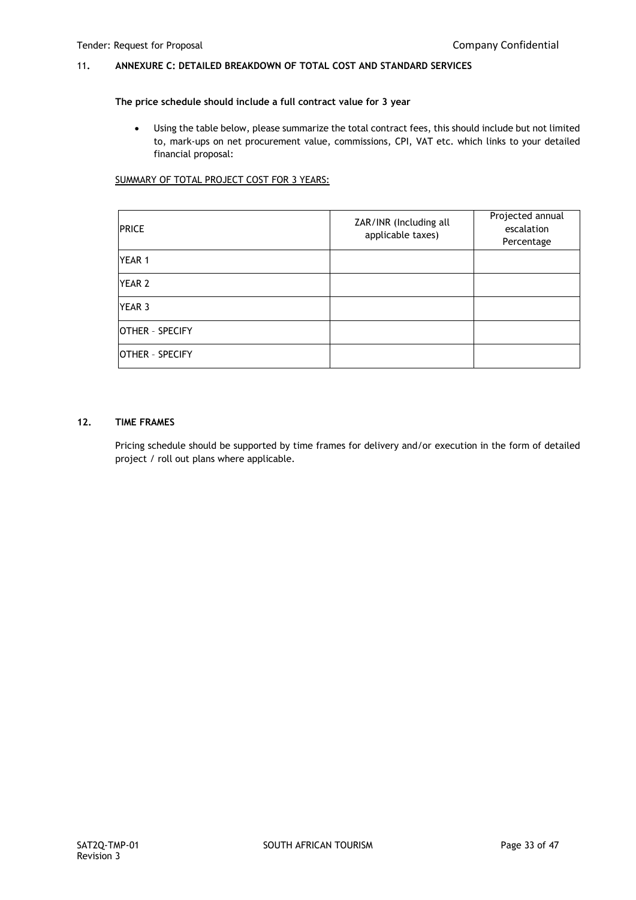## 11. ANNEXURE C: DETAILED BREAKDOWN OF TOTAL COST AND STANDARD SERVICES

**The price schedule should include a full contract value for 3 year**

- Using the table below, please summarize the total contract fees, this should include but not limited to, mark-ups on net procurement value, commissions, CPI, VAT etc. which links to your detailed financial proposal:

SUMMARY OF TOTAL PROJECT COST FOR 3 YEARS:

| PRICE | ZAR/INR (Including all applicable taxes) | Projected annual escalation Percentage |
|---|---|---|
| YEAR 1 | | |
| YEAR 2 | | |
| YEAR 3 | | |
| OTHER – SPECIFY | | |
| OTHER – SPECIFY | | |

## 12. TIME FRAMES

Pricing schedule should be supported by time frames for delivery and/or execution in the form of detailed project / roll out plans where applicable.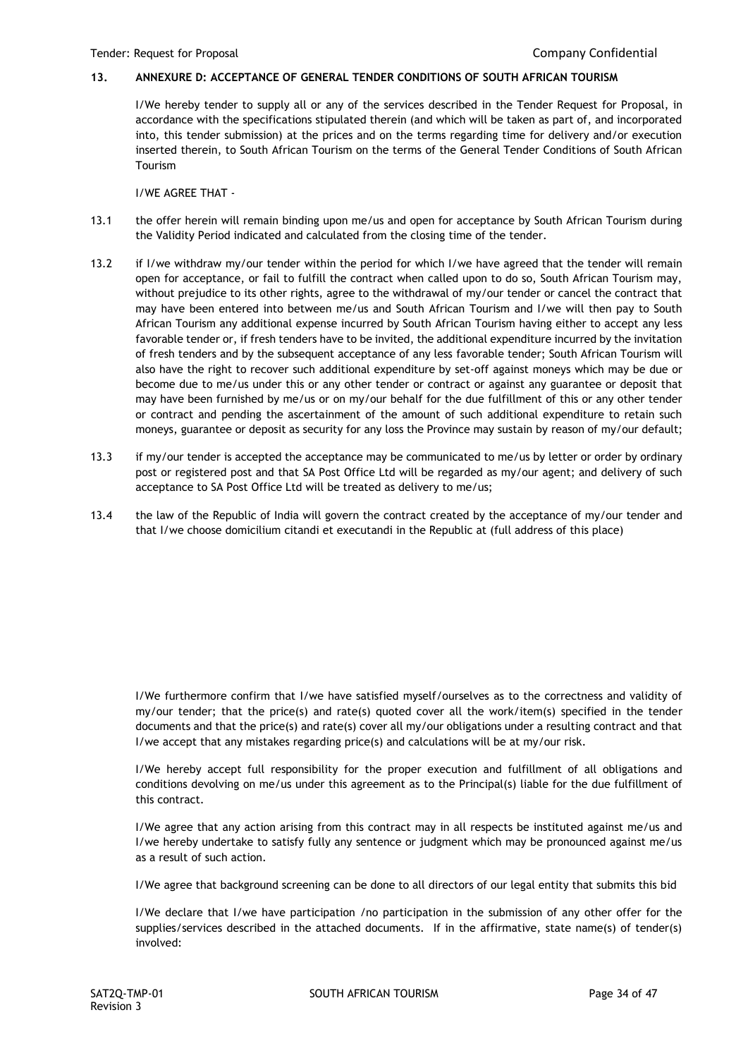## 13. ANNEXURE D: ACCEPTANCE OF GENERAL TENDER CONDITIONS OF SOUTH AFRICAN TOURISM

I/We hereby tender to supply all or any of the services described in the Tender Request for Proposal, in accordance with the specifications stipulated therein (and which will be taken as part of, and incorporated into, this tender submission) at the prices and on the terms regarding time for delivery and/or execution inserted therein, to South African Tourism on the terms of the General Tender Conditions of South African Tourism

I/WE AGREE THAT -

13.1 the offer herein will remain binding upon me/us and open for acceptance by South African Tourism during the Validity Period indicated and calculated from the closing time of the tender.

13.2 if I/we withdraw my/our tender within the period for which I/we have agreed that the tender will remain open for acceptance, or fail to fulfill the contract when called upon to do so, South African Tourism may, without prejudice to its other rights, agree to the withdrawal of my/our tender or cancel the contract that may have been entered into between me/us and South African Tourism and I/we will then pay to South African Tourism any additional expense incurred by South African Tourism having either to accept any less favorable tender or, if fresh tenders have to be invited, the additional expenditure incurred by the invitation of fresh tenders and by the subsequent acceptance of any less favorable tender; South African Tourism will also have the right to recover such additional expenditure by set-off against moneys which may be due or become due to me/us under this or any other tender or contract or against any guarantee or deposit that may have been furnished by me/us or on my/our behalf for the due fulfillment of this or any other tender or contract and pending the ascertainment of the amount of such additional expenditure to retain such moneys, guarantee or deposit as security for any loss the Province may sustain by reason of my/our default;

13.3 if my/our tender is accepted the acceptance may be communicated to me/us by letter or order by ordinary post or registered post and that SA Post Office Ltd will be regarded as my/our agent; and delivery of such acceptance to SA Post Office Ltd will be treated as delivery to me/us;

13.4 the law of the Republic of India will govern the contract created by the acceptance of my/our tender and that I/we choose domicilium citandi et executandi in the Republic at (full address of this place)

I/We furthermore confirm that I/we have satisfied myself/ourselves as to the correctness and validity of my/our tender; that the price(s) and rate(s) quoted cover all the work/item(s) specified in the tender documents and that the price(s) and rate(s) cover all my/our obligations under a resulting contract and that I/we accept that any mistakes regarding price(s) and calculations will be at my/our risk.

I/We hereby accept full responsibility for the proper execution and fulfillment of all obligations and conditions devolving on me/us under this agreement as to the Principal(s) liable for the due fulfillment of this contract.

I/We agree that any action arising from this contract may in all respects be instituted against me/us and I/we hereby undertake to satisfy fully any sentence or judgment which may be pronounced against me/us as a result of such action.

I/We agree that background screening can be done to all directors of our legal entity that submits this bid

I/We declare that I/we have participation /no participation in the submission of any other offer for the supplies/services described in the attached documents. If in the affirmative, state name(s) of tender(s) involved: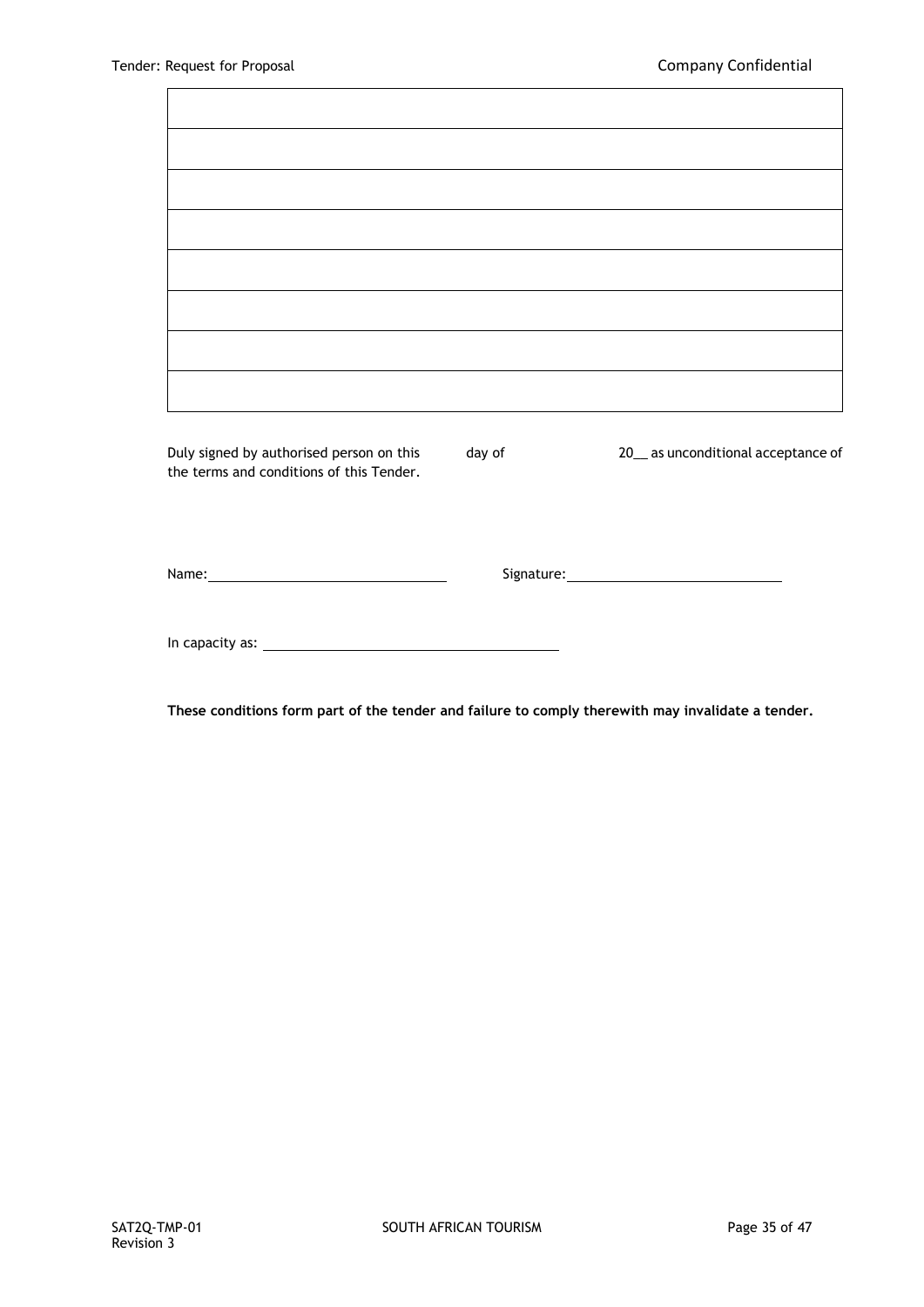| |
|---|
| |
| |
| |
| |
| |
| |
| |

Duly signed by authorised person on this ____ day of ____ 20__ as unconditional acceptance of the terms and conditions of this Tender.

Name: ______________________________ Signature: ______________________________

In capacity as: ______________________________

**These conditions form part of the tender and failure to comply therewith may invalidate a tender.**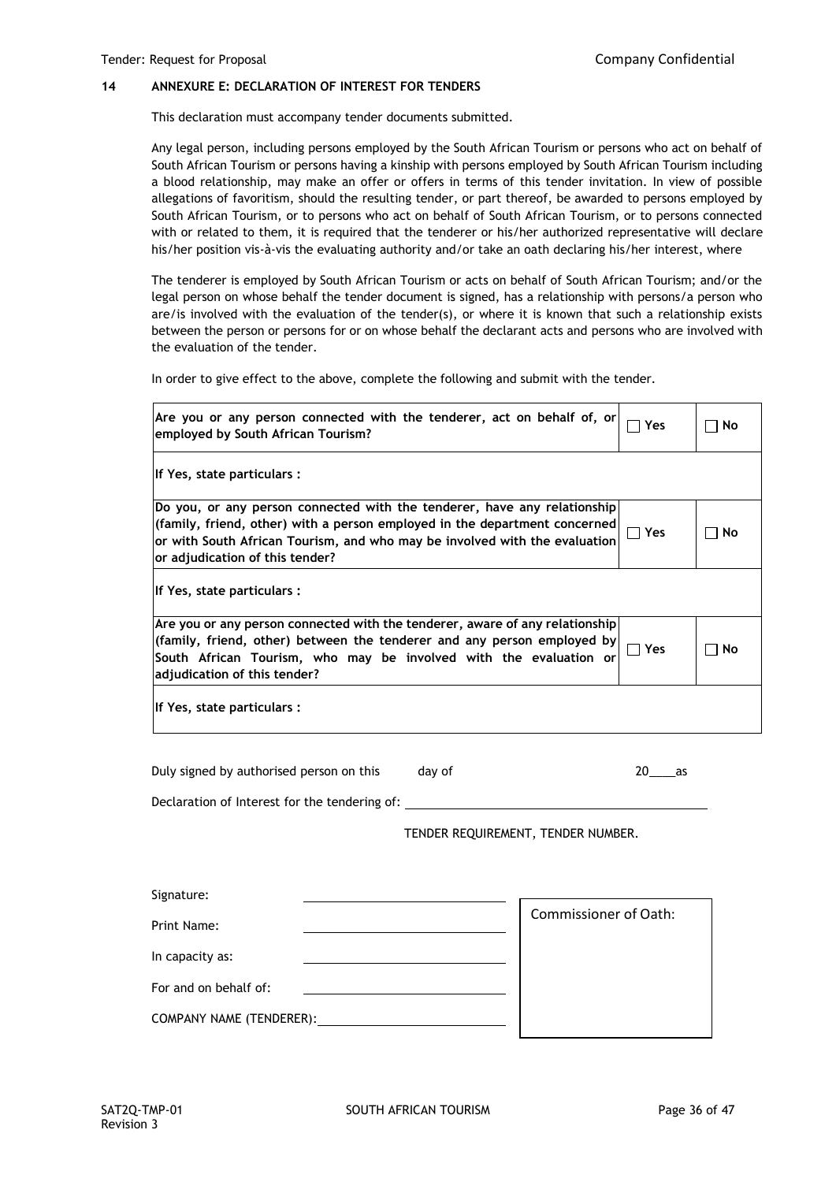## 14 ANNEXURE E: DECLARATION OF INTEREST FOR TENDERS

This declaration must accompany tender documents submitted.

Any legal person, including persons employed by the South African Tourism or persons who act on behalf of South African Tourism or persons having a kinship with persons employed by South African Tourism including a blood relationship, may make an offer or offers in terms of this tender invitation. In view of possible allegations of favoritism, should the resulting tender, or part thereof, be awarded to persons employed by South African Tourism, or to persons who act on behalf of South African Tourism, or to persons connected with or related to them, it is required that the tenderer or his/her authorized representative will declare his/her position vis-à-vis the evaluating authority and/or take an oath declaring his/her interest, where

The tenderer is employed by South African Tourism or acts on behalf of South African Tourism; and/or the legal person on whose behalf the tender document is signed, has a relationship with persons/a person who are/is involved with the evaluation of the tender(s), or where it is known that such a relationship exists between the person or persons for or on whose behalf the declarant acts and persons who are involved with the evaluation of the tender.

In order to give effect to the above, complete the following and submit with the tender.

| | | |
|---|---|---|
| **Are you or any person connected with the tenderer, act on behalf of, or employed by South African Tourism?** | ☐ **Yes** | ☐ **No** |
| **If Yes, state particulars :** | | |
| **Do you, or any person connected with the tenderer, have any relationship (family, friend, other) with a person employed in the department concerned or with South African Tourism, and who may be involved with the evaluation or adjudication of this tender?** | ☐ **Yes** | ☐ **No** |
| **If Yes, state particulars :** | | |
| **Are you or any person connected with the tenderer, aware of any relationship (family, friend, other) between the tenderer and any person employed by South African Tourism, who may be involved with the evaluation or adjudication of this tender?** | ☐ **Yes** | ☐ **No** |
| **If Yes, state particulars :** | | |

Duly signed by authorised person on this ______ day of ____________________ 20____as

Declaration of Interest for the tendering of: ______________________________________

TENDER REQUIREMENT, TENDER NUMBER.

Signature: ______________________________

Print Name: ______________________________

In capacity as: ______________________________

For and on behalf of: ______________________________

COMPANY NAME (TENDERER): ______________________________

Commissioner of Oath: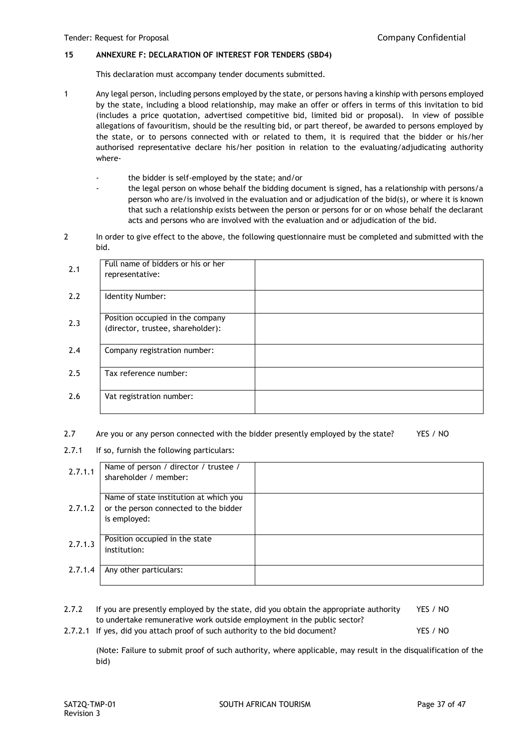## 15 ANNEXURE F: DECLARATION OF INTEREST FOR TENDERS (SBD4)

This declaration must accompany tender documents submitted.

1 Any legal person, including persons employed by the state, or persons having a kinship with persons employed by the state, including a blood relationship, may make an offer or offers in terms of this invitation to bid (includes a price quotation, advertised competitive bid, limited bid or proposal). In view of possible allegations of favouritism, should be the resulting bid, or part thereof, be awarded to persons employed by the state, or to persons connected with or related to them, it is required that the bidder or his/her authorised representative declare his/her position in relation to the evaluating/adjudicating authority where-

- the bidder is self-employed by the state; and/or
- the legal person on whose behalf the bidding document is signed, has a relationship with persons/a person who are/is involved in the evaluation and or adjudication of the bid(s), or where it is known that such a relationship exists between the person or persons for or on whose behalf the declarant acts and persons who are involved with the evaluation and or adjudication of the bid.

2 In order to give effect to the above, the following questionnaire must be completed and submitted with the bid.

| | | |
|---|---|---|
| 2.1 | Full name of bidders or his or her representative: | |
| 2.2 | Identity Number: | |
| 2.3 | Position occupied in the company (director, trustee, shareholder): | |
| 2.4 | Company registration number: | |
| 2.5 | Tax reference number: | |
| 2.6 | Vat registration number: | |

2.7 Are you or any person connected with the bidder presently employed by the state? YES / NO

2.7.1 If so, furnish the following particulars:

| | | |
|---|---|---|
| 2.7.1.1 | Name of person / director / trustee / shareholder / member: | |
| 2.7.1.2 | Name of state institution at which you or the person connected to the bidder is employed: | |
| 2.7.1.3 | Position occupied in the state institution: | |
| 2.7.1.4 | Any other particulars: | |

2.7.2 If you are presently employed by the state, did you obtain the appropriate authority to undertake remunerative work outside employment in the public sector? YES / NO

2.7.2.1 If yes, did you attach proof of such authority to the bid document? YES / NO

(Note: Failure to submit proof of such authority, where applicable, may result in the disqualification of the bid)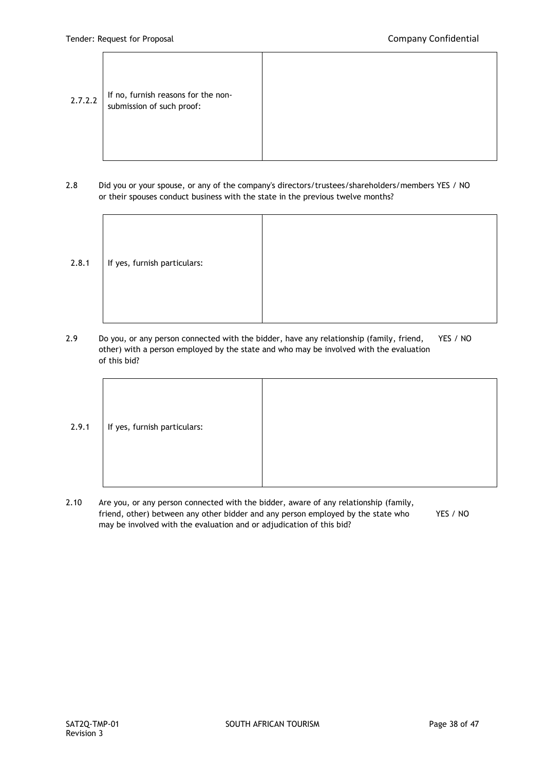| 2.7.2.2 | If no, furnish reasons for the non-submission of such proof: | |
|---|---|---|

2.8 Did you or your spouse, or any of the company's directors/trustees/shareholders/members or their spouses conduct business with the state in the previous twelve months? YES / NO

| 2.8.1 | If yes, furnish particulars: | |
|---|---|---|

2.9 Do you, or any person connected with the bidder, have any relationship (family, friend, other) with a person employed by the state and who may be involved with the evaluation of this bid? YES / NO

| 2.9.1 | If yes, furnish particulars: | |
|---|---|---|

2.10 Are you, or any person connected with the bidder, aware of any relationship (family, friend, other) between any other bidder and any person employed by the state who may be involved with the evaluation and or adjudication of this bid? YES / NO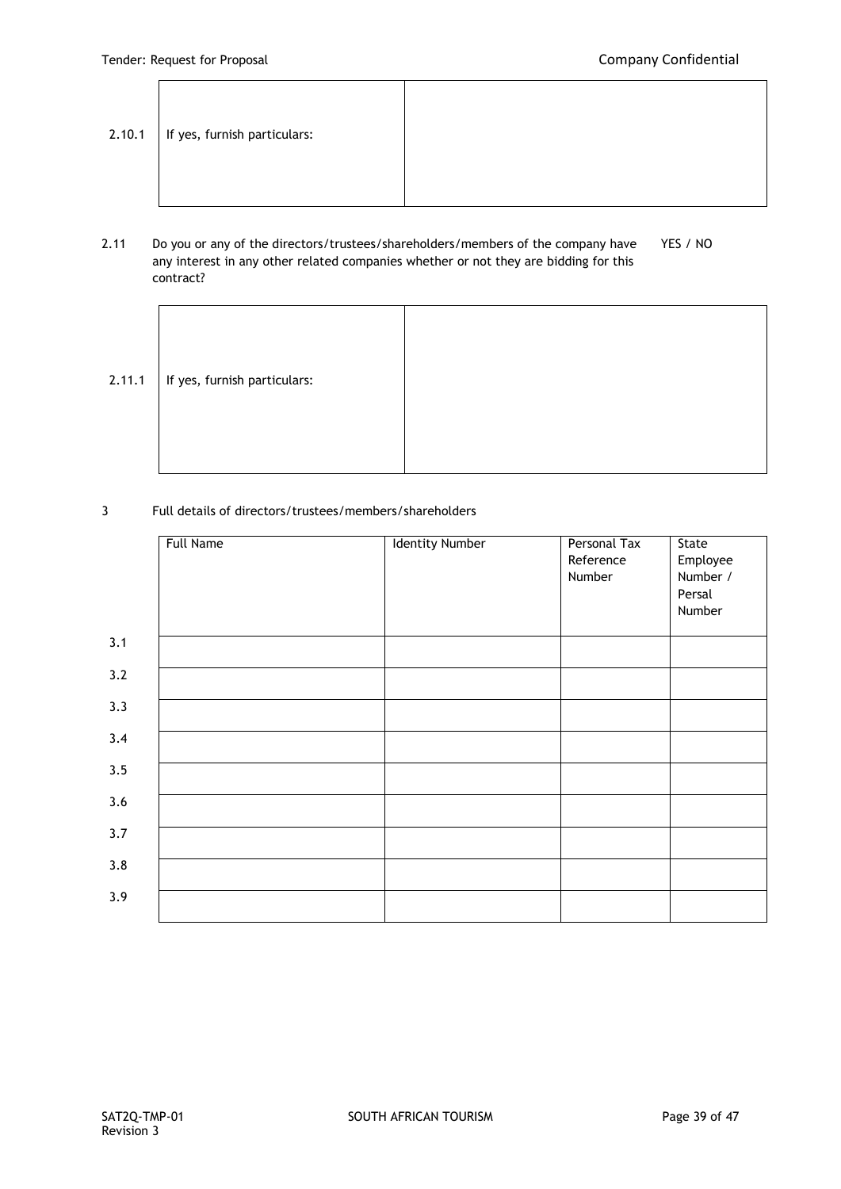| 2.10.1 | If yes, furnish particulars: | |
|---|---|---|

2.11 Do you or any of the directors/trustees/shareholders/members of the company have any interest in any other related companies whether or not they are bidding for this contract? YES / NO

| 2.11.1 | If yes, furnish particulars: | |
|---|---|---|

3 Full details of directors/trustees/members/shareholders

| | Full Name | Identity Number | Personal Tax Reference Number | State Employee Number / Persal Number |
|---|---|---|---|---|
| 3.1 | | | | |
| 3.2 | | | | |
| 3.3 | | | | |
| 3.4 | | | | |
| 3.5 | | | | |
| 3.6 | | | | |
| 3.7 | | | | |
| 3.8 | | | | |
| 3.9 | | | | |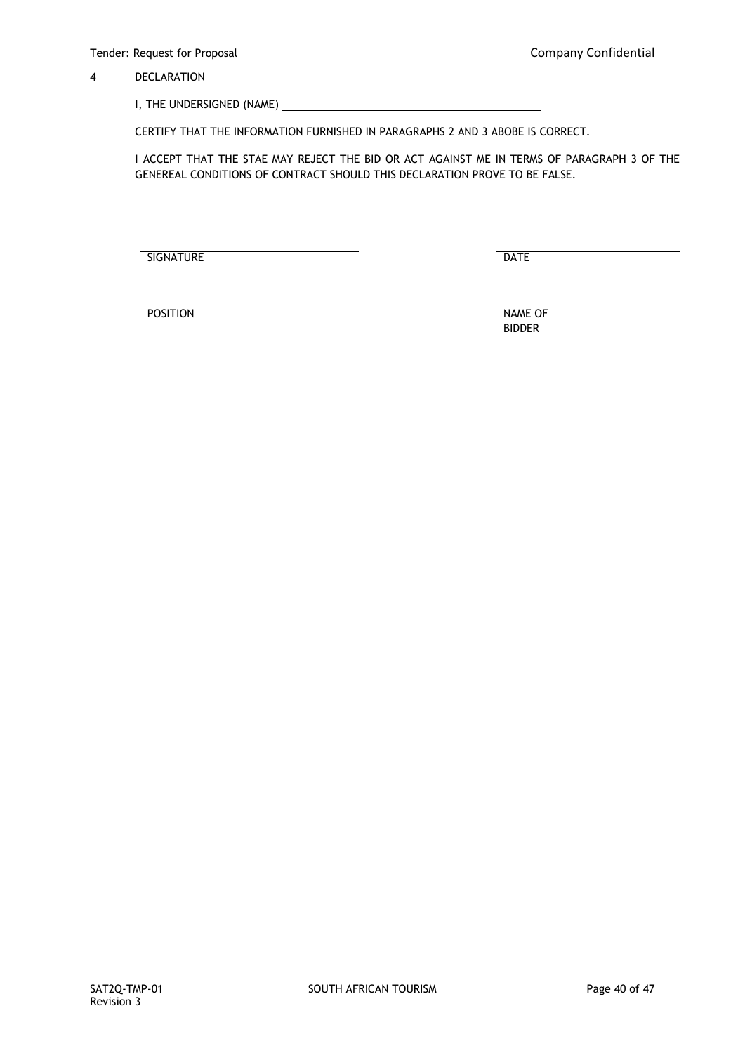4 DECLARATION

I, THE UNDERSIGNED (NAME) ____________________________________________

CERTIFY THAT THE INFORMATION FURNISHED IN PARAGRAPHS 2 AND 3 ABOBE IS CORRECT.

I ACCEPT THAT THE STAE MAY REJECT THE BID OR ACT AGAINST ME IN TERMS OF PARAGRAPH 3 OF THE GENEREAL CONDITIONS OF CONTRACT SHOULD THIS DECLARATION PROVE TO BE FALSE.

____________________________________ ____________________________________
SIGNATURE DATE

____________________________________ ____________________________________
POSITION NAME OF BIDDER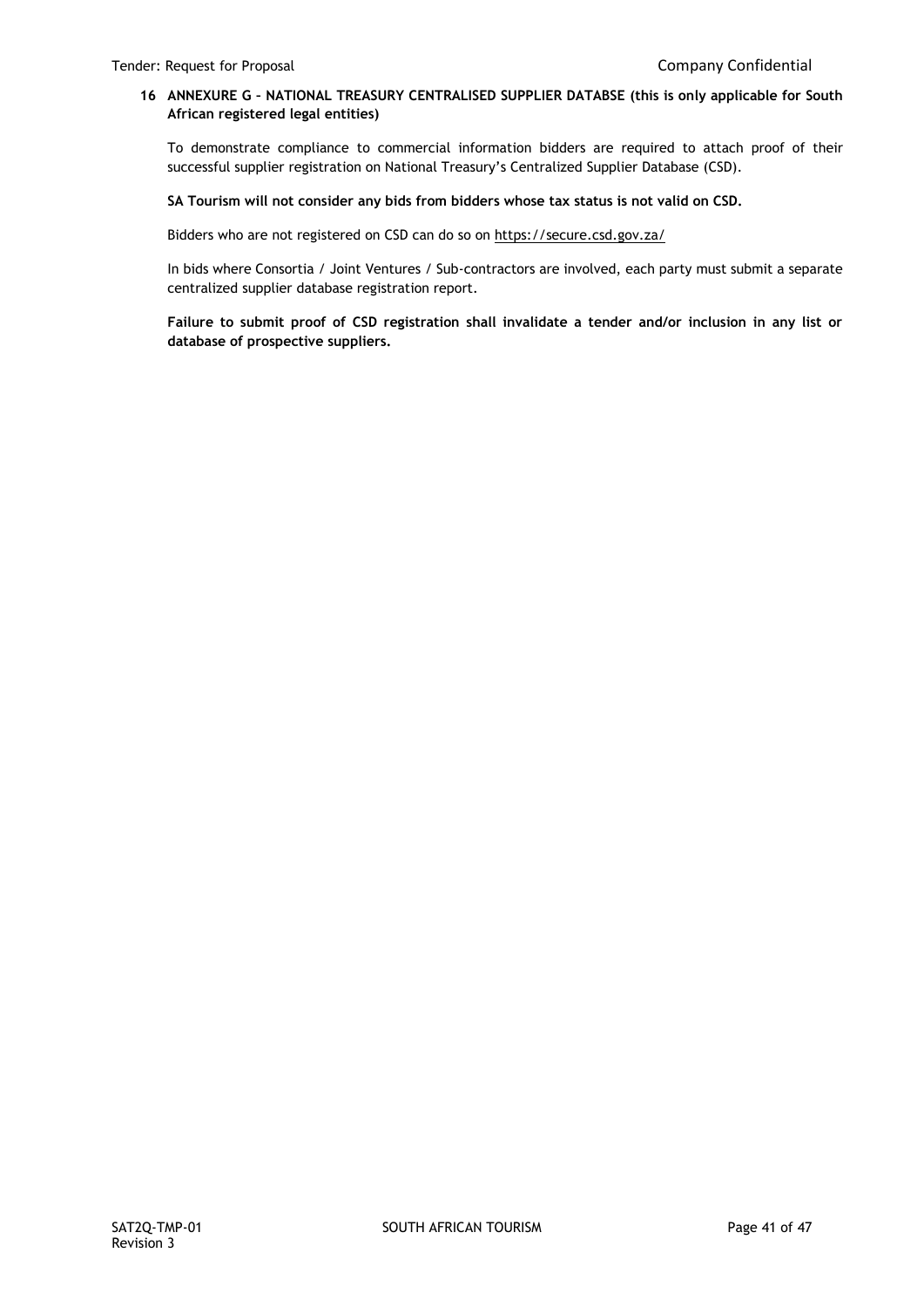## 16 ANNEXURE G – NATIONAL TREASURY CENTRALISED SUPPLIER DATABSE (this is only applicable for South African registered legal entities)

To demonstrate compliance to commercial information bidders are required to attach proof of their successful supplier registration on National Treasury's Centralized Supplier Database (CSD).

**SA Tourism will not consider any bids from bidders whose tax status is not valid on CSD.**

Bidders who are not registered on CSD can do so on https://secure.csd.gov.za/

In bids where Consortia / Joint Ventures / Sub-contractors are involved, each party must submit a separate centralized supplier database registration report.

**Failure to submit proof of CSD registration shall invalidate a tender and/or inclusion in any list or database of prospective suppliers.**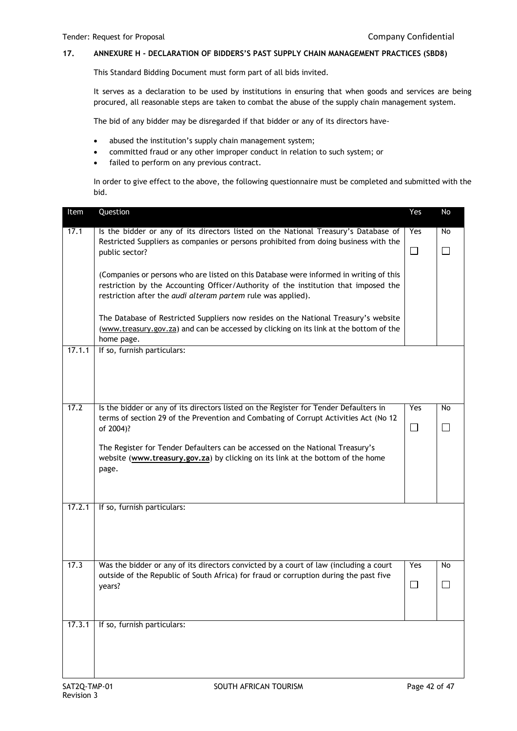## 17. ANNEXURE H - DECLARATION OF BIDDERS'S PAST SUPPLY CHAIN MANAGEMENT PRACTICES (SBD8)

This Standard Bidding Document must form part of all bids invited.

It serves as a declaration to be used by institutions in ensuring that when goods and services are being procured, all reasonable steps are taken to combat the abuse of the supply chain management system.

The bid of any bidder may be disregarded if that bidder or any of its directors have-

- abused the institution's supply chain management system;
- committed fraud or any other improper conduct in relation to such system; or
- failed to perform on any previous contract.

In order to give effect to the above, the following questionnaire must be completed and submitted with the bid.

| Item | Question | Yes | No |
|---|---|---|---|
| 17.1 | Is the bidder or any of its directors listed on the National Treasury's Database of Restricted Suppliers as companies or persons prohibited from doing business with the public sector?<br><br>(Companies or persons who are listed on this Database were informed in writing of this restriction by the Accounting Officer/Authority of the institution that imposed the restriction after the *audi alteram partem* rule was applied).<br><br>The Database of Restricted Suppliers now resides on the National Treasury's website (www.treasury.gov.za) and can be accessed by clicking on its link at the bottom of the home page. | Yes ☐ | No ☐ |
| 17.1.1 | If so, furnish particulars: | | |
| 17.2 | Is the bidder or any of its directors listed on the Register for Tender Defaulters in terms of section 29 of the Prevention and Combating of Corrupt Activities Act (No 12 of 2004)?<br><br>The Register for Tender Defaulters can be accessed on the National Treasury's website (**www.treasury.gov.za**) by clicking on its link at the bottom of the home page. | Yes ☐ | No ☐ |
| 17.2.1 | If so, furnish particulars: | | |
| 17.3 | Was the bidder or any of its directors convicted by a court of law (including a court outside of the Republic of South Africa) for fraud or corruption during the past five years? | Yes ☐ | No ☐ |
| 17.3.1 | If so, furnish particulars: | | |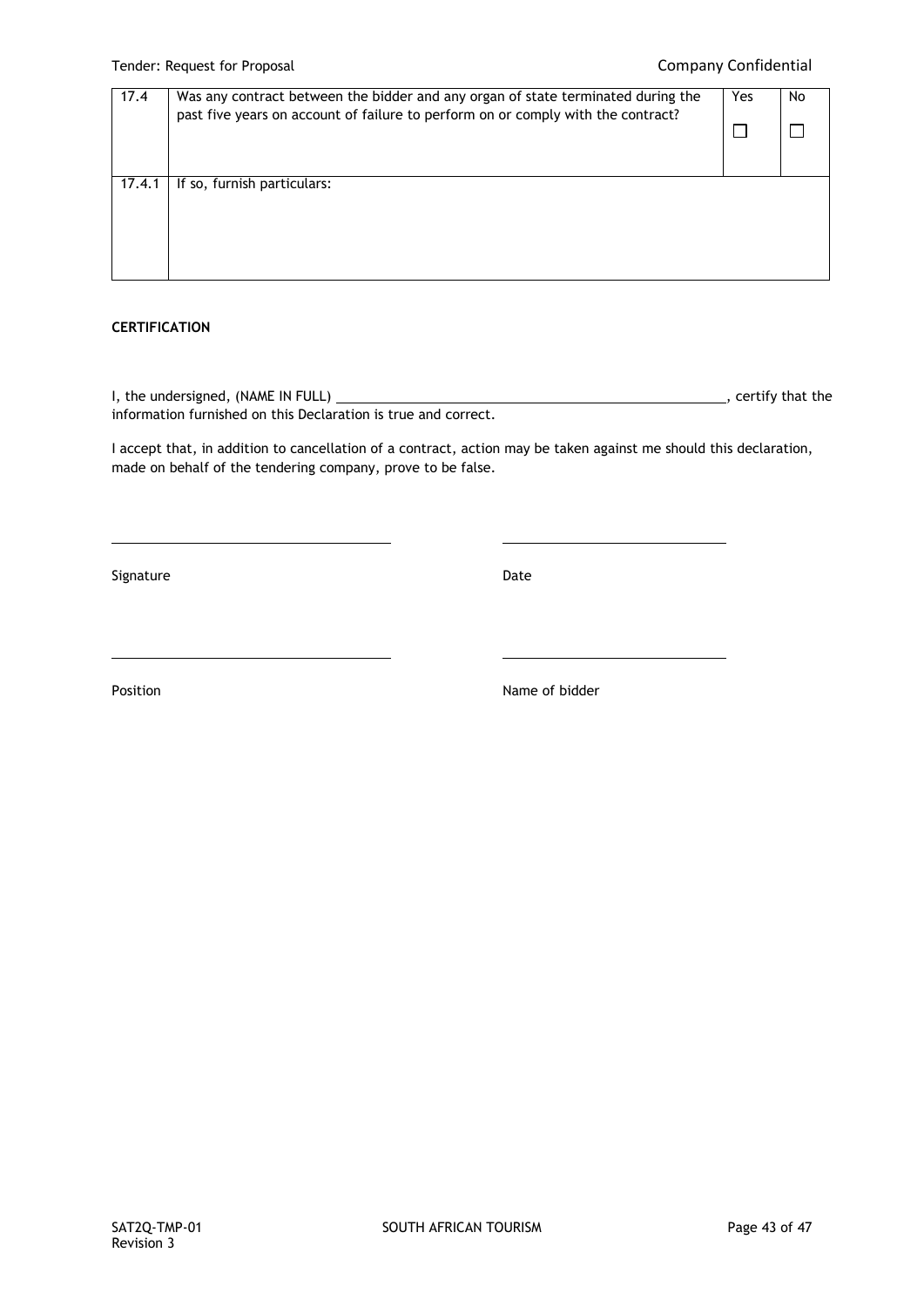| 17.4 | Was any contract between the bidder and any organ of state terminated during the past five years on account of failure to perform on or comply with the contract? | Yes ☐ | No ☐ |
|---|---|---|---|
| 17.4.1 | If so, furnish particulars: | | |

**CERTIFICATION**

I, the undersigned, (NAME IN FULL) ______________________________________________________, certify that the information furnished on this Declaration is true and correct.

I accept that, in addition to cancellation of a contract, action may be taken against me should this declaration, made on behalf of the tendering company, prove to be false.

______________________________ ______________________________

Signature Date

______________________________ ______________________________

Position Name of bidder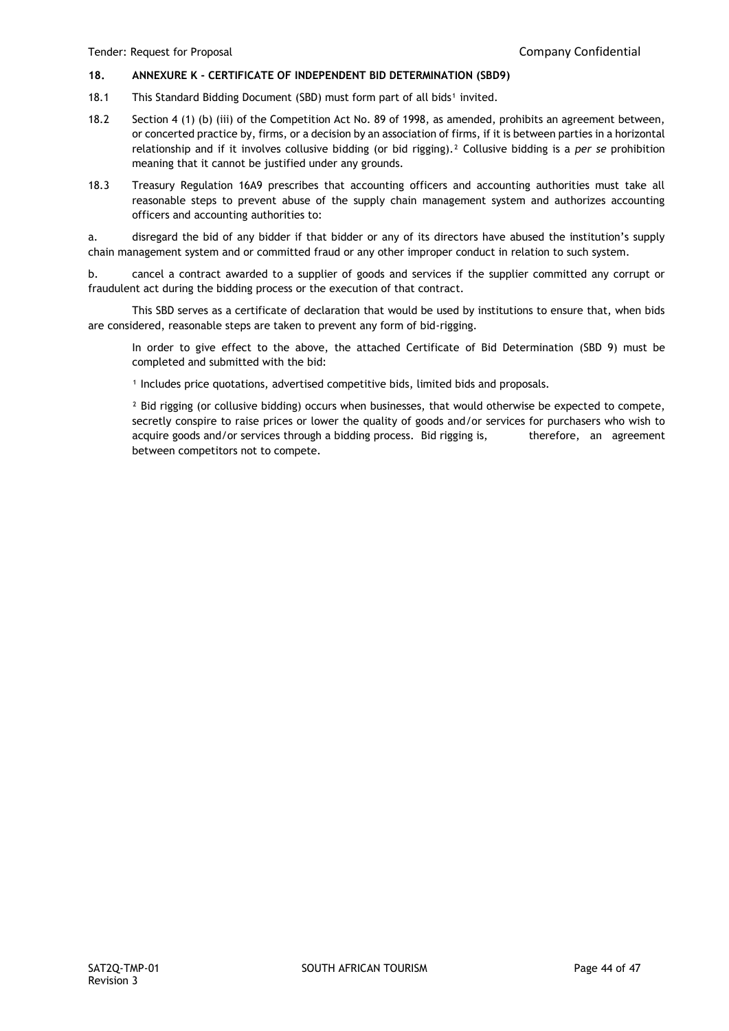## 18. ANNEXURE K - CERTIFICATE OF INDEPENDENT BID DETERMINATION (SBD9)

18.1 This Standard Bidding Document (SBD) must form part of all bids[1] invited.

18.2 Section 4 (1) (b) (iii) of the Competition Act No. 89 of 1998, as amended, prohibits an agreement between, or concerted practice by, firms, or a decision by an association of firms, if it is between parties in a horizontal relationship and if it involves collusive bidding (or bid rigging).[2] Collusive bidding is a *per se* prohibition meaning that it cannot be justified under any grounds.

18.3 Treasury Regulation 16A9 prescribes that accounting officers and accounting authorities must take all reasonable steps to prevent abuse of the supply chain management system and authorizes accounting officers and accounting authorities to:

a. disregard the bid of any bidder if that bidder or any of its directors have abused the institution's supply chain management system and or committed fraud or any other improper conduct in relation to such system.

b. cancel a contract awarded to a supplier of goods and services if the supplier committed any corrupt or fraudulent act during the bidding process or the execution of that contract.

This SBD serves as a certificate of declaration that would be used by institutions to ensure that, when bids are considered, reasonable steps are taken to prevent any form of bid-rigging.

In order to give effect to the above, the attached Certificate of Bid Determination (SBD 9) must be completed and submitted with the bid:

[1] Includes price quotations, advertised competitive bids, limited bids and proposals.

[2] Bid rigging (or collusive bidding) occurs when businesses, that would otherwise be expected to compete, secretly conspire to raise prices or lower the quality of goods and/or services for purchasers who wish to acquire goods and/or services through a bidding process. Bid rigging is, therefore, an agreement between competitors not to compete.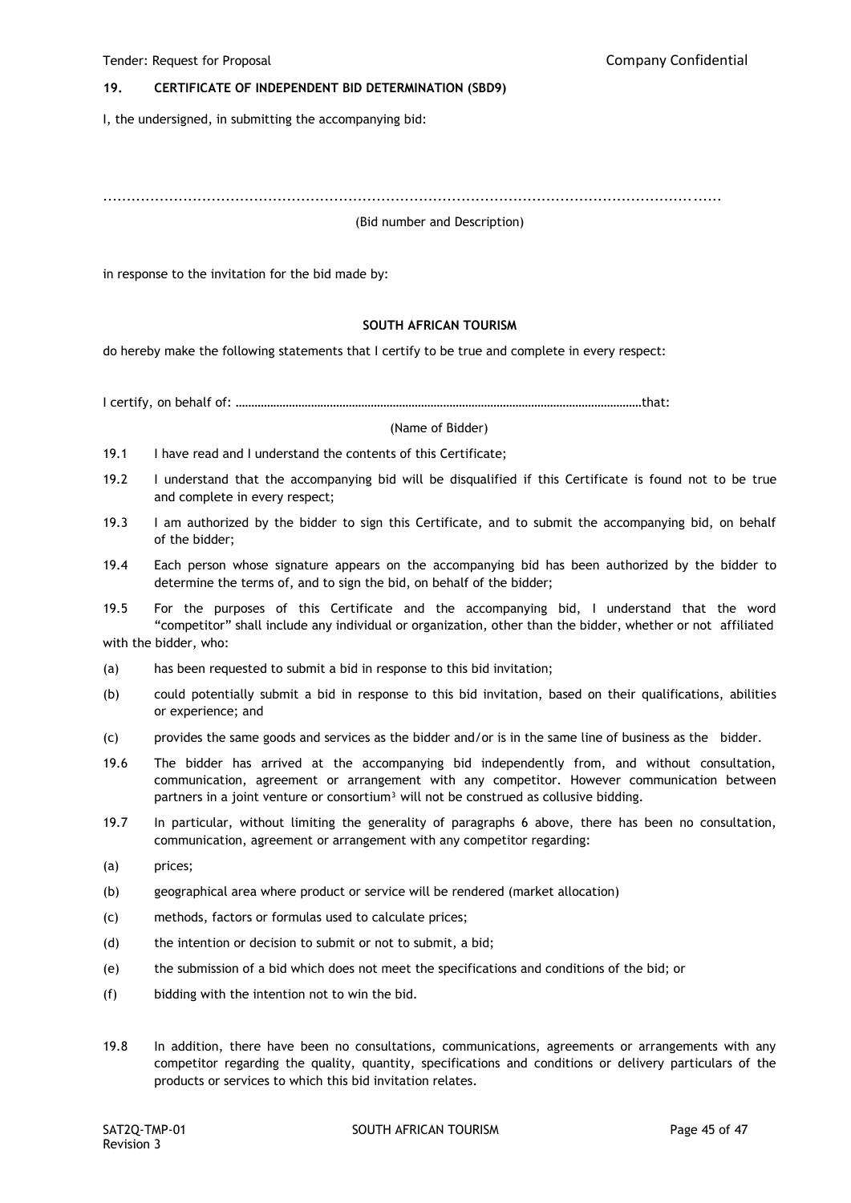## 19. CERTIFICATE OF INDEPENDENT BID DETERMINATION (SBD9)

I, the undersigned, in submitting the accompanying bid:

.............................................................................................................................................

(Bid number and Description)

in response to the invitation for the bid made by:

**SOUTH AFRICAN TOURISM**

do hereby make the following statements that I certify to be true and complete in every respect:

I certify, on behalf of: ……………………………………………………………………………………………………………………that:

(Name of Bidder)

19.1 I have read and I understand the contents of this Certificate;

19.2 I understand that the accompanying bid will be disqualified if this Certificate is found not to be true and complete in every respect;

19.3 I am authorized by the bidder to sign this Certificate, and to submit the accompanying bid, on behalf of the bidder;

19.4 Each person whose signature appears on the accompanying bid has been authorized by the bidder to determine the terms of, and to sign the bid, on behalf of the bidder;

19.5 For the purposes of this Certificate and the accompanying bid, I understand that the word "competitor" shall include any individual or organization, other than the bidder, whether or not affiliated with the bidder, who:

(a) has been requested to submit a bid in response to this bid invitation;

(b) could potentially submit a bid in response to this bid invitation, based on their qualifications, abilities or experience; and

(c) provides the same goods and services as the bidder and/or is in the same line of business as the bidder.

19.6 The bidder has arrived at the accompanying bid independently from, and without consultation, communication, agreement or arrangement with any competitor. However communication between partners in a joint venture or consortium[3] will not be construed as collusive bidding.

19.7 In particular, without limiting the generality of paragraphs 6 above, there has been no consultation, communication, agreement or arrangement with any competitor regarding:

(a) prices;

(b) geographical area where product or service will be rendered (market allocation)

(c) methods, factors or formulas used to calculate prices;

(d) the intention or decision to submit or not to submit, a bid;

(e) the submission of a bid which does not meet the specifications and conditions of the bid; or

(f) bidding with the intention not to win the bid.

19.8 In addition, there have been no consultations, communications, agreements or arrangements with any competitor regarding the quality, quantity, specifications and conditions or delivery particulars of the products or services to which this bid invitation relates.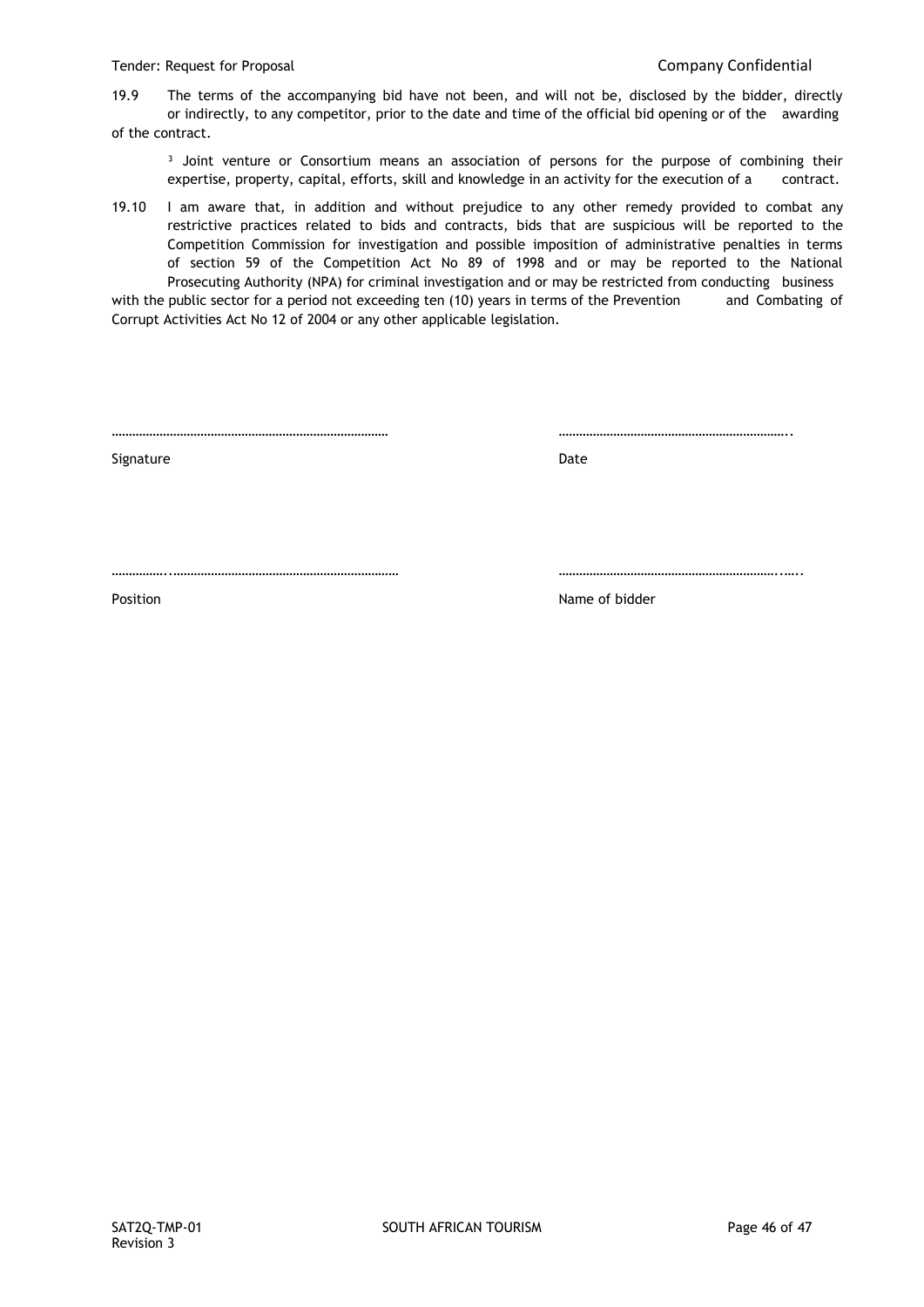19.9 The terms of the accompanying bid have not been, and will not be, disclosed by the bidder, directly or indirectly, to any competitor, prior to the date and time of the official bid opening or of the awarding of the contract.

[3] Joint venture or Consortium means an association of persons for the purpose of combining their expertise, property, capital, efforts, skill and knowledge in an activity for the execution of a contract.

19.10 I am aware that, in addition and without prejudice to any other remedy provided to combat any restrictive practices related to bids and contracts, bids that are suspicious will be reported to the Competition Commission for investigation and possible imposition of administrative penalties in terms of section 59 of the Competition Act No 89 of 1998 and or may be reported to the National Prosecuting Authority (NPA) for criminal investigation and or may be restricted from conducting business with the public sector for a period not exceeding ten (10) years in terms of the Prevention and Combating of Corrupt Activities Act No 12 of 2004 or any other applicable legislation.

……………………………………………………………………… ……………………………………………………………..

Signature Date

……………..…………………………………………………………… ……………………………………………………….…..

Position Name of bidder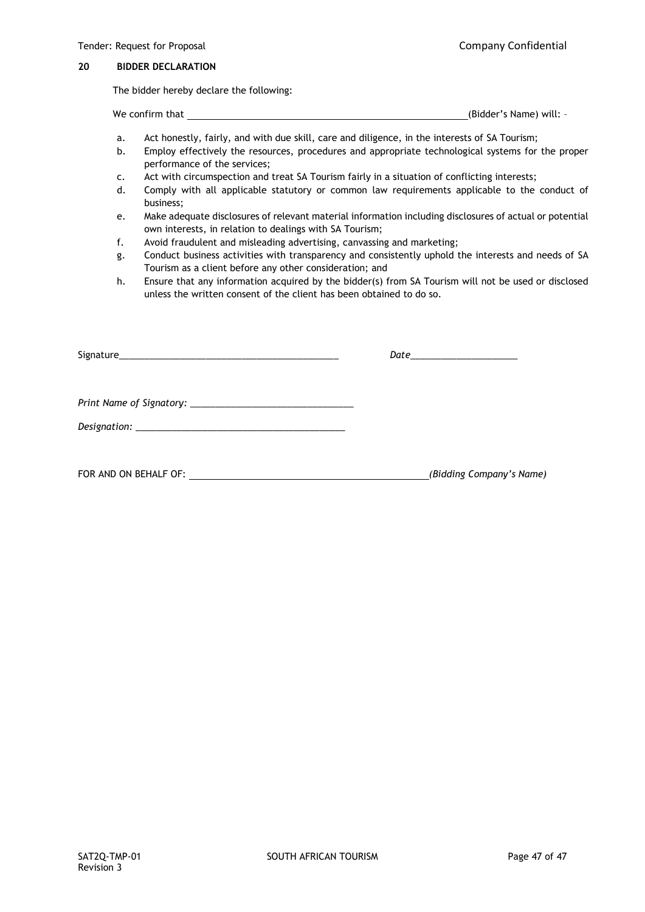## 20 BIDDER DECLARATION

The bidder hereby declare the following:

We confirm that ______________________________________________(Bidder's Name) will: –

a. Act honestly, fairly, and with due skill, care and diligence, in the interests of SA Tourism;
b. Employ effectively the resources, procedures and appropriate technological systems for the proper performance of the services;
c. Act with circumspection and treat SA Tourism fairly in a situation of conflicting interests;
d. Comply with all applicable statutory or common law requirements applicable to the conduct of business;
e. Make adequate disclosures of relevant material information including disclosures of actual or potential own interests, in relation to dealings with SA Tourism;
f. Avoid fraudulent and misleading advertising, canvassing and marketing;
g. Conduct business activities with transparency and consistently uphold the interests and needs of SA Tourism as a client before any other consideration; and
h. Ensure that any information acquired by the bidder(s) from SA Tourism will not be used or disclosed unless the written consent of the client has been obtained to do so.

Signature___________________________________________ *Date*_____________________

*Print Name of Signatory:* _______________________________

*Designation:* _______________________________________

FOR AND ON BEHALF OF: _______________________________________________*(Bidding Company's Name)*